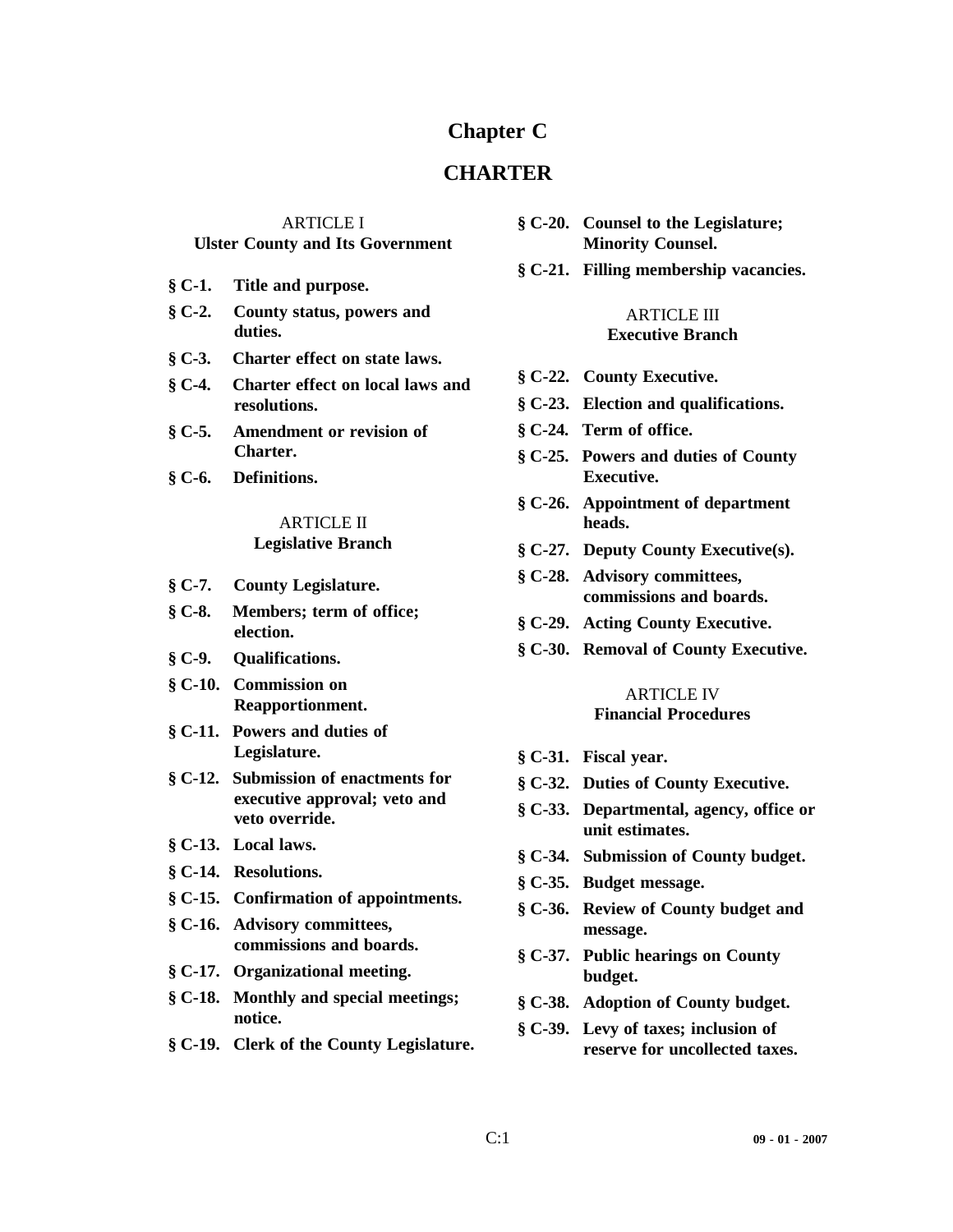# Chapter C

# CHARTER

## ARTICLE I
## Ulster County and Its Government

**§ C-1. Title and purpose.**

**§ C-2. County status, powers and duties.**

**§ C-3. Charter effect on state laws.**

**§ C-4. Charter effect on local laws and resolutions.**

**§ C-5. Amendment or revision of Charter.**

**§ C-6. Definitions.**

## ARTICLE II
## Legislative Branch

**§ C-7. County Legislature.**

**§ C-8. Members; term of office; election.**

**§ C-9. Qualifications.**

**§ C-10. Commission on Reapportionment.**

**§ C-11. Powers and duties of Legislature.**

**§ C-12. Submission of enactments for executive approval; veto and veto override.**

**§ C-13. Local laws.**

**§ C-14. Resolutions.**

**§ C-15. Confirmation of appointments.**

**§ C-16. Advisory committees, commissions and boards.**

**§ C-17. Organizational meeting.**

**§ C-18. Monthly and special meetings; notice.**

**§ C-19. Clerk of the County Legislature.**

**§ C-20. Counsel to the Legislature; Minority Counsel.**

**§ C-21. Filling membership vacancies.**

## ARTICLE III
## Executive Branch

**§ C-22. County Executive.**

**§ C-23. Election and qualifications.**

**§ C-24. Term of office.**

**§ C-25. Powers and duties of County Executive.**

**§ C-26. Appointment of department heads.**

**§ C-27. Deputy County Executive(s).**

**§ C-28. Advisory committees, commissions and boards.**

**§ C-29. Acting County Executive.**

**§ C-30. Removal of County Executive.**

## ARTICLE IV
## Financial Procedures

**§ C-31. Fiscal year.**

**§ C-32. Duties of County Executive.**

**§ C-33. Departmental, agency, office or unit estimates.**

**§ C-34. Submission of County budget.**

**§ C-35. Budget message.**

**§ C-36. Review of County budget and message.**

**§ C-37. Public hearings on County budget.**

**§ C-38. Adoption of County budget.**

**§ C-39. Levy of taxes; inclusion of reserve for uncollected taxes.**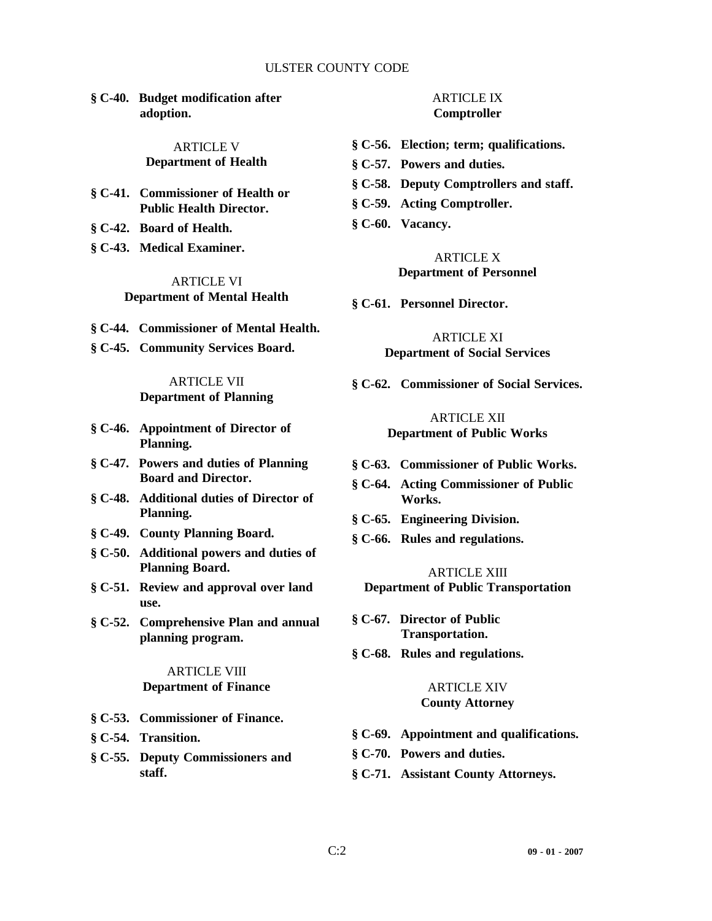**§ C-40. Budget modification after adoption.**

ARTICLE V
**Department of Health**

**§ C-41. Commissioner of Health or Public Health Director.**

**§ C-42. Board of Health.**

**§ C-43. Medical Examiner.**

ARTICLE VI
**Department of Mental Health**

**§ C-44. Commissioner of Mental Health.**

**§ C-45. Community Services Board.**

ARTICLE VII
**Department of Planning**

**§ C-46. Appointment of Director of Planning.**

**§ C-47. Powers and duties of Planning Board and Director.**

**§ C-48. Additional duties of Director of Planning.**

**§ C-49. County Planning Board.**

**§ C-50. Additional powers and duties of Planning Board.**

**§ C-51. Review and approval over land use.**

**§ C-52. Comprehensive Plan and annual planning program.**

ARTICLE VIII
**Department of Finance**

**§ C-53. Commissioner of Finance.**

**§ C-54. Transition.**

**§ C-55. Deputy Commissioners and staff.**

ARTICLE IX
**Comptroller**

**§ C-56. Election; term; qualifications.**

**§ C-57. Powers and duties.**

**§ C-58. Deputy Comptrollers and staff.**

**§ C-59. Acting Comptroller.**

**§ C-60. Vacancy.**

ARTICLE X
**Department of Personnel**

**§ C-61. Personnel Director.**

ARTICLE XI
**Department of Social Services**

**§ C-62. Commissioner of Social Services.**

ARTICLE XII
**Department of Public Works**

**§ C-63. Commissioner of Public Works.**

**§ C-64. Acting Commissioner of Public Works.**

**§ C-65. Engineering Division.**

**§ C-66. Rules and regulations.**

ARTICLE XIII
**Department of Public Transportation**

**§ C-67. Director of Public Transportation.**

**§ C-68. Rules and regulations.**

ARTICLE XIV
**County Attorney**

**§ C-69. Appointment and qualifications.**

**§ C-70. Powers and duties.**

**§ C-71. Assistant County Attorneys.**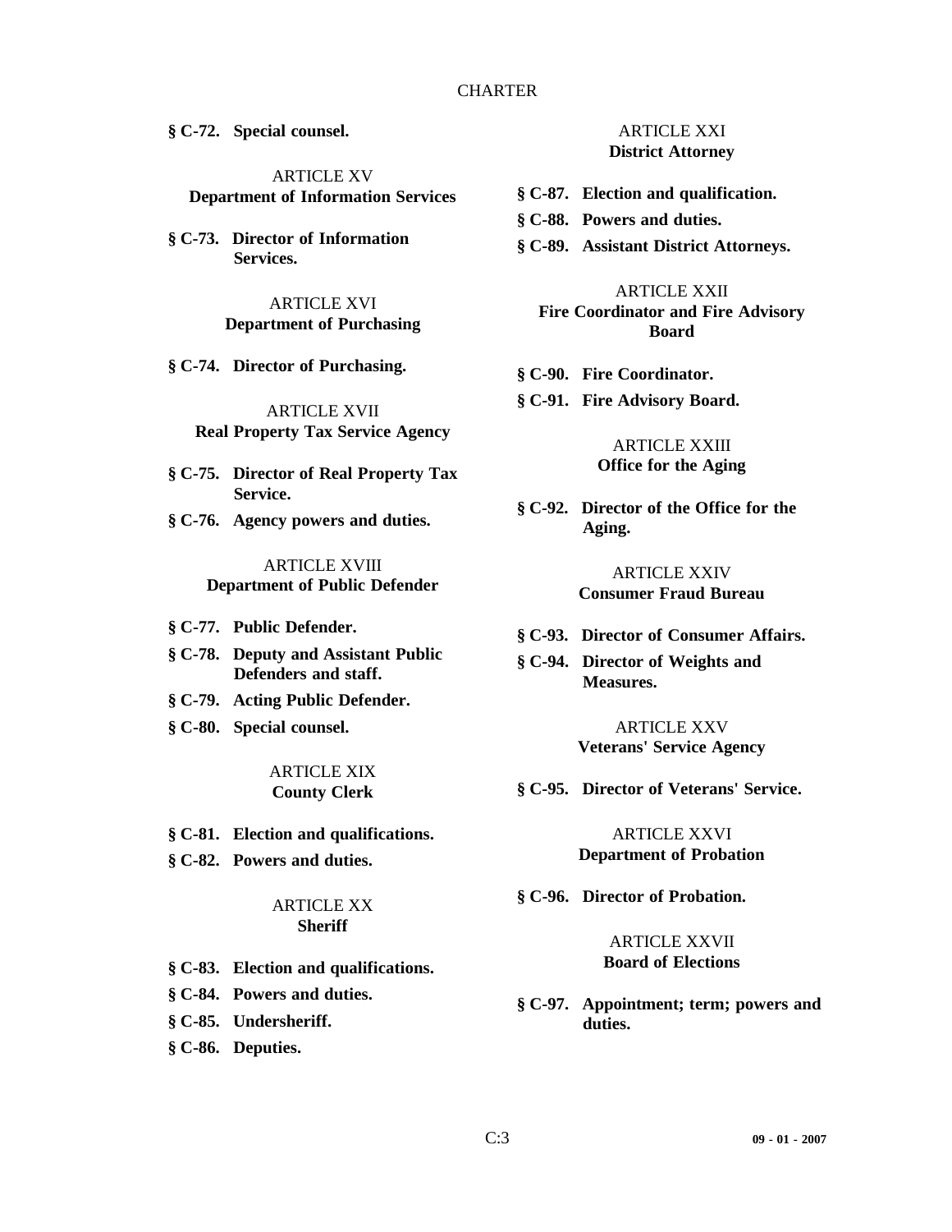**§ C-72. Special counsel.**

ARTICLE XV
**Department of Information Services**

**§ C-73. Director of Information Services.**

ARTICLE XVI
**Department of Purchasing**

**§ C-74. Director of Purchasing.**

ARTICLE XVII
**Real Property Tax Service Agency**

**§ C-75. Director of Real Property Tax Service.**

**§ C-76. Agency powers and duties.**

ARTICLE XVIII
**Department of Public Defender**

**§ C-77. Public Defender.**

**§ C-78. Deputy and Assistant Public Defenders and staff.**

**§ C-79. Acting Public Defender.**

**§ C-80. Special counsel.**

ARTICLE XIX
**County Clerk**

**§ C-81. Election and qualifications.**

**§ C-82. Powers and duties.**

ARTICLE XX
**Sheriff**

**§ C-83. Election and qualifications.**

**§ C-84. Powers and duties.**

**§ C-85. Undersheriff.**

**§ C-86. Deputies.**

ARTICLE XXI
**District Attorney**

**§ C-87. Election and qualification.**

**§ C-88. Powers and duties.**

**§ C-89. Assistant District Attorneys.**

ARTICLE XXII
**Fire Coordinator and Fire Advisory Board**

**§ C-90. Fire Coordinator.**

**§ C-91. Fire Advisory Board.**

ARTICLE XXIII
**Office for the Aging**

**§ C-92. Director of the Office for the Aging.**

ARTICLE XXIV
**Consumer Fraud Bureau**

**§ C-93. Director of Consumer Affairs.**

**§ C-94. Director of Weights and Measures.**

ARTICLE XXV
**Veterans' Service Agency**

**§ C-95. Director of Veterans' Service.**

ARTICLE XXVI
**Department of Probation**

**§ C-96. Director of Probation.**

ARTICLE XXVII
**Board of Elections**

**§ C-97. Appointment; term; powers and duties.**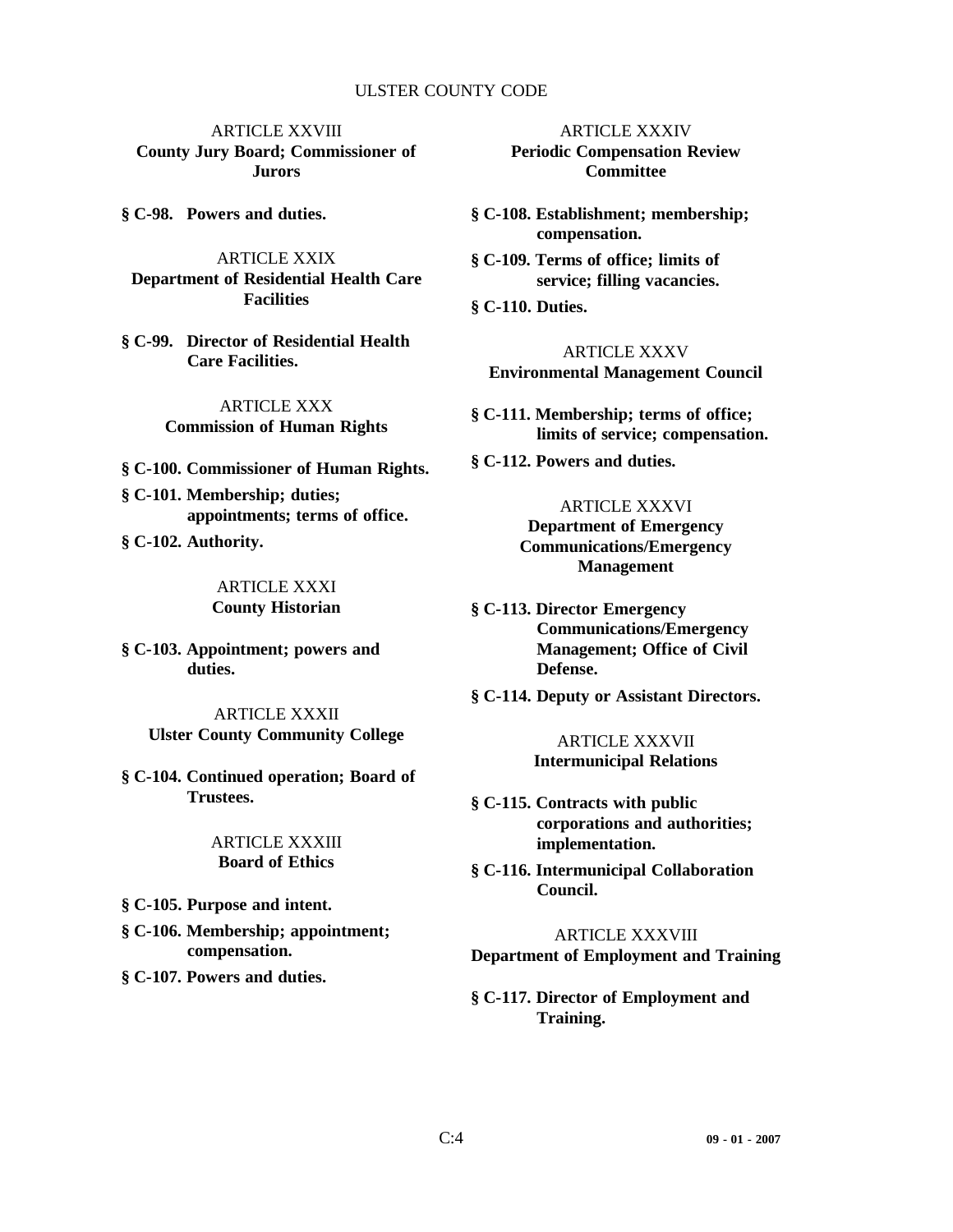ARTICLE XXVIII
**County Jury Board; Commissioner of Jurors**

**§ C-98. Powers and duties.**

ARTICLE XXIX
**Department of Residential Health Care Facilities**

**§ C-99. Director of Residential Health Care Facilities.**

ARTICLE XXX
**Commission of Human Rights**

**§ C-100. Commissioner of Human Rights.**

**§ C-101. Membership; duties; appointments; terms of office.**

**§ C-102. Authority.**

ARTICLE XXXI
**County Historian**

**§ C-103. Appointment; powers and duties.**

ARTICLE XXXII
**Ulster County Community College**

**§ C-104. Continued operation; Board of Trustees.**

ARTICLE XXXIII
**Board of Ethics**

**§ C-105. Purpose and intent.**

**§ C-106. Membership; appointment; compensation.**

**§ C-107. Powers and duties.**

ARTICLE XXXIV
**Periodic Compensation Review Committee**

**§ C-108. Establishment; membership; compensation.**

**§ C-109. Terms of office; limits of service; filling vacancies.**

**§ C-110. Duties.**

ARTICLE XXXV
**Environmental Management Council**

**§ C-111. Membership; terms of office; limits of service; compensation.**

**§ C-112. Powers and duties.**

ARTICLE XXXVI
**Department of Emergency Communications/Emergency Management**

**§ C-113. Director Emergency Communications/Emergency Management; Office of Civil Defense.**

**§ C-114. Deputy or Assistant Directors.**

ARTICLE XXXVII
**Intermunicipal Relations**

**§ C-115. Contracts with public corporations and authorities; implementation.**

**§ C-116. Intermunicipal Collaboration Council.**

ARTICLE XXXVIII
**Department of Employment and Training**

**§ C-117. Director of Employment and Training.**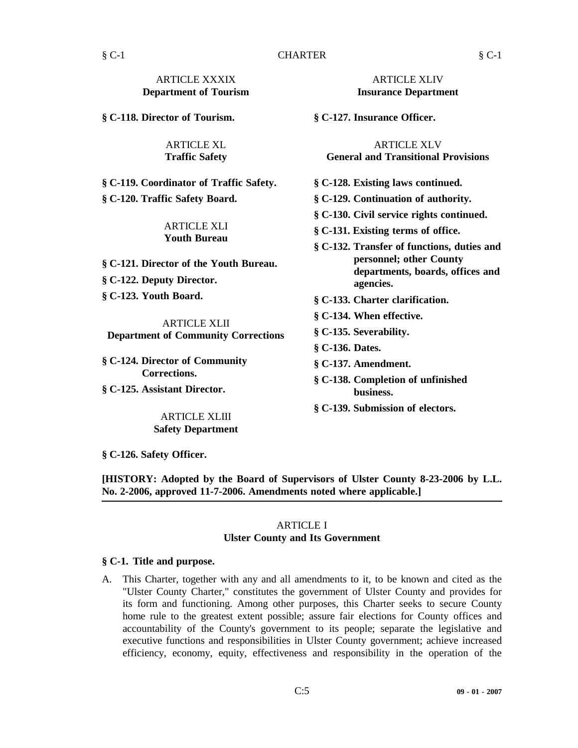ARTICLE XXXIX
**Department of Tourism**

**§ C-118. Director of Tourism.**

ARTICLE XL
**Traffic Safety**

**§ C-119. Coordinator of Traffic Safety.**

**§ C-120. Traffic Safety Board.**

ARTICLE XLI
**Youth Bureau**

**§ C-121. Director of the Youth Bureau.**

**§ C-122. Deputy Director.**

**§ C-123. Youth Board.**

ARTICLE XLII
**Department of Community Corrections**

**§ C-124. Director of Community Corrections.**

**§ C-125. Assistant Director.**

ARTICLE XLIII
**Safety Department**

**§ C-126. Safety Officer.**

ARTICLE XLIV
**Insurance Department**

**§ C-127. Insurance Officer.**

ARTICLE XLV
**General and Transitional Provisions**

**§ C-128. Existing laws continued.**

**§ C-129. Continuation of authority.**

**§ C-130. Civil service rights continued.**

**§ C-131. Existing terms of office.**

**§ C-132. Transfer of functions, duties and personnel; other County departments, boards, offices and agencies.**

**§ C-133. Charter clarification.**

**§ C-134. When effective.**

**§ C-135. Severability.**

**§ C-136. Dates.**

**§ C-137. Amendment.**

**§ C-138. Completion of unfinished business.**

**§ C-139. Submission of electors.**

**[HISTORY: Adopted by the Board of Supervisors of Ulster County 8-23-2006 by L.L. No. 2-2006, approved 11-7-2006. Amendments noted where applicable.]**

---

## ARTICLE I
## Ulster County and Its Government

### § C-1. Title and purpose.

A. This Charter, together with any and all amendments to it, to be known and cited as the "Ulster County Charter," constitutes the government of Ulster County and provides for its form and functioning. Among other purposes, this Charter seeks to secure County home rule to the greatest extent possible; assure fair elections for County offices and accountability of the County's government to its people; separate the legislative and executive functions and responsibilities in Ulster County government; achieve increased efficiency, economy, equity, effectiveness and responsibility in the operation of the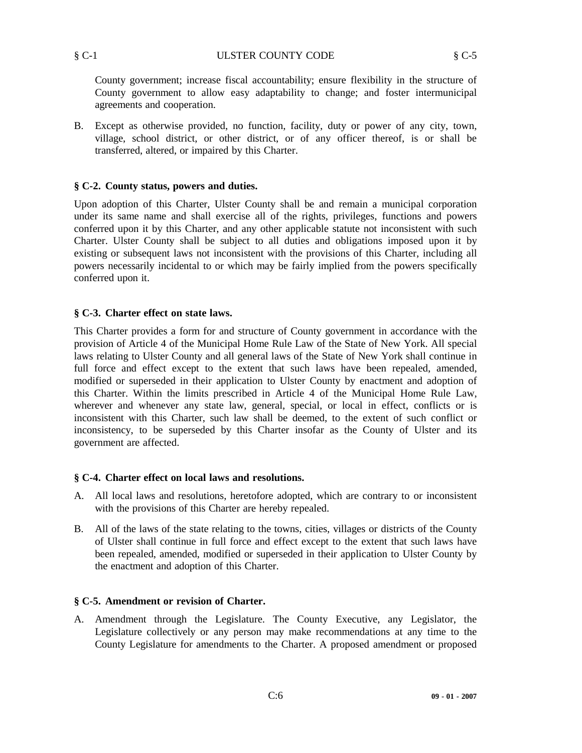County government; increase fiscal accountability; ensure flexibility in the structure of County government to allow easy adaptability to change; and foster intermunicipal agreements and cooperation.

B. Except as otherwise provided, no function, facility, duty or power of any city, town, village, school district, or other district, or of any officer thereof, is or shall be transferred, altered, or impaired by this Charter.

### § C-2. County status, powers and duties.

Upon adoption of this Charter, Ulster County shall be and remain a municipal corporation under its same name and shall exercise all of the rights, privileges, functions and powers conferred upon it by this Charter, and any other applicable statute not inconsistent with such Charter. Ulster County shall be subject to all duties and obligations imposed upon it by existing or subsequent laws not inconsistent with the provisions of this Charter, including all powers necessarily incidental to or which may be fairly implied from the powers specifically conferred upon it.

### § C-3. Charter effect on state laws.

This Charter provides a form for and structure of County government in accordance with the provision of Article 4 of the Municipal Home Rule Law of the State of New York. All special laws relating to Ulster County and all general laws of the State of New York shall continue in full force and effect except to the extent that such laws have been repealed, amended, modified or superseded in their application to Ulster County by enactment and adoption of this Charter. Within the limits prescribed in Article 4 of the Municipal Home Rule Law, wherever and whenever any state law, general, special, or local in effect, conflicts or is inconsistent with this Charter, such law shall be deemed, to the extent of such conflict or inconsistency, to be superseded by this Charter insofar as the County of Ulster and its government are affected.

### § C-4. Charter effect on local laws and resolutions.

A. All local laws and resolutions, heretofore adopted, which are contrary to or inconsistent with the provisions of this Charter are hereby repealed.

B. All of the laws of the state relating to the towns, cities, villages or districts of the County of Ulster shall continue in full force and effect except to the extent that such laws have been repealed, amended, modified or superseded in their application to Ulster County by the enactment and adoption of this Charter.

### § C-5. Amendment or revision of Charter.

A. Amendment through the Legislature. The County Executive, any Legislator, the Legislature collectively or any person may make recommendations at any time to the County Legislature for amendments to the Charter. A proposed amendment or proposed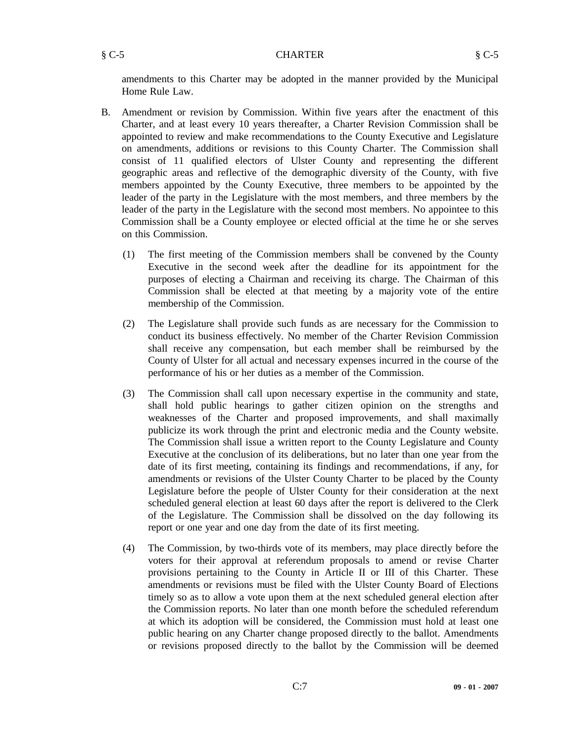amendments to this Charter may be adopted in the manner provided by the Municipal Home Rule Law.

B. Amendment or revision by Commission. Within five years after the enactment of this Charter, and at least every 10 years thereafter, a Charter Revision Commission shall be appointed to review and make recommendations to the County Executive and Legislature on amendments, additions or revisions to this County Charter. The Commission shall consist of 11 qualified electors of Ulster County and representing the different geographic areas and reflective of the demographic diversity of the County, with five members appointed by the County Executive, three members to be appointed by the leader of the party in the Legislature with the most members, and three members by the leader of the party in the Legislature with the second most members. No appointee to this Commission shall be a County employee or elected official at the time he or she serves on this Commission.

   (1) The first meeting of the Commission members shall be convened by the County Executive in the second week after the deadline for its appointment for the purposes of electing a Chairman and receiving its charge. The Chairman of this Commission shall be elected at that meeting by a majority vote of the entire membership of the Commission.

   (2) The Legislature shall provide such funds as are necessary for the Commission to conduct its business effectively. No member of the Charter Revision Commission shall receive any compensation, but each member shall be reimbursed by the County of Ulster for all actual and necessary expenses incurred in the course of the performance of his or her duties as a member of the Commission.

   (3) The Commission shall call upon necessary expertise in the community and state, shall hold public hearings to gather citizen opinion on the strengths and weaknesses of the Charter and proposed improvements, and shall maximally publicize its work through the print and electronic media and the County website. The Commission shall issue a written report to the County Legislature and County Executive at the conclusion of its deliberations, but no later than one year from the date of its first meeting, containing its findings and recommendations, if any, for amendments or revisions of the Ulster County Charter to be placed by the County Legislature before the people of Ulster County for their consideration at the next scheduled general election at least 60 days after the report is delivered to the Clerk of the Legislature. The Commission shall be dissolved on the day following its report or one year and one day from the date of its first meeting.

   (4) The Commission, by two-thirds vote of its members, may place directly before the voters for their approval at referendum proposals to amend or revise Charter provisions pertaining to the County in Article II or III of this Charter. These amendments or revisions must be filed with the Ulster County Board of Elections timely so as to allow a vote upon them at the next scheduled general election after the Commission reports. No later than one month before the scheduled referendum at which its adoption will be considered, the Commission must hold at least one public hearing on any Charter change proposed directly to the ballot. Amendments or revisions proposed directly to the ballot by the Commission will be deemed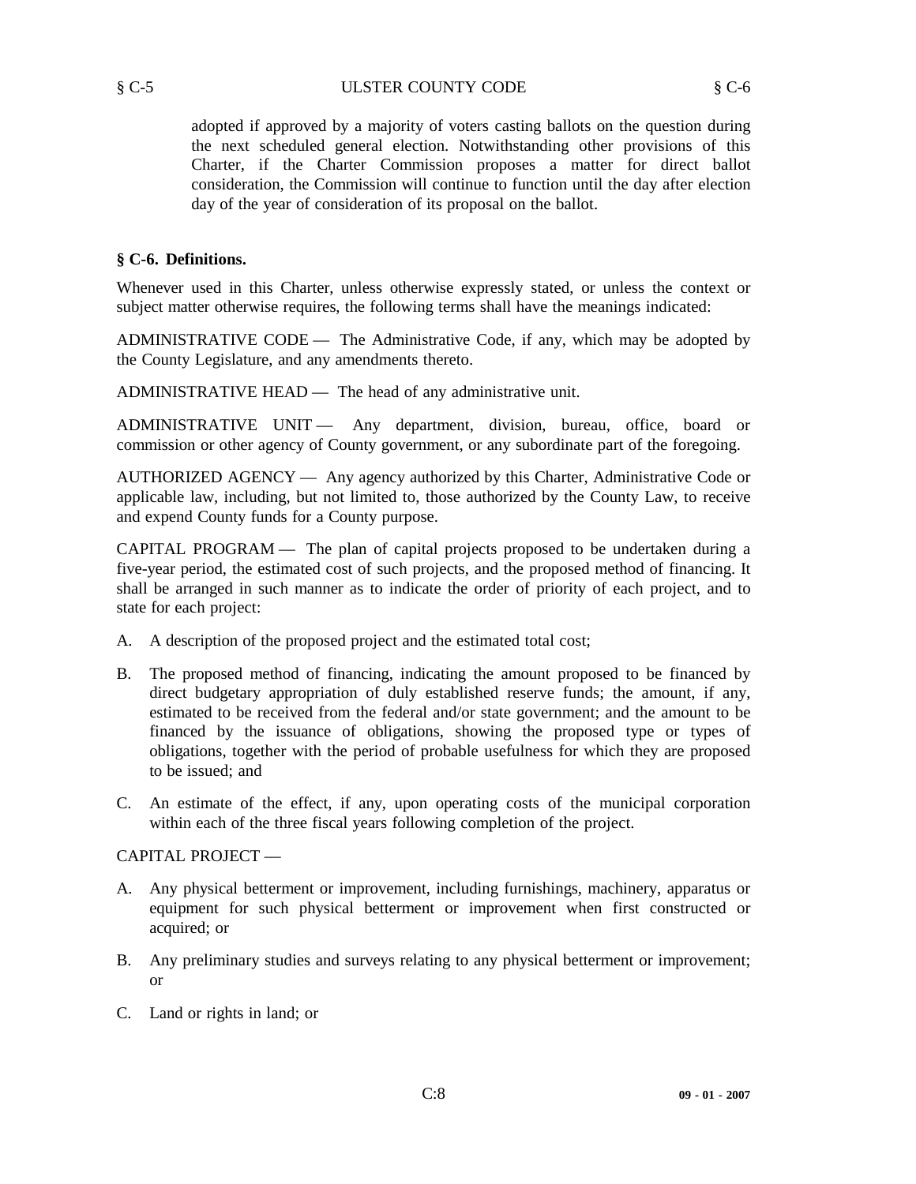adopted if approved by a majority of voters casting ballots on the question during the next scheduled general election. Notwithstanding other provisions of this Charter, if the Charter Commission proposes a matter for direct ballot consideration, the Commission will continue to function until the day after election day of the year of consideration of its proposal on the ballot.

### § C-6. Definitions.

Whenever used in this Charter, unless otherwise expressly stated, or unless the context or subject matter otherwise requires, the following terms shall have the meanings indicated:

ADMINISTRATIVE CODE — The Administrative Code, if any, which may be adopted by the County Legislature, and any amendments thereto.

ADMINISTRATIVE HEAD — The head of any administrative unit.

ADMINISTRATIVE UNIT — Any department, division, bureau, office, board or commission or other agency of County government, or any subordinate part of the foregoing.

AUTHORIZED AGENCY — Any agency authorized by this Charter, Administrative Code or applicable law, including, but not limited to, those authorized by the County Law, to receive and expend County funds for a County purpose.

CAPITAL PROGRAM — The plan of capital projects proposed to be undertaken during a five-year period, the estimated cost of such projects, and the proposed method of financing. It shall be arranged in such manner as to indicate the order of priority of each project, and to state for each project:

A. A description of the proposed project and the estimated total cost;

B. The proposed method of financing, indicating the amount proposed to be financed by direct budgetary appropriation of duly established reserve funds; the amount, if any, estimated to be received from the federal and/or state government; and the amount to be financed by the issuance of obligations, showing the proposed type or types of obligations, together with the period of probable usefulness for which they are proposed to be issued; and

C. An estimate of the effect, if any, upon operating costs of the municipal corporation within each of the three fiscal years following completion of the project.

CAPITAL PROJECT —

A. Any physical betterment or improvement, including furnishings, machinery, apparatus or equipment for such physical betterment or improvement when first constructed or acquired; or

B. Any preliminary studies and surveys relating to any physical betterment or improvement; or

C. Land or rights in land; or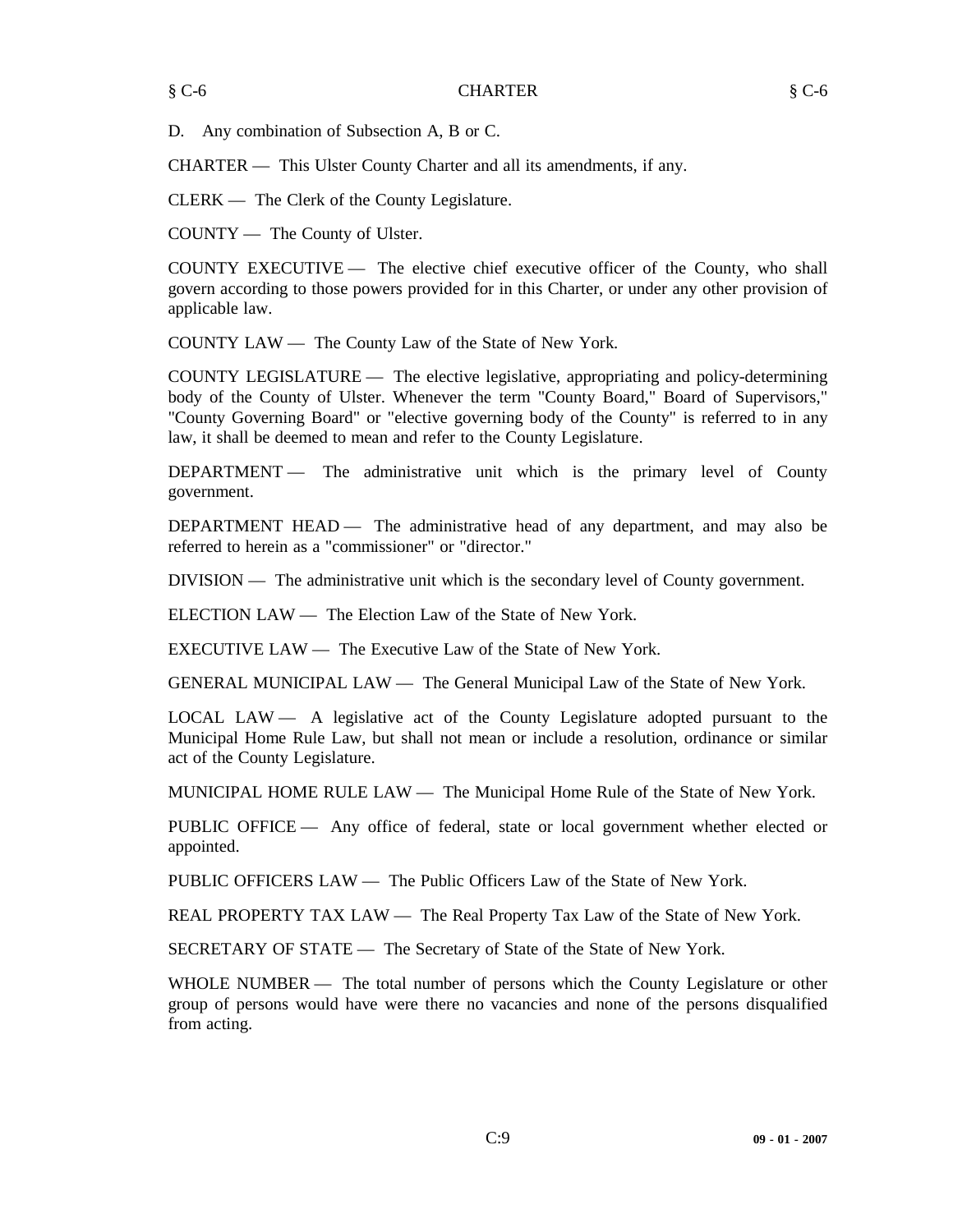D. Any combination of Subsection A, B or C.

CHARTER — This Ulster County Charter and all its amendments, if any.

CLERK — The Clerk of the County Legislature.

COUNTY — The County of Ulster.

COUNTY EXECUTIVE — The elective chief executive officer of the County, who shall govern according to those powers provided for in this Charter, or under any other provision of applicable law.

COUNTY LAW — The County Law of the State of New York.

COUNTY LEGISLATURE — The elective legislative, appropriating and policy-determining body of the County of Ulster. Whenever the term "County Board," Board of Supervisors," "County Governing Board" or "elective governing body of the County" is referred to in any law, it shall be deemed to mean and refer to the County Legislature.

DEPARTMENT — The administrative unit which is the primary level of County government.

DEPARTMENT HEAD — The administrative head of any department, and may also be referred to herein as a "commissioner" or "director."

DIVISION — The administrative unit which is the secondary level of County government.

ELECTION LAW — The Election Law of the State of New York.

EXECUTIVE LAW — The Executive Law of the State of New York.

GENERAL MUNICIPAL LAW — The General Municipal Law of the State of New York.

LOCAL LAW — A legislative act of the County Legislature adopted pursuant to the Municipal Home Rule Law, but shall not mean or include a resolution, ordinance or similar act of the County Legislature.

MUNICIPAL HOME RULE LAW — The Municipal Home Rule of the State of New York.

PUBLIC OFFICE — Any office of federal, state or local government whether elected or appointed.

PUBLIC OFFICERS LAW — The Public Officers Law of the State of New York.

REAL PROPERTY TAX LAW — The Real Property Tax Law of the State of New York.

SECRETARY OF STATE — The Secretary of State of the State of New York.

WHOLE NUMBER — The total number of persons which the County Legislature or other group of persons would have were there no vacancies and none of the persons disqualified from acting.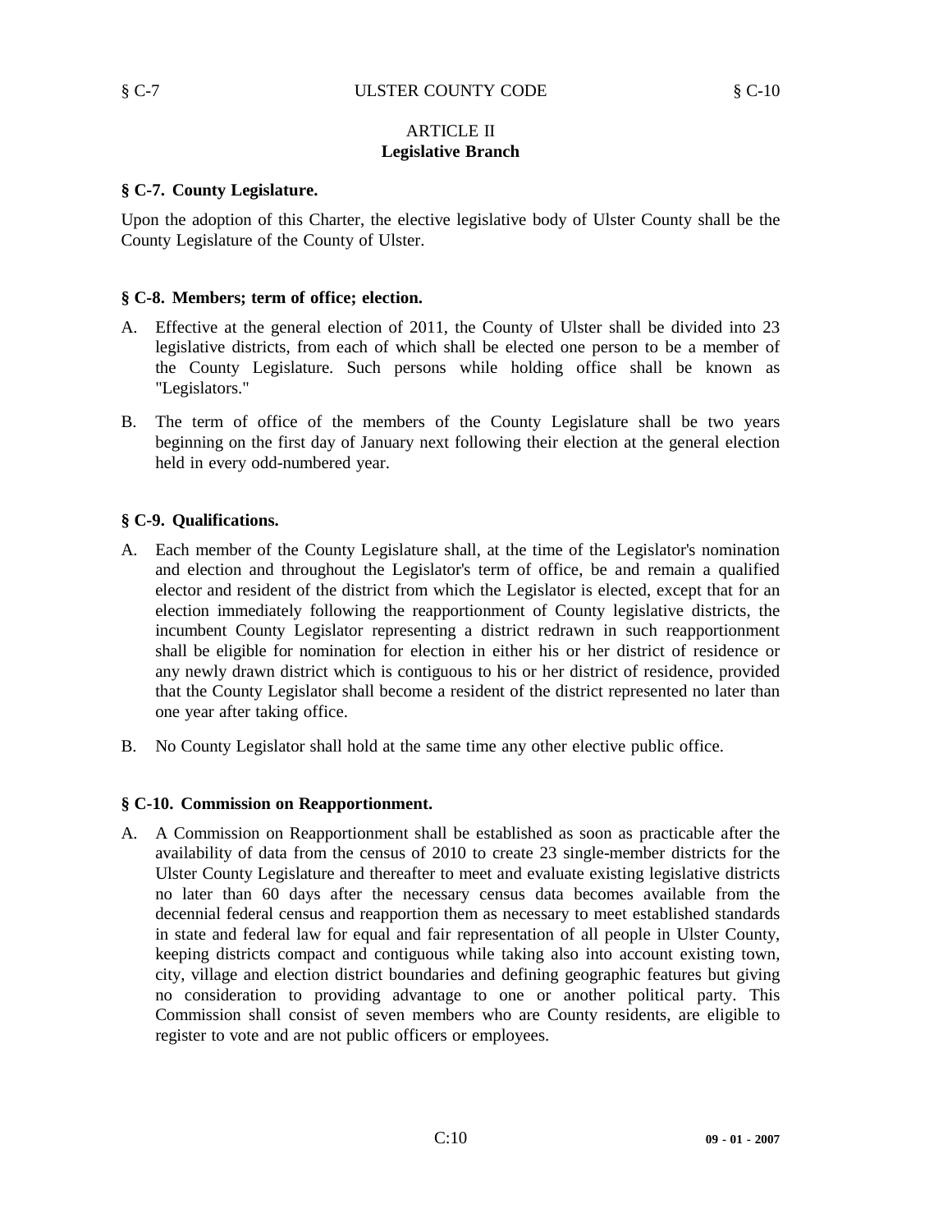## ARTICLE II
**Legislative Branch**

### § C-7. County Legislature.

Upon the adoption of this Charter, the elective legislative body of Ulster County shall be the County Legislature of the County of Ulster.

### § C-8. Members; term of office; election.

A. Effective at the general election of 2011, the County of Ulster shall be divided into 23 legislative districts, from each of which shall be elected one person to be a member of the County Legislature. Such persons while holding office shall be known as "Legislators."

B. The term of office of the members of the County Legislature shall be two years beginning on the first day of January next following their election at the general election held in every odd-numbered year.

### § C-9. Qualifications.

A. Each member of the County Legislature shall, at the time of the Legislator's nomination and election and throughout the Legislator's term of office, be and remain a qualified elector and resident of the district from which the Legislator is elected, except that for an election immediately following the reapportionment of County legislative districts, the incumbent County Legislator representing a district redrawn in such reapportionment shall be eligible for nomination for election in either his or her district of residence or any newly drawn district which is contiguous to his or her district of residence, provided that the County Legislator shall become a resident of the district represented no later than one year after taking office.

B. No County Legislator shall hold at the same time any other elective public office.

### § C-10. Commission on Reapportionment.

A. A Commission on Reapportionment shall be established as soon as practicable after the availability of data from the census of 2010 to create 23 single-member districts for the Ulster County Legislature and thereafter to meet and evaluate existing legislative districts no later than 60 days after the necessary census data becomes available from the decennial federal census and reapportion them as necessary to meet established standards in state and federal law for equal and fair representation of all people in Ulster County, keeping districts compact and contiguous while taking also into account existing town, city, village and election district boundaries and defining geographic features but giving no consideration to providing advantage to one or another political party. This Commission shall consist of seven members who are County residents, are eligible to register to vote and are not public officers or employees.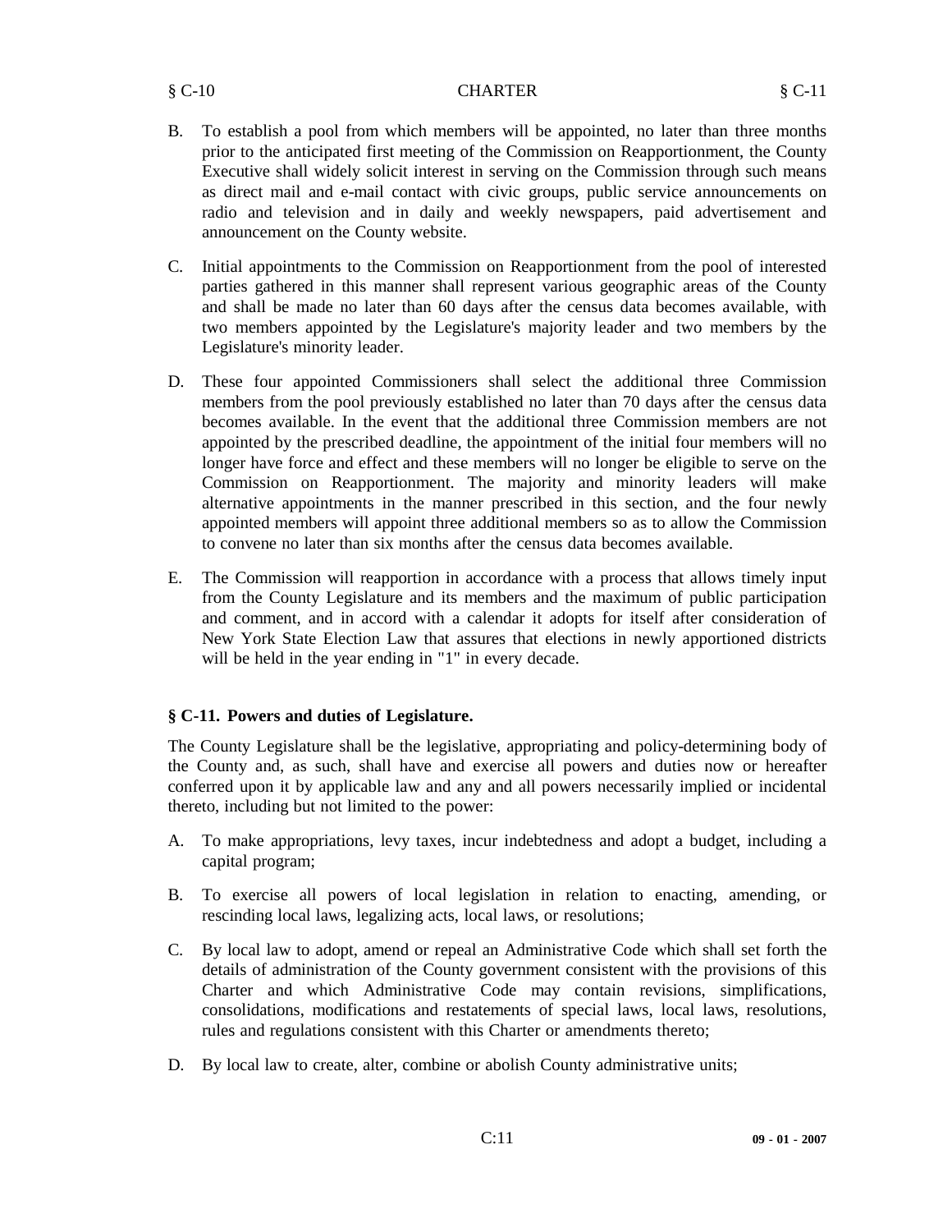B. To establish a pool from which members will be appointed, no later than three months prior to the anticipated first meeting of the Commission on Reapportionment, the County Executive shall widely solicit interest in serving on the Commission through such means as direct mail and e-mail contact with civic groups, public service announcements on radio and television and in daily and weekly newspapers, paid advertisement and announcement on the County website.

C. Initial appointments to the Commission on Reapportionment from the pool of interested parties gathered in this manner shall represent various geographic areas of the County and shall be made no later than 60 days after the census data becomes available, with two members appointed by the Legislature's majority leader and two members by the Legislature's minority leader.

D. These four appointed Commissioners shall select the additional three Commission members from the pool previously established no later than 70 days after the census data becomes available. In the event that the additional three Commission members are not appointed by the prescribed deadline, the appointment of the initial four members will no longer have force and effect and these members will no longer be eligible to serve on the Commission on Reapportionment. The majority and minority leaders will make alternative appointments in the manner prescribed in this section, and the four newly appointed members will appoint three additional members so as to allow the Commission to convene no later than six months after the census data becomes available.

E. The Commission will reapportion in accordance with a process that allows timely input from the County Legislature and its members and the maximum of public participation and comment, and in accord with a calendar it adopts for itself after consideration of New York State Election Law that assures that elections in newly apportioned districts will be held in the year ending in "1" in every decade.

### § C-11. Powers and duties of Legislature.

The County Legislature shall be the legislative, appropriating and policy-determining body of the County and, as such, shall have and exercise all powers and duties now or hereafter conferred upon it by applicable law and any and all powers necessarily implied or incidental thereto, including but not limited to the power:

A. To make appropriations, levy taxes, incur indebtedness and adopt a budget, including a capital program;

B. To exercise all powers of local legislation in relation to enacting, amending, or rescinding local laws, legalizing acts, local laws, or resolutions;

C. By local law to adopt, amend or repeal an Administrative Code which shall set forth the details of administration of the County government consistent with the provisions of this Charter and which Administrative Code may contain revisions, simplifications, consolidations, modifications and restatements of special laws, local laws, resolutions, rules and regulations consistent with this Charter or amendments thereto;

D. By local law to create, alter, combine or abolish County administrative units;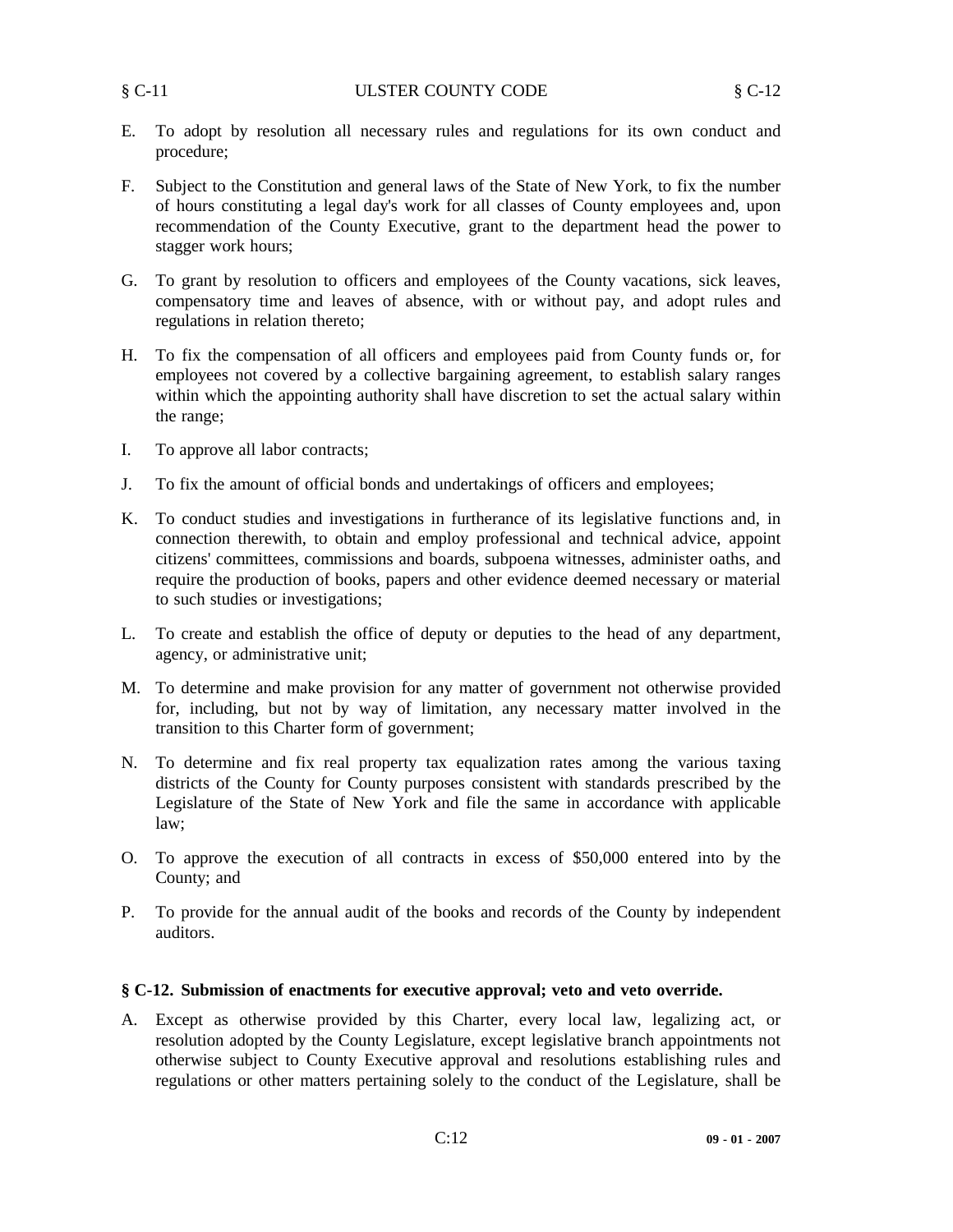E. To adopt by resolution all necessary rules and regulations for its own conduct and procedure;

F. Subject to the Constitution and general laws of the State of New York, to fix the number of hours constituting a legal day's work for all classes of County employees and, upon recommendation of the County Executive, grant to the department head the power to stagger work hours;

G. To grant by resolution to officers and employees of the County vacations, sick leaves, compensatory time and leaves of absence, with or without pay, and adopt rules and regulations in relation thereto;

H. To fix the compensation of all officers and employees paid from County funds or, for employees not covered by a collective bargaining agreement, to establish salary ranges within which the appointing authority shall have discretion to set the actual salary within the range;

I. To approve all labor contracts;

J. To fix the amount of official bonds and undertakings of officers and employees;

K. To conduct studies and investigations in furtherance of its legislative functions and, in connection therewith, to obtain and employ professional and technical advice, appoint citizens' committees, commissions and boards, subpoena witnesses, administer oaths, and require the production of books, papers and other evidence deemed necessary or material to such studies or investigations;

L. To create and establish the office of deputy or deputies to the head of any department, agency, or administrative unit;

M. To determine and make provision for any matter of government not otherwise provided for, including, but not by way of limitation, any necessary matter involved in the transition to this Charter form of government;

N. To determine and fix real property tax equalization rates among the various taxing districts of the County for County purposes consistent with standards prescribed by the Legislature of the State of New York and file the same in accordance with applicable law;

O. To approve the execution of all contracts in excess of $50,000 entered into by the County; and

P. To provide for the annual audit of the books and records of the County by independent auditors.

### § C-12. Submission of enactments for executive approval; veto and veto override.

A. Except as otherwise provided by this Charter, every local law, legalizing act, or resolution adopted by the County Legislature, except legislative branch appointments not otherwise subject to County Executive approval and resolutions establishing rules and regulations or other matters pertaining solely to the conduct of the Legislature, shall be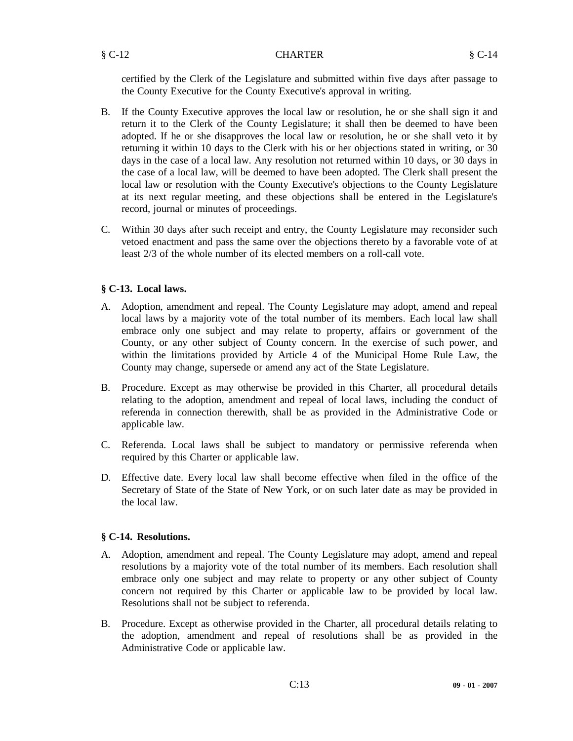certified by the Clerk of the Legislature and submitted within five days after passage to the County Executive for the County Executive's approval in writing.

B. If the County Executive approves the local law or resolution, he or she shall sign it and return it to the Clerk of the County Legislature; it shall then be deemed to have been adopted. If he or she disapproves the local law or resolution, he or she shall veto it by returning it within 10 days to the Clerk with his or her objections stated in writing, or 30 days in the case of a local law. Any resolution not returned within 10 days, or 30 days in the case of a local law, will be deemed to have been adopted. The Clerk shall present the local law or resolution with the County Executive's objections to the County Legislature at its next regular meeting, and these objections shall be entered in the Legislature's record, journal or minutes of proceedings.

C. Within 30 days after such receipt and entry, the County Legislature may reconsider such vetoed enactment and pass the same over the objections thereto by a favorable vote of at least 2/3 of the whole number of its elected members on a roll-call vote.

### § C-13. Local laws.

A. Adoption, amendment and repeal. The County Legislature may adopt, amend and repeal local laws by a majority vote of the total number of its members. Each local law shall embrace only one subject and may relate to property, affairs or government of the County, or any other subject of County concern. In the exercise of such power, and within the limitations provided by Article 4 of the Municipal Home Rule Law, the County may change, supersede or amend any act of the State Legislature.

B. Procedure. Except as may otherwise be provided in this Charter, all procedural details relating to the adoption, amendment and repeal of local laws, including the conduct of referenda in connection therewith, shall be as provided in the Administrative Code or applicable law.

C. Referenda. Local laws shall be subject to mandatory or permissive referenda when required by this Charter or applicable law.

D. Effective date. Every local law shall become effective when filed in the office of the Secretary of State of the State of New York, or on such later date as may be provided in the local law.

### § C-14. Resolutions.

A. Adoption, amendment and repeal. The County Legislature may adopt, amend and repeal resolutions by a majority vote of the total number of its members. Each resolution shall embrace only one subject and may relate to property or any other subject of County concern not required by this Charter or applicable law to be provided by local law. Resolutions shall not be subject to referenda.

B. Procedure. Except as otherwise provided in the Charter, all procedural details relating to the adoption, amendment and repeal of resolutions shall be as provided in the Administrative Code or applicable law.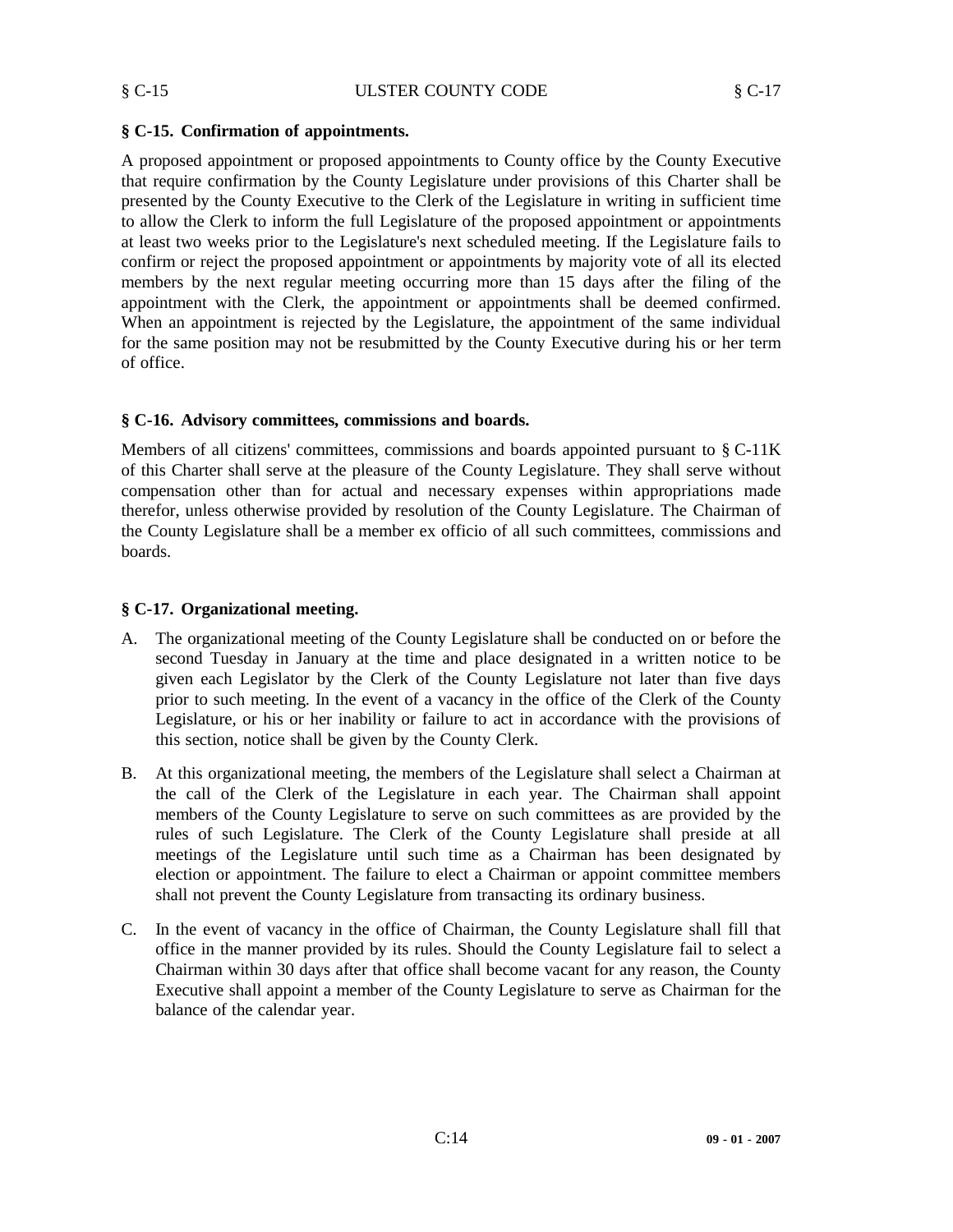### § C-15. Confirmation of appointments.

A proposed appointment or proposed appointments to County office by the County Executive that require confirmation by the County Legislature under provisions of this Charter shall be presented by the County Executive to the Clerk of the Legislature in writing in sufficient time to allow the Clerk to inform the full Legislature of the proposed appointment or appointments at least two weeks prior to the Legislature's next scheduled meeting. If the Legislature fails to confirm or reject the proposed appointment or appointments by majority vote of all its elected members by the next regular meeting occurring more than 15 days after the filing of the appointment with the Clerk, the appointment or appointments shall be deemed confirmed. When an appointment is rejected by the Legislature, the appointment of the same individual for the same position may not be resubmitted by the County Executive during his or her term of office.

### § C-16. Advisory committees, commissions and boards.

Members of all citizens' committees, commissions and boards appointed pursuant to § C-11K of this Charter shall serve at the pleasure of the County Legislature. They shall serve without compensation other than for actual and necessary expenses within appropriations made therefor, unless otherwise provided by resolution of the County Legislature. The Chairman of the County Legislature shall be a member ex officio of all such committees, commissions and boards.

### § C-17. Organizational meeting.

A. The organizational meeting of the County Legislature shall be conducted on or before the second Tuesday in January at the time and place designated in a written notice to be given each Legislator by the Clerk of the County Legislature not later than five days prior to such meeting. In the event of a vacancy in the office of the Clerk of the County Legislature, or his or her inability or failure to act in accordance with the provisions of this section, notice shall be given by the County Clerk.

B. At this organizational meeting, the members of the Legislature shall select a Chairman at the call of the Clerk of the Legislature in each year. The Chairman shall appoint members of the County Legislature to serve on such committees as are provided by the rules of such Legislature. The Clerk of the County Legislature shall preside at all meetings of the Legislature until such time as a Chairman has been designated by election or appointment. The failure to elect a Chairman or appoint committee members shall not prevent the County Legislature from transacting its ordinary business.

C. In the event of vacancy in the office of Chairman, the County Legislature shall fill that office in the manner provided by its rules. Should the County Legislature fail to select a Chairman within 30 days after that office shall become vacant for any reason, the County Executive shall appoint a member of the County Legislature to serve as Chairman for the balance of the calendar year.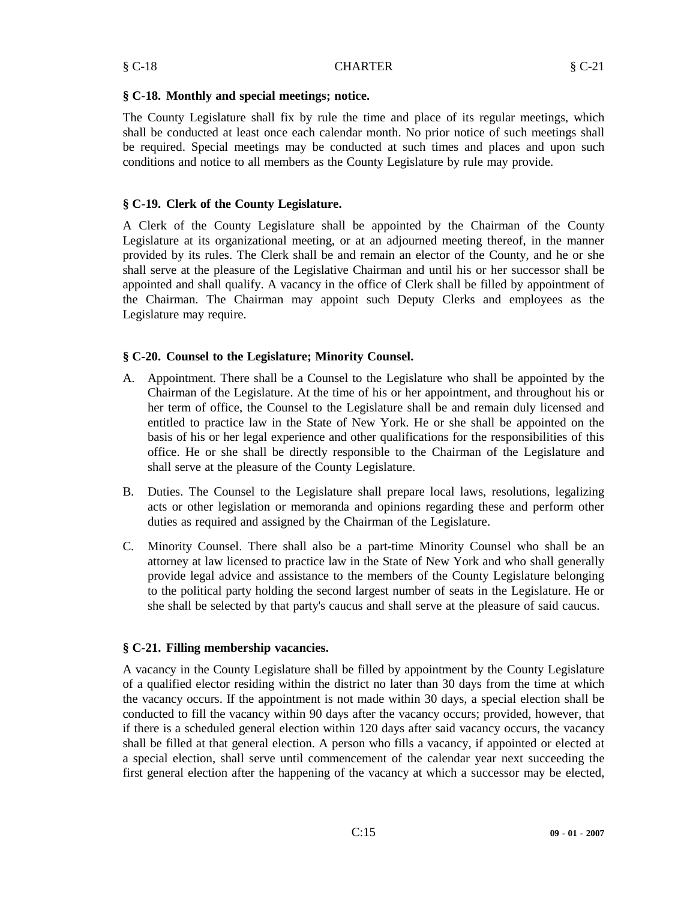### § C-18. Monthly and special meetings; notice.

The County Legislature shall fix by rule the time and place of its regular meetings, which shall be conducted at least once each calendar month. No prior notice of such meetings shall be required. Special meetings may be conducted at such times and places and upon such conditions and notice to all members as the County Legislature by rule may provide.

### § C-19. Clerk of the County Legislature.

A Clerk of the County Legislature shall be appointed by the Chairman of the County Legislature at its organizational meeting, or at an adjourned meeting thereof, in the manner provided by its rules. The Clerk shall be and remain an elector of the County, and he or she shall serve at the pleasure of the Legislative Chairman and until his or her successor shall be appointed and shall qualify. A vacancy in the office of Clerk shall be filled by appointment of the Chairman. The Chairman may appoint such Deputy Clerks and employees as the Legislature may require.

### § C-20. Counsel to the Legislature; Minority Counsel.

A. Appointment. There shall be a Counsel to the Legislature who shall be appointed by the Chairman of the Legislature. At the time of his or her appointment, and throughout his or her term of office, the Counsel to the Legislature shall be and remain duly licensed and entitled to practice law in the State of New York. He or she shall be appointed on the basis of his or her legal experience and other qualifications for the responsibilities of this office. He or she shall be directly responsible to the Chairman of the Legislature and shall serve at the pleasure of the County Legislature.

B. Duties. The Counsel to the Legislature shall prepare local laws, resolutions, legalizing acts or other legislation or memoranda and opinions regarding these and perform other duties as required and assigned by the Chairman of the Legislature.

C. Minority Counsel. There shall also be a part-time Minority Counsel who shall be an attorney at law licensed to practice law in the State of New York and who shall generally provide legal advice and assistance to the members of the County Legislature belonging to the political party holding the second largest number of seats in the Legislature. He or she shall be selected by that party's caucus and shall serve at the pleasure of said caucus.

### § C-21. Filling membership vacancies.

A vacancy in the County Legislature shall be filled by appointment by the County Legislature of a qualified elector residing within the district no later than 30 days from the time at which the vacancy occurs. If the appointment is not made within 30 days, a special election shall be conducted to fill the vacancy within 90 days after the vacancy occurs; provided, however, that if there is a scheduled general election within 120 days after said vacancy occurs, the vacancy shall be filled at that general election. A person who fills a vacancy, if appointed or elected at a special election, shall serve until commencement of the calendar year next succeeding the first general election after the happening of the vacancy at which a successor may be elected,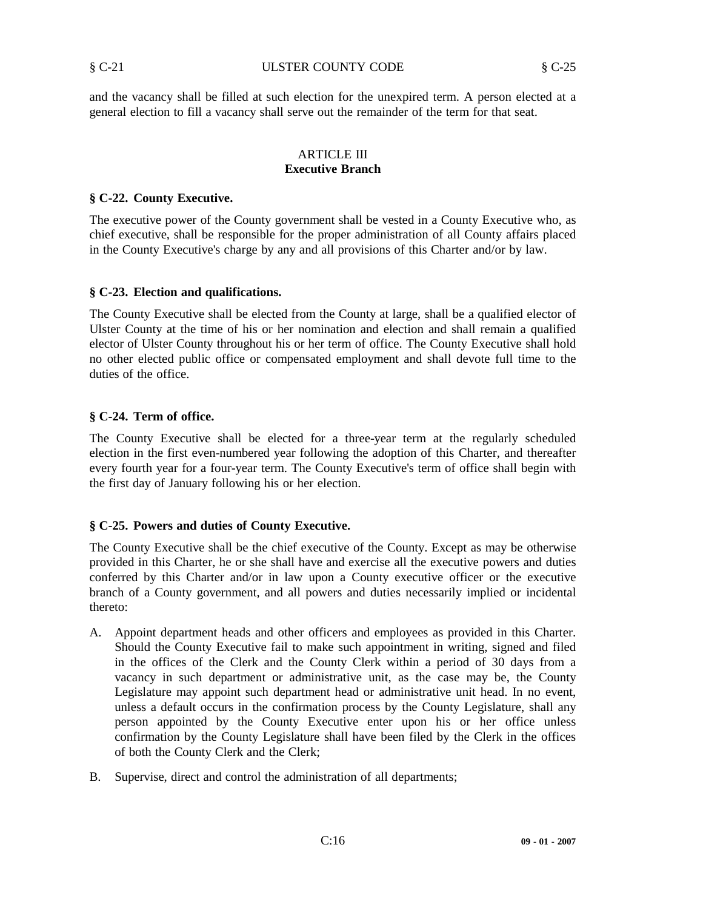and the vacancy shall be filled at such election for the unexpired term. A person elected at a general election to fill a vacancy shall serve out the remainder of the term for that seat.

## ARTICLE III
## Executive Branch

### § C-22. County Executive.

The executive power of the County government shall be vested in a County Executive who, as chief executive, shall be responsible for the proper administration of all County affairs placed in the County Executive's charge by any and all provisions of this Charter and/or by law.

### § C-23. Election and qualifications.

The County Executive shall be elected from the County at large, shall be a qualified elector of Ulster County at the time of his or her nomination and election and shall remain a qualified elector of Ulster County throughout his or her term of office. The County Executive shall hold no other elected public office or compensated employment and shall devote full time to the duties of the office.

### § C-24. Term of office.

The County Executive shall be elected for a three-year term at the regularly scheduled election in the first even-numbered year following the adoption of this Charter, and thereafter every fourth year for a four-year term. The County Executive's term of office shall begin with the first day of January following his or her election.

### § C-25. Powers and duties of County Executive.

The County Executive shall be the chief executive of the County. Except as may be otherwise provided in this Charter, he or she shall have and exercise all the executive powers and duties conferred by this Charter and/or in law upon a County executive officer or the executive branch of a County government, and all powers and duties necessarily implied or incidental thereto:

A. Appoint department heads and other officers and employees as provided in this Charter. Should the County Executive fail to make such appointment in writing, signed and filed in the offices of the Clerk and the County Clerk within a period of 30 days from a vacancy in such department or administrative unit, as the case may be, the County Legislature may appoint such department head or administrative unit head. In no event, unless a default occurs in the confirmation process by the County Legislature, shall any person appointed by the County Executive enter upon his or her office unless confirmation by the County Legislature shall have been filed by the Clerk in the offices of both the County Clerk and the Clerk;

B. Supervise, direct and control the administration of all departments;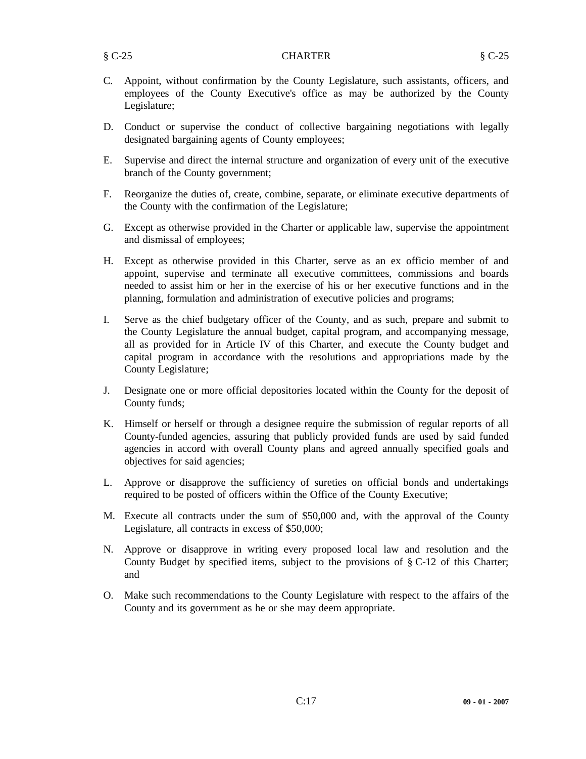C. Appoint, without confirmation by the County Legislature, such assistants, officers, and employees of the County Executive's office as may be authorized by the County Legislature;

D. Conduct or supervise the conduct of collective bargaining negotiations with legally designated bargaining agents of County employees;

E. Supervise and direct the internal structure and organization of every unit of the executive branch of the County government;

F. Reorganize the duties of, create, combine, separate, or eliminate executive departments of the County with the confirmation of the Legislature;

G. Except as otherwise provided in the Charter or applicable law, supervise the appointment and dismissal of employees;

H. Except as otherwise provided in this Charter, serve as an ex officio member of and appoint, supervise and terminate all executive committees, commissions and boards needed to assist him or her in the exercise of his or her executive functions and in the planning, formulation and administration of executive policies and programs;

I. Serve as the chief budgetary officer of the County, and as such, prepare and submit to the County Legislature the annual budget, capital program, and accompanying message, all as provided for in Article IV of this Charter, and execute the County budget and capital program in accordance with the resolutions and appropriations made by the County Legislature;

J. Designate one or more official depositories located within the County for the deposit of County funds;

K. Himself or herself or through a designee require the submission of regular reports of all County-funded agencies, assuring that publicly provided funds are used by said funded agencies in accord with overall County plans and agreed annually specified goals and objectives for said agencies;

L. Approve or disapprove the sufficiency of sureties on official bonds and undertakings required to be posted of officers within the Office of the County Executive;

M. Execute all contracts under the sum of $50,000 and, with the approval of the County Legislature, all contracts in excess of $50,000;

N. Approve or disapprove in writing every proposed local law and resolution and the County Budget by specified items, subject to the provisions of § C-12 of this Charter; and

O. Make such recommendations to the County Legislature with respect to the affairs of the County and its government as he or she may deem appropriate.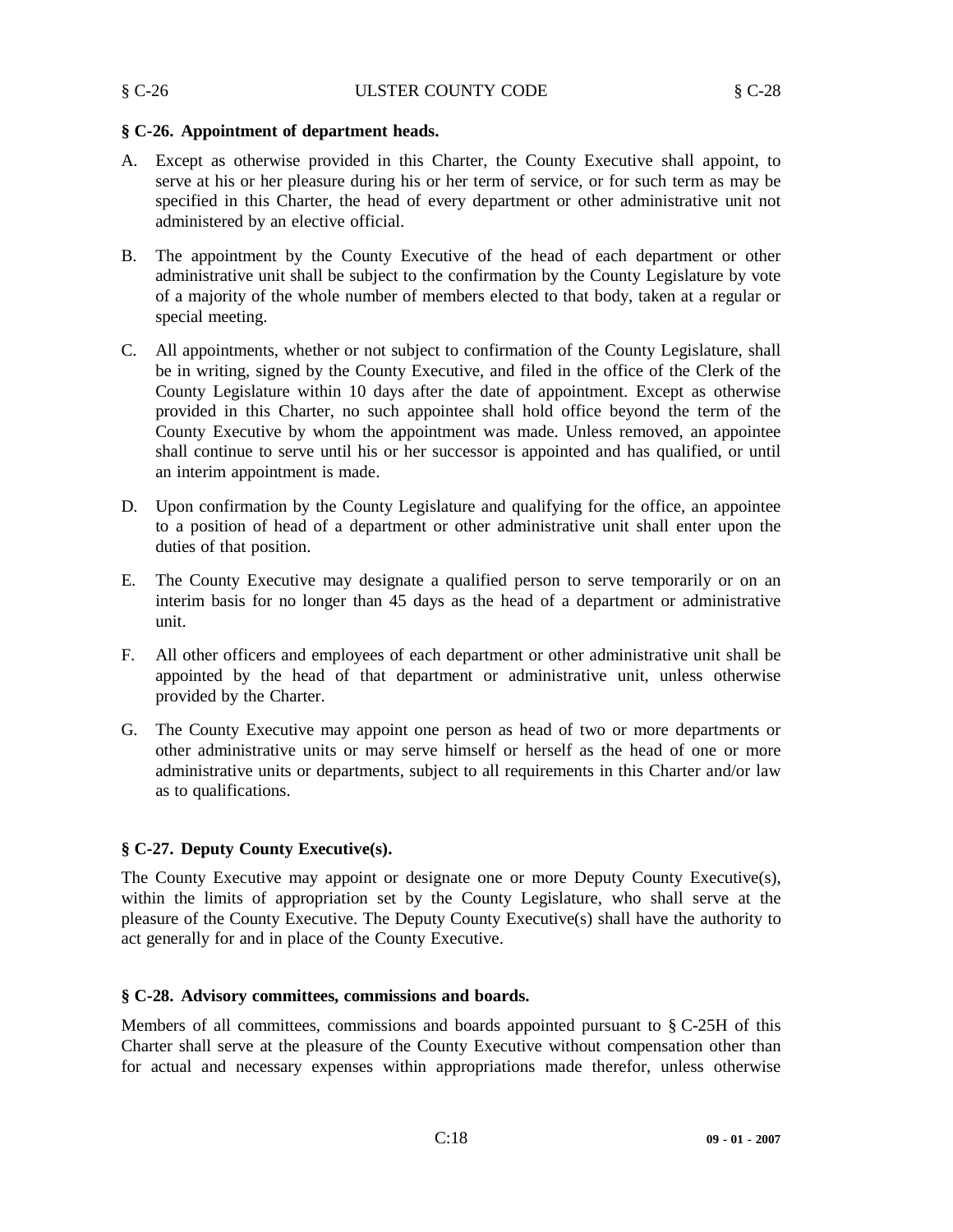### § C-26. Appointment of department heads.

A. Except as otherwise provided in this Charter, the County Executive shall appoint, to serve at his or her pleasure during his or her term of service, or for such term as may be specified in this Charter, the head of every department or other administrative unit not administered by an elective official.

B. The appointment by the County Executive of the head of each department or other administrative unit shall be subject to the confirmation by the County Legislature by vote of a majority of the whole number of members elected to that body, taken at a regular or special meeting.

C. All appointments, whether or not subject to confirmation of the County Legislature, shall be in writing, signed by the County Executive, and filed in the office of the Clerk of the County Legislature within 10 days after the date of appointment. Except as otherwise provided in this Charter, no such appointee shall hold office beyond the term of the County Executive by whom the appointment was made. Unless removed, an appointee shall continue to serve until his or her successor is appointed and has qualified, or until an interim appointment is made.

D. Upon confirmation by the County Legislature and qualifying for the office, an appointee to a position of head of a department or other administrative unit shall enter upon the duties of that position.

E. The County Executive may designate a qualified person to serve temporarily or on an interim basis for no longer than 45 days as the head of a department or administrative unit.

F. All other officers and employees of each department or other administrative unit shall be appointed by the head of that department or administrative unit, unless otherwise provided by the Charter.

G. The County Executive may appoint one person as head of two or more departments or other administrative units or may serve himself or herself as the head of one or more administrative units or departments, subject to all requirements in this Charter and/or law as to qualifications.

### § C-27. Deputy County Executive(s).

The County Executive may appoint or designate one or more Deputy County Executive(s), within the limits of appropriation set by the County Legislature, who shall serve at the pleasure of the County Executive. The Deputy County Executive(s) shall have the authority to act generally for and in place of the County Executive.

### § C-28. Advisory committees, commissions and boards.

Members of all committees, commissions and boards appointed pursuant to § C-25H of this Charter shall serve at the pleasure of the County Executive without compensation other than for actual and necessary expenses within appropriations made therefor, unless otherwise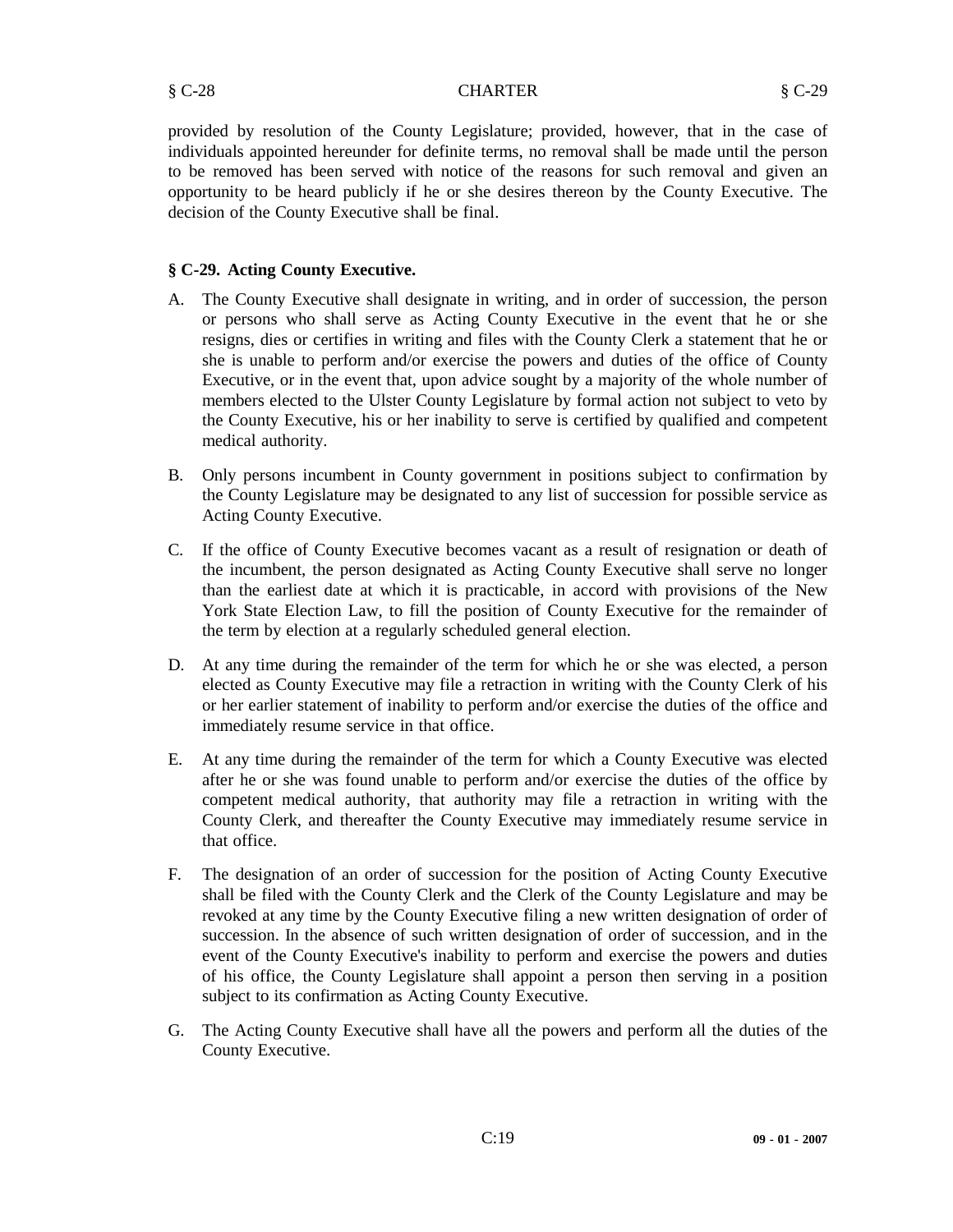provided by resolution of the County Legislature; provided, however, that in the case of individuals appointed hereunder for definite terms, no removal shall be made until the person to be removed has been served with notice of the reasons for such removal and given an opportunity to be heard publicly if he or she desires thereon by the County Executive. The decision of the County Executive shall be final.

### § C-29. Acting County Executive.

A. The County Executive shall designate in writing, and in order of succession, the person or persons who shall serve as Acting County Executive in the event that he or she resigns, dies or certifies in writing and files with the County Clerk a statement that he or she is unable to perform and/or exercise the powers and duties of the office of County Executive, or in the event that, upon advice sought by a majority of the whole number of members elected to the Ulster County Legislature by formal action not subject to veto by the County Executive, his or her inability to serve is certified by qualified and competent medical authority.

B. Only persons incumbent in County government in positions subject to confirmation by the County Legislature may be designated to any list of succession for possible service as Acting County Executive.

C. If the office of County Executive becomes vacant as a result of resignation or death of the incumbent, the person designated as Acting County Executive shall serve no longer than the earliest date at which it is practicable, in accord with provisions of the New York State Election Law, to fill the position of County Executive for the remainder of the term by election at a regularly scheduled general election.

D. At any time during the remainder of the term for which he or she was elected, a person elected as County Executive may file a retraction in writing with the County Clerk of his or her earlier statement of inability to perform and/or exercise the duties of the office and immediately resume service in that office.

E. At any time during the remainder of the term for which a County Executive was elected after he or she was found unable to perform and/or exercise the duties of the office by competent medical authority, that authority may file a retraction in writing with the County Clerk, and thereafter the County Executive may immediately resume service in that office.

F. The designation of an order of succession for the position of Acting County Executive shall be filed with the County Clerk and the Clerk of the County Legislature and may be revoked at any time by the County Executive filing a new written designation of order of succession. In the absence of such written designation of order of succession, and in the event of the County Executive's inability to perform and exercise the powers and duties of his office, the County Legislature shall appoint a person then serving in a position subject to its confirmation as Acting County Executive.

G. The Acting County Executive shall have all the powers and perform all the duties of the County Executive.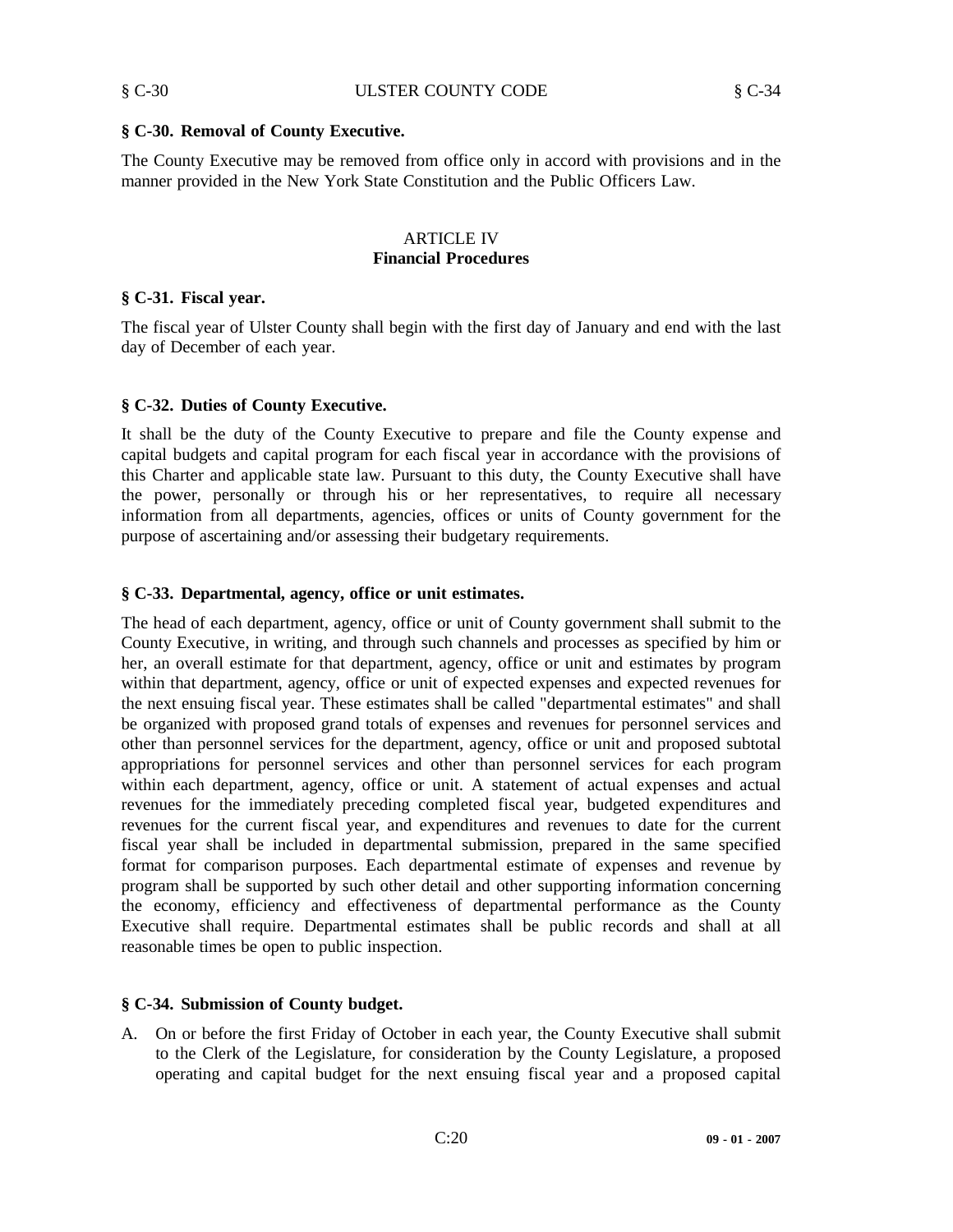### § C-30. Removal of County Executive.

The County Executive may be removed from office only in accord with provisions and in the manner provided in the New York State Constitution and the Public Officers Law.

## ARTICLE IV
## Financial Procedures

### § C-31. Fiscal year.

The fiscal year of Ulster County shall begin with the first day of January and end with the last day of December of each year.

### § C-32. Duties of County Executive.

It shall be the duty of the County Executive to prepare and file the County expense and capital budgets and capital program for each fiscal year in accordance with the provisions of this Charter and applicable state law. Pursuant to this duty, the County Executive shall have the power, personally or through his or her representatives, to require all necessary information from all departments, agencies, offices or units of County government for the purpose of ascertaining and/or assessing their budgetary requirements.

### § C-33. Departmental, agency, office or unit estimates.

The head of each department, agency, office or unit of County government shall submit to the County Executive, in writing, and through such channels and processes as specified by him or her, an overall estimate for that department, agency, office or unit and estimates by program within that department, agency, office or unit of expected expenses and expected revenues for the next ensuing fiscal year. These estimates shall be called "departmental estimates" and shall be organized with proposed grand totals of expenses and revenues for personnel services and other than personnel services for the department, agency, office or unit and proposed subtotal appropriations for personnel services and other than personnel services for each program within each department, agency, office or unit. A statement of actual expenses and actual revenues for the immediately preceding completed fiscal year, budgeted expenditures and revenues for the current fiscal year, and expenditures and revenues to date for the current fiscal year shall be included in departmental submission, prepared in the same specified format for comparison purposes. Each departmental estimate of expenses and revenue by program shall be supported by such other detail and other supporting information concerning the economy, efficiency and effectiveness of departmental performance as the County Executive shall require. Departmental estimates shall be public records and shall at all reasonable times be open to public inspection.

### § C-34. Submission of County budget.

A. On or before the first Friday of October in each year, the County Executive shall submit to the Clerk of the Legislature, for consideration by the County Legislature, a proposed operating and capital budget for the next ensuing fiscal year and a proposed capital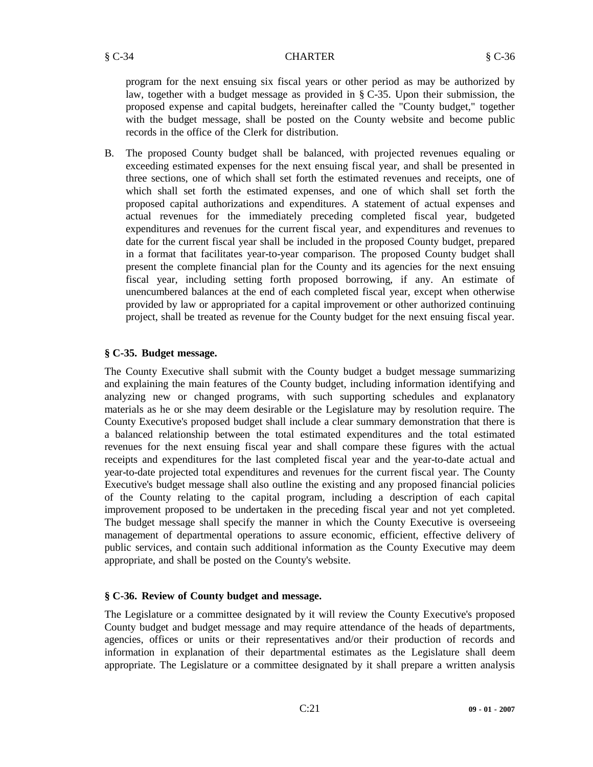program for the next ensuing six fiscal years or other period as may be authorized by law, together with a budget message as provided in § C-35. Upon their submission, the proposed expense and capital budgets, hereinafter called the "County budget," together with the budget message, shall be posted on the County website and become public records in the office of the Clerk for distribution.

B. The proposed County budget shall be balanced, with projected revenues equaling or exceeding estimated expenses for the next ensuing fiscal year, and shall be presented in three sections, one of which shall set forth the estimated revenues and receipts, one of which shall set forth the estimated expenses, and one of which shall set forth the proposed capital authorizations and expenditures. A statement of actual expenses and actual revenues for the immediately preceding completed fiscal year, budgeted expenditures and revenues for the current fiscal year, and expenditures and revenues to date for the current fiscal year shall be included in the proposed County budget, prepared in a format that facilitates year-to-year comparison. The proposed County budget shall present the complete financial plan for the County and its agencies for the next ensuing fiscal year, including setting forth proposed borrowing, if any. An estimate of unencumbered balances at the end of each completed fiscal year, except when otherwise provided by law or appropriated for a capital improvement or other authorized continuing project, shall be treated as revenue for the County budget for the next ensuing fiscal year.

**§ C-35. Budget message.**

The County Executive shall submit with the County budget a budget message summarizing and explaining the main features of the County budget, including information identifying and analyzing new or changed programs, with such supporting schedules and explanatory materials as he or she may deem desirable or the Legislature may by resolution require. The County Executive's proposed budget shall include a clear summary demonstration that there is a balanced relationship between the total estimated expenditures and the total estimated revenues for the next ensuing fiscal year and shall compare these figures with the actual receipts and expenditures for the last completed fiscal year and the year-to-date actual and year-to-date projected total expenditures and revenues for the current fiscal year. The County Executive's budget message shall also outline the existing and any proposed financial policies of the County relating to the capital program, including a description of each capital improvement proposed to be undertaken in the preceding fiscal year and not yet completed. The budget message shall specify the manner in which the County Executive is overseeing management of departmental operations to assure economic, efficient, effective delivery of public services, and contain such additional information as the County Executive may deem appropriate, and shall be posted on the County's website.

**§ C-36. Review of County budget and message.**

The Legislature or a committee designated by it will review the County Executive's proposed County budget and budget message and may require attendance of the heads of departments, agencies, offices or units or their representatives and/or their production of records and information in explanation of their departmental estimates as the Legislature shall deem appropriate. The Legislature or a committee designated by it shall prepare a written analysis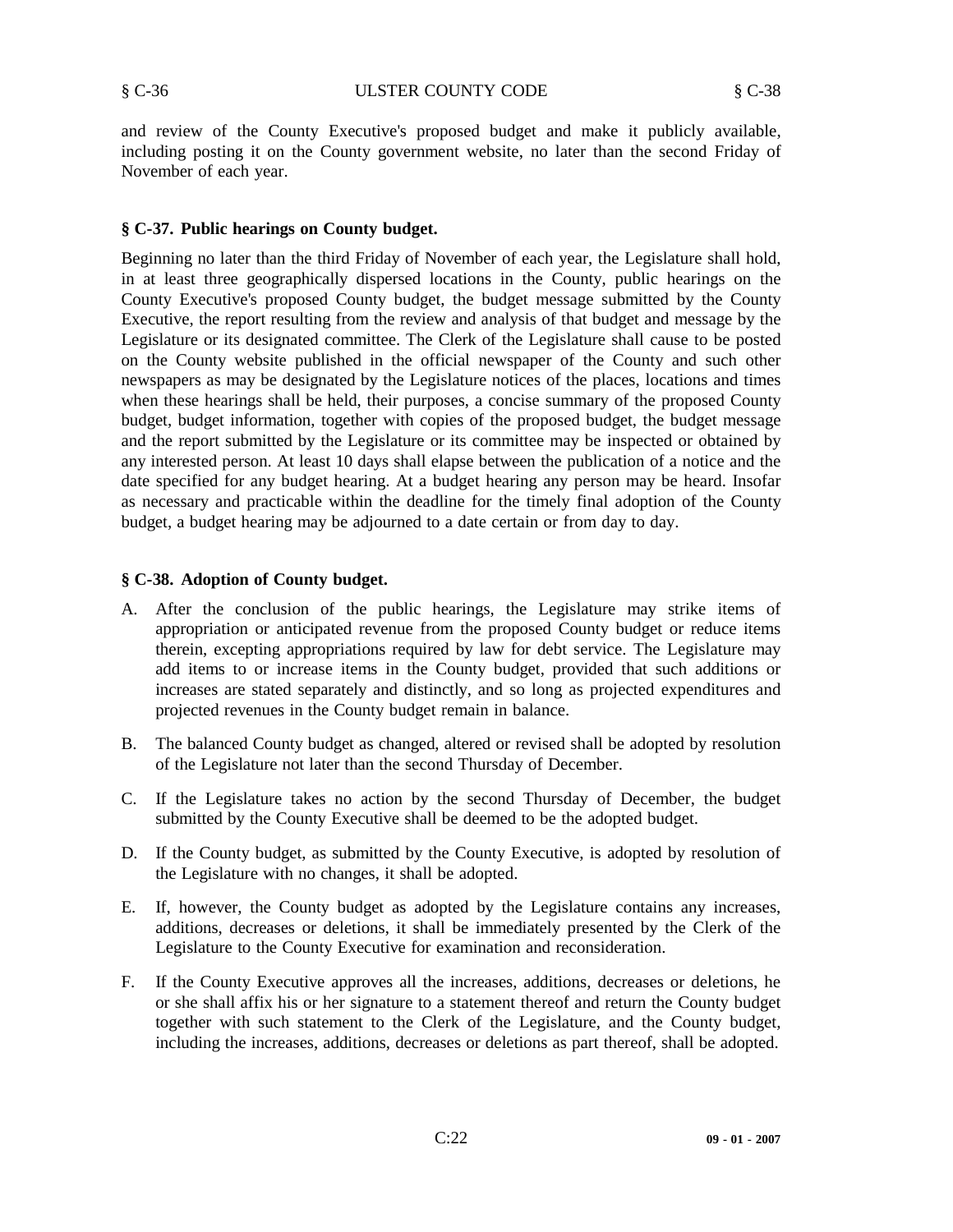and review of the County Executive's proposed budget and make it publicly available, including posting it on the County government website, no later than the second Friday of November of each year.

### § C-37. Public hearings on County budget.

Beginning no later than the third Friday of November of each year, the Legislature shall hold, in at least three geographically dispersed locations in the County, public hearings on the County Executive's proposed County budget, the budget message submitted by the County Executive, the report resulting from the review and analysis of that budget and message by the Legislature or its designated committee. The Clerk of the Legislature shall cause to be posted on the County website published in the official newspaper of the County and such other newspapers as may be designated by the Legislature notices of the places, locations and times when these hearings shall be held, their purposes, a concise summary of the proposed County budget, budget information, together with copies of the proposed budget, the budget message and the report submitted by the Legislature or its committee may be inspected or obtained by any interested person. At least 10 days shall elapse between the publication of a notice and the date specified for any budget hearing. At a budget hearing any person may be heard. Insofar as necessary and practicable within the deadline for the timely final adoption of the County budget, a budget hearing may be adjourned to a date certain or from day to day.

### § C-38. Adoption of County budget.

A. After the conclusion of the public hearings, the Legislature may strike items of appropriation or anticipated revenue from the proposed County budget or reduce items therein, excepting appropriations required by law for debt service. The Legislature may add items to or increase items in the County budget, provided that such additions or increases are stated separately and distinctly, and so long as projected expenditures and projected revenues in the County budget remain in balance.

B. The balanced County budget as changed, altered or revised shall be adopted by resolution of the Legislature not later than the second Thursday of December.

C. If the Legislature takes no action by the second Thursday of December, the budget submitted by the County Executive shall be deemed to be the adopted budget.

D. If the County budget, as submitted by the County Executive, is adopted by resolution of the Legislature with no changes, it shall be adopted.

E. If, however, the County budget as adopted by the Legislature contains any increases, additions, decreases or deletions, it shall be immediately presented by the Clerk of the Legislature to the County Executive for examination and reconsideration.

F. If the County Executive approves all the increases, additions, decreases or deletions, he or she shall affix his or her signature to a statement thereof and return the County budget together with such statement to the Clerk of the Legislature, and the County budget, including the increases, additions, decreases or deletions as part thereof, shall be adopted.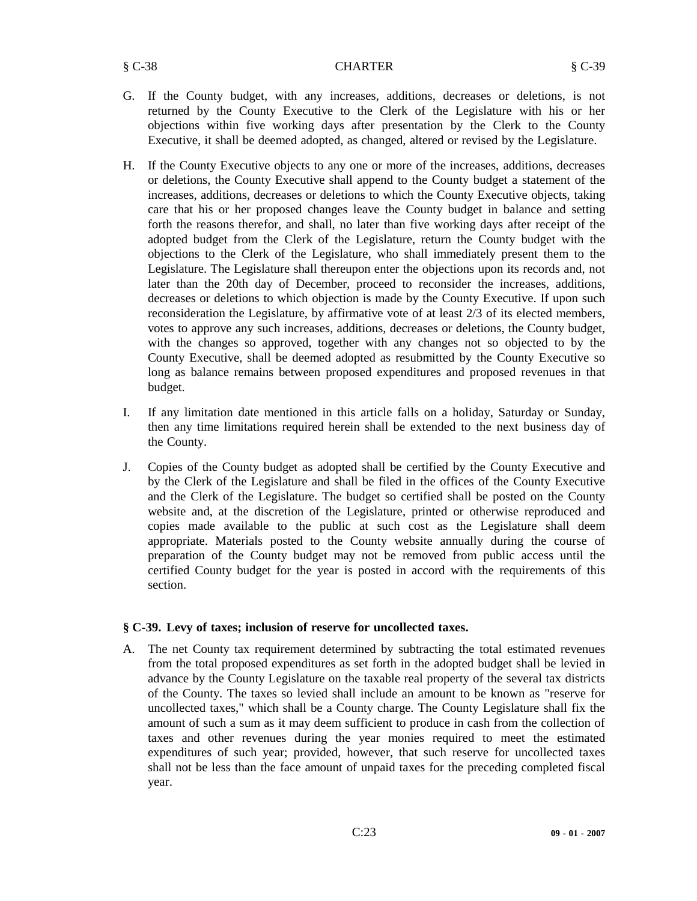G. If the County budget, with any increases, additions, decreases or deletions, is not returned by the County Executive to the Clerk of the Legislature with his or her objections within five working days after presentation by the Clerk to the County Executive, it shall be deemed adopted, as changed, altered or revised by the Legislature.

H. If the County Executive objects to any one or more of the increases, additions, decreases or deletions, the County Executive shall append to the County budget a statement of the increases, additions, decreases or deletions to which the County Executive objects, taking care that his or her proposed changes leave the County budget in balance and setting forth the reasons therefor, and shall, no later than five working days after receipt of the adopted budget from the Clerk of the Legislature, return the County budget with the objections to the Clerk of the Legislature, who shall immediately present them to the Legislature. The Legislature shall thereupon enter the objections upon its records and, not later than the 20th day of December, proceed to reconsider the increases, additions, decreases or deletions to which objection is made by the County Executive. If upon such reconsideration the Legislature, by affirmative vote of at least 2/3 of its elected members, votes to approve any such increases, additions, decreases or deletions, the County budget, with the changes so approved, together with any changes not so objected to by the County Executive, shall be deemed adopted as resubmitted by the County Executive so long as balance remains between proposed expenditures and proposed revenues in that budget.

I. If any limitation date mentioned in this article falls on a holiday, Saturday or Sunday, then any time limitations required herein shall be extended to the next business day of the County.

J. Copies of the County budget as adopted shall be certified by the County Executive and by the Clerk of the Legislature and shall be filed in the offices of the County Executive and the Clerk of the Legislature. The budget so certified shall be posted on the County website and, at the discretion of the Legislature, printed or otherwise reproduced and copies made available to the public at such cost as the Legislature shall deem appropriate. Materials posted to the County website annually during the course of preparation of the County budget may not be removed from public access until the certified County budget for the year is posted in accord with the requirements of this section.

### § C-39. Levy of taxes; inclusion of reserve for uncollected taxes.

A. The net County tax requirement determined by subtracting the total estimated revenues from the total proposed expenditures as set forth in the adopted budget shall be levied in advance by the County Legislature on the taxable real property of the several tax districts of the County. The taxes so levied shall include an amount to be known as "reserve for uncollected taxes," which shall be a County charge. The County Legislature shall fix the amount of such a sum as it may deem sufficient to produce in cash from the collection of taxes and other revenues during the year monies required to meet the estimated expenditures of such year; provided, however, that such reserve for uncollected taxes shall not be less than the face amount of unpaid taxes for the preceding completed fiscal year.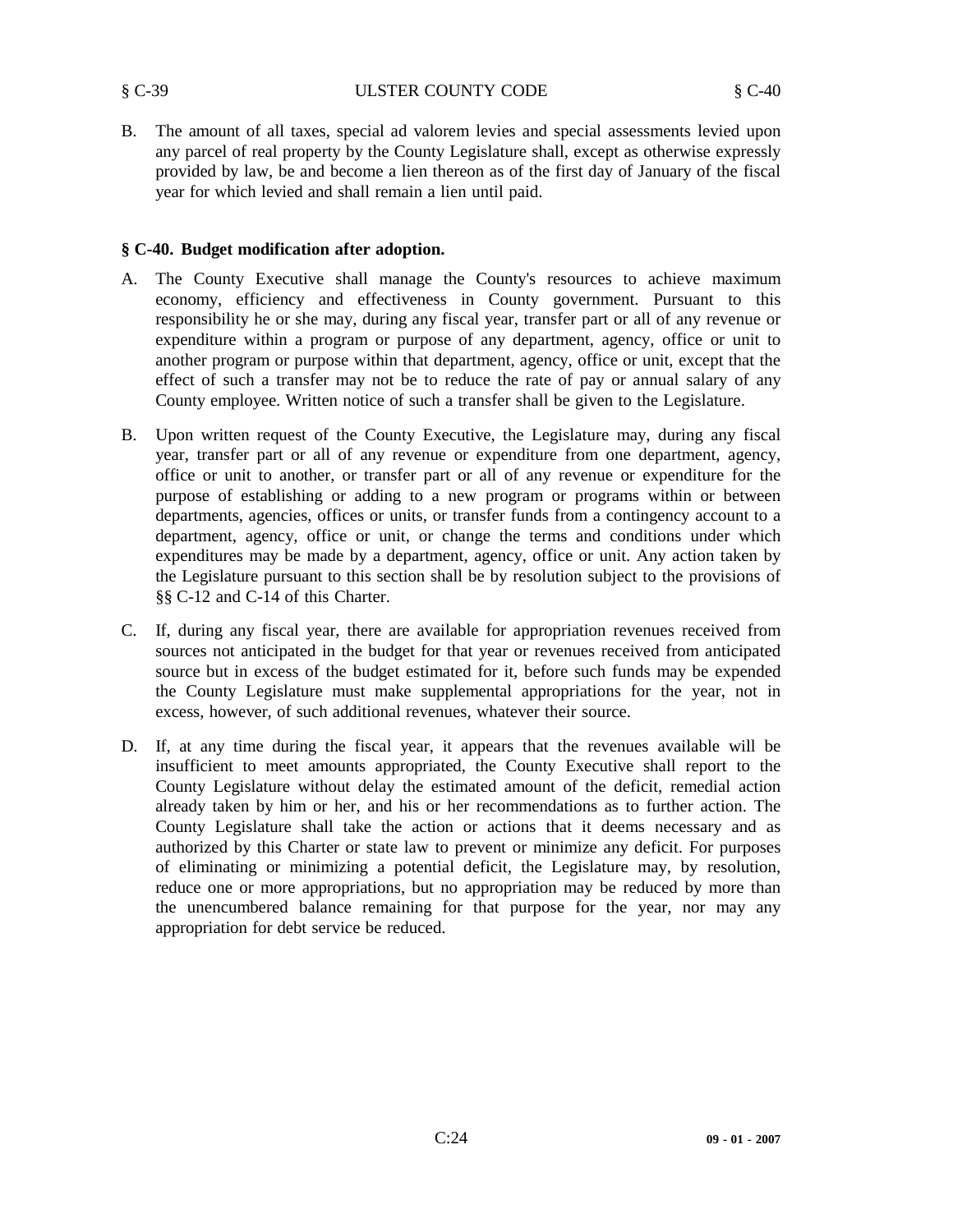B. The amount of all taxes, special ad valorem levies and special assessments levied upon any parcel of real property by the County Legislature shall, except as otherwise expressly provided by law, be and become a lien thereon as of the first day of January of the fiscal year for which levied and shall remain a lien until paid.

**§ C-40. Budget modification after adoption.**

A. The County Executive shall manage the County's resources to achieve maximum economy, efficiency and effectiveness in County government. Pursuant to this responsibility he or she may, during any fiscal year, transfer part or all of any revenue or expenditure within a program or purpose of any department, agency, office or unit to another program or purpose within that department, agency, office or unit, except that the effect of such a transfer may not be to reduce the rate of pay or annual salary of any County employee. Written notice of such a transfer shall be given to the Legislature.

B. Upon written request of the County Executive, the Legislature may, during any fiscal year, transfer part or all of any revenue or expenditure from one department, agency, office or unit to another, or transfer part or all of any revenue or expenditure for the purpose of establishing or adding to a new program or programs within or between departments, agencies, offices or units, or transfer funds from a contingency account to a department, agency, office or unit, or change the terms and conditions under which expenditures may be made by a department, agency, office or unit. Any action taken by the Legislature pursuant to this section shall be by resolution subject to the provisions of §§ C-12 and C-14 of this Charter.

C. If, during any fiscal year, there are available for appropriation revenues received from sources not anticipated in the budget for that year or revenues received from anticipated source but in excess of the budget estimated for it, before such funds may be expended the County Legislature must make supplemental appropriations for the year, not in excess, however, of such additional revenues, whatever their source.

D. If, at any time during the fiscal year, it appears that the revenues available will be insufficient to meet amounts appropriated, the County Executive shall report to the County Legislature without delay the estimated amount of the deficit, remedial action already taken by him or her, and his or her recommendations as to further action. The County Legislature shall take the action or actions that it deems necessary and as authorized by this Charter or state law to prevent or minimize any deficit. For purposes of eliminating or minimizing a potential deficit, the Legislature may, by resolution, reduce one or more appropriations, but no appropriation may be reduced by more than the unencumbered balance remaining for that purpose for the year, nor may any appropriation for debt service be reduced.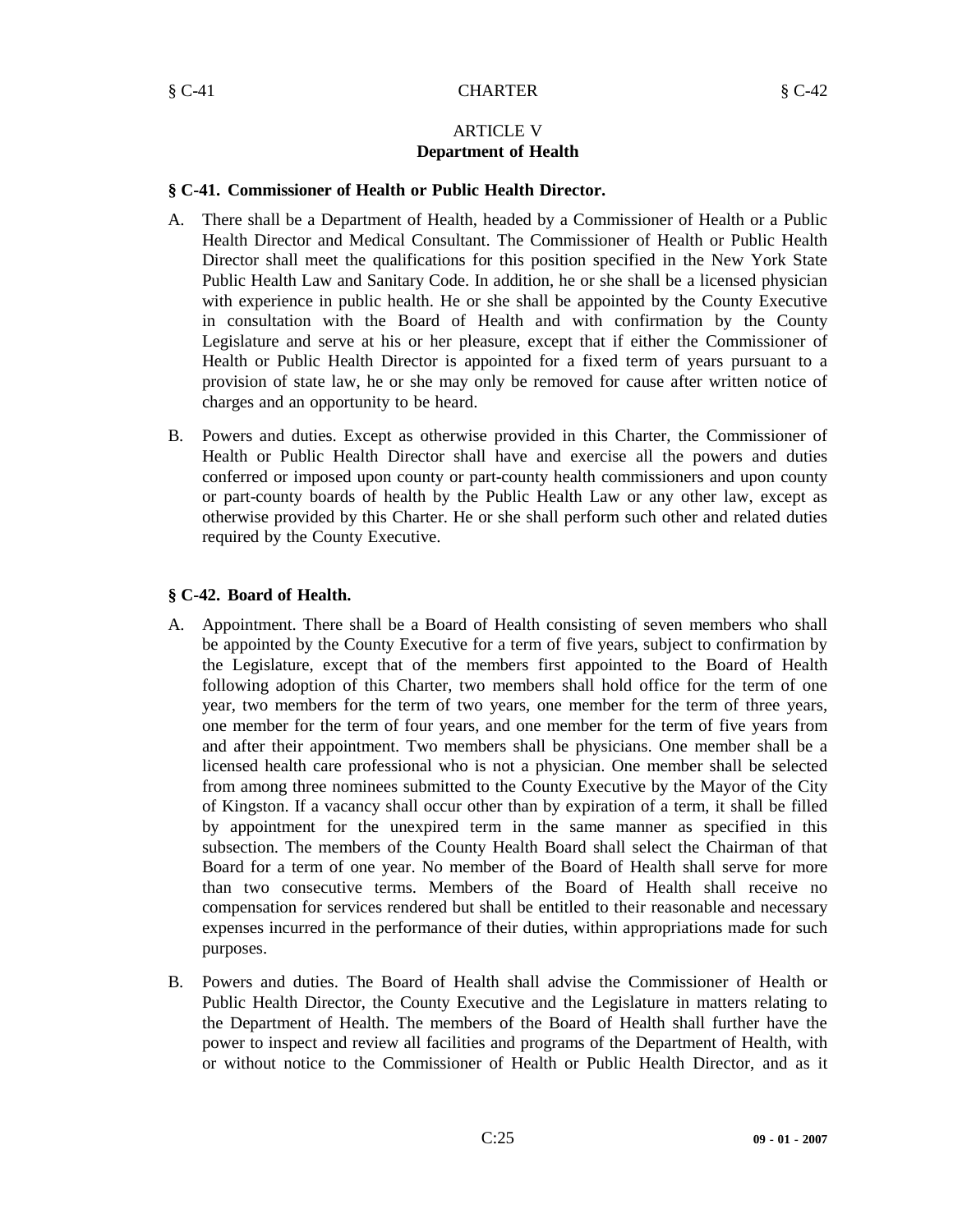## ARTICLE V
## Department of Health

### § C-41. Commissioner of Health or Public Health Director.

A. There shall be a Department of Health, headed by a Commissioner of Health or a Public Health Director and Medical Consultant. The Commissioner of Health or Public Health Director shall meet the qualifications for this position specified in the New York State Public Health Law and Sanitary Code. In addition, he or she shall be a licensed physician with experience in public health. He or she shall be appointed by the County Executive in consultation with the Board of Health and with confirmation by the County Legislature and serve at his or her pleasure, except that if either the Commissioner of Health or Public Health Director is appointed for a fixed term of years pursuant to a provision of state law, he or she may only be removed for cause after written notice of charges and an opportunity to be heard.

B. Powers and duties. Except as otherwise provided in this Charter, the Commissioner of Health or Public Health Director shall have and exercise all the powers and duties conferred or imposed upon county or part-county health commissioners and upon county or part-county boards of health by the Public Health Law or any other law, except as otherwise provided by this Charter. He or she shall perform such other and related duties required by the County Executive.

### § C-42. Board of Health.

A. Appointment. There shall be a Board of Health consisting of seven members who shall be appointed by the County Executive for a term of five years, subject to confirmation by the Legislature, except that of the members first appointed to the Board of Health following adoption of this Charter, two members shall hold office for the term of one year, two members for the term of two years, one member for the term of three years, one member for the term of four years, and one member for the term of five years from and after their appointment. Two members shall be physicians. One member shall be a licensed health care professional who is not a physician. One member shall be selected from among three nominees submitted to the County Executive by the Mayor of the City of Kingston. If a vacancy shall occur other than by expiration of a term, it shall be filled by appointment for the unexpired term in the same manner as specified in this subsection. The members of the County Health Board shall select the Chairman of that Board for a term of one year. No member of the Board of Health shall serve for more than two consecutive terms. Members of the Board of Health shall receive no compensation for services rendered but shall be entitled to their reasonable and necessary expenses incurred in the performance of their duties, within appropriations made for such purposes.

B. Powers and duties. The Board of Health shall advise the Commissioner of Health or Public Health Director, the County Executive and the Legislature in matters relating to the Department of Health. The members of the Board of Health shall further have the power to inspect and review all facilities and programs of the Department of Health, with or without notice to the Commissioner of Health or Public Health Director, and as it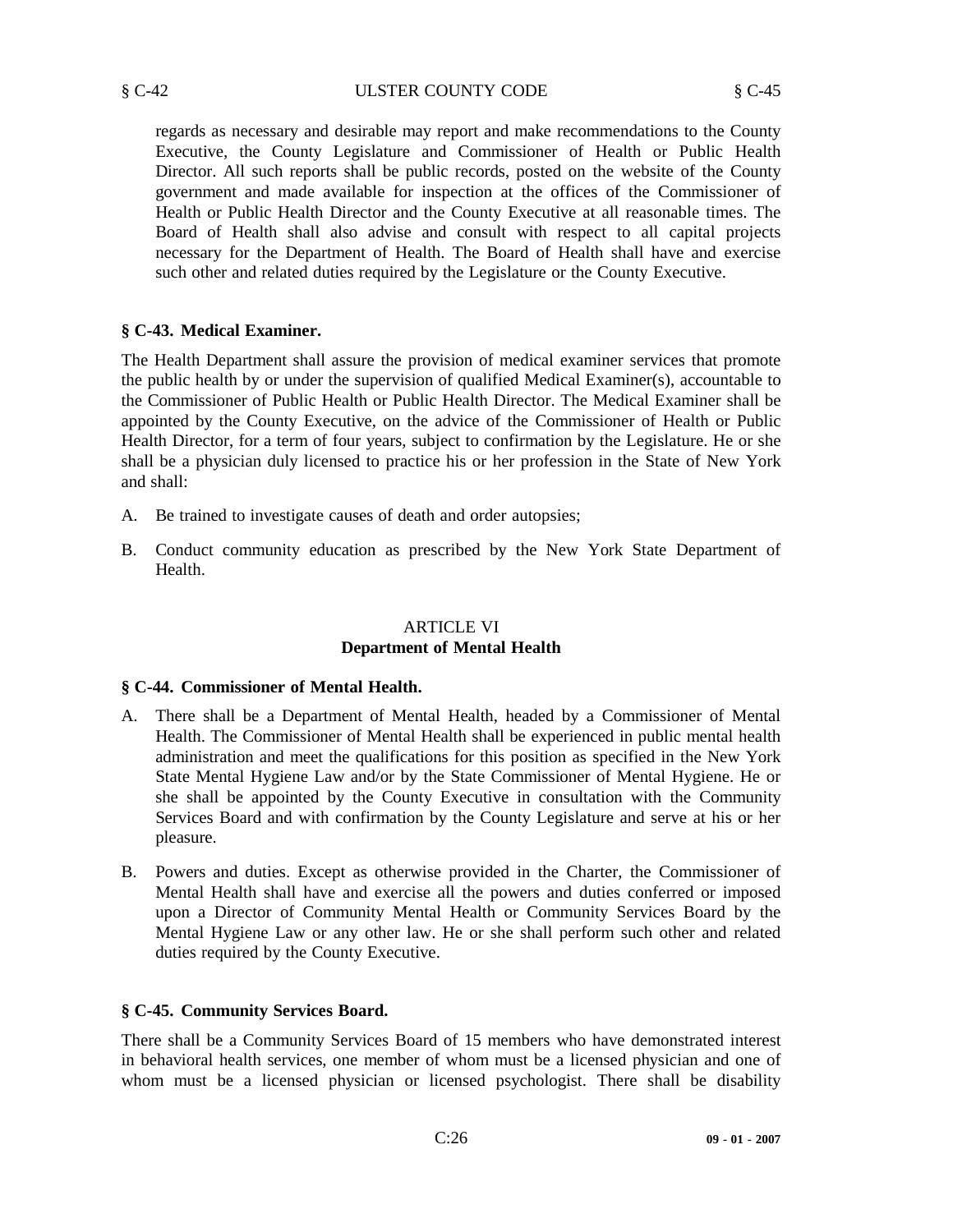regards as necessary and desirable may report and make recommendations to the County Executive, the County Legislature and Commissioner of Health or Public Health Director. All such reports shall be public records, posted on the website of the County government and made available for inspection at the offices of the Commissioner of Health or Public Health Director and the County Executive at all reasonable times. The Board of Health shall also advise and consult with respect to all capital projects necessary for the Department of Health. The Board of Health shall have and exercise such other and related duties required by the Legislature or the County Executive.

### § C-43. Medical Examiner.

The Health Department shall assure the provision of medical examiner services that promote the public health by or under the supervision of qualified Medical Examiner(s), accountable to the Commissioner of Public Health or Public Health Director. The Medical Examiner shall be appointed by the County Executive, on the advice of the Commissioner of Health or Public Health Director, for a term of four years, subject to confirmation by the Legislature. He or she shall be a physician duly licensed to practice his or her profession in the State of New York and shall:

A. Be trained to investigate causes of death and order autopsies;

B. Conduct community education as prescribed by the New York State Department of Health.

## ARTICLE VI
## Department of Mental Health

### § C-44. Commissioner of Mental Health.

A. There shall be a Department of Mental Health, headed by a Commissioner of Mental Health. The Commissioner of Mental Health shall be experienced in public mental health administration and meet the qualifications for this position as specified in the New York State Mental Hygiene Law and/or by the State Commissioner of Mental Hygiene. He or she shall be appointed by the County Executive in consultation with the Community Services Board and with confirmation by the County Legislature and serve at his or her pleasure.

B. Powers and duties. Except as otherwise provided in the Charter, the Commissioner of Mental Health shall have and exercise all the powers and duties conferred or imposed upon a Director of Community Mental Health or Community Services Board by the Mental Hygiene Law or any other law. He or she shall perform such other and related duties required by the County Executive.

### § C-45. Community Services Board.

There shall be a Community Services Board of 15 members who have demonstrated interest in behavioral health services, one member of whom must be a licensed physician and one of whom must be a licensed physician or licensed psychologist. There shall be disability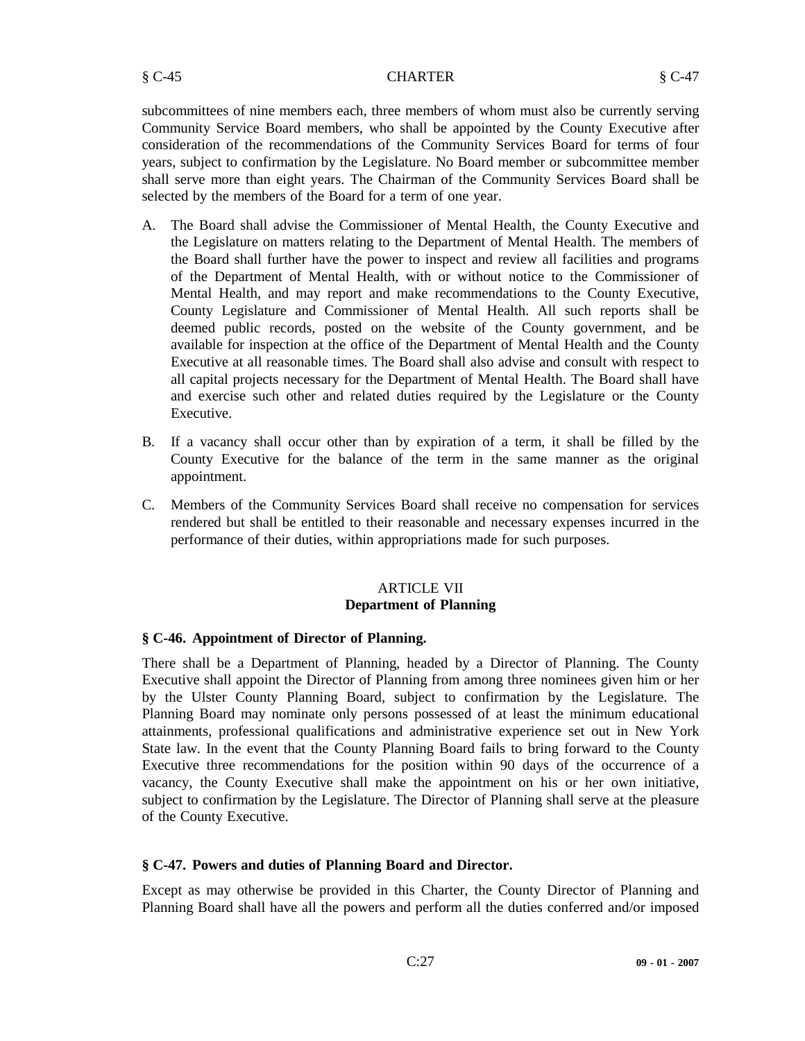subcommittees of nine members each, three members of whom must also be currently serving Community Service Board members, who shall be appointed by the County Executive after consideration of the recommendations of the Community Services Board for terms of four years, subject to confirmation by the Legislature. No Board member or subcommittee member shall serve more than eight years. The Chairman of the Community Services Board shall be selected by the members of the Board for a term of one year.

A. The Board shall advise the Commissioner of Mental Health, the County Executive and the Legislature on matters relating to the Department of Mental Health. The members of the Board shall further have the power to inspect and review all facilities and programs of the Department of Mental Health, with or without notice to the Commissioner of Mental Health, and may report and make recommendations to the County Executive, County Legislature and Commissioner of Mental Health. All such reports shall be deemed public records, posted on the website of the County government, and be available for inspection at the office of the Department of Mental Health and the County Executive at all reasonable times. The Board shall also advise and consult with respect to all capital projects necessary for the Department of Mental Health. The Board shall have and exercise such other and related duties required by the Legislature or the County Executive.

B. If a vacancy shall occur other than by expiration of a term, it shall be filled by the County Executive for the balance of the term in the same manner as the original appointment.

C. Members of the Community Services Board shall receive no compensation for services rendered but shall be entitled to their reasonable and necessary expenses incurred in the performance of their duties, within appropriations made for such purposes.

## ARTICLE VII
## Department of Planning

### § C-46. Appointment of Director of Planning.

There shall be a Department of Planning, headed by a Director of Planning. The County Executive shall appoint the Director of Planning from among three nominees given him or her by the Ulster County Planning Board, subject to confirmation by the Legislature. The Planning Board may nominate only persons possessed of at least the minimum educational attainments, professional qualifications and administrative experience set out in New York State law. In the event that the County Planning Board fails to bring forward to the County Executive three recommendations for the position within 90 days of the occurrence of a vacancy, the County Executive shall make the appointment on his or her own initiative, subject to confirmation by the Legislature. The Director of Planning shall serve at the pleasure of the County Executive.

### § C-47. Powers and duties of Planning Board and Director.

Except as may otherwise be provided in this Charter, the County Director of Planning and Planning Board shall have all the powers and perform all the duties conferred and/or imposed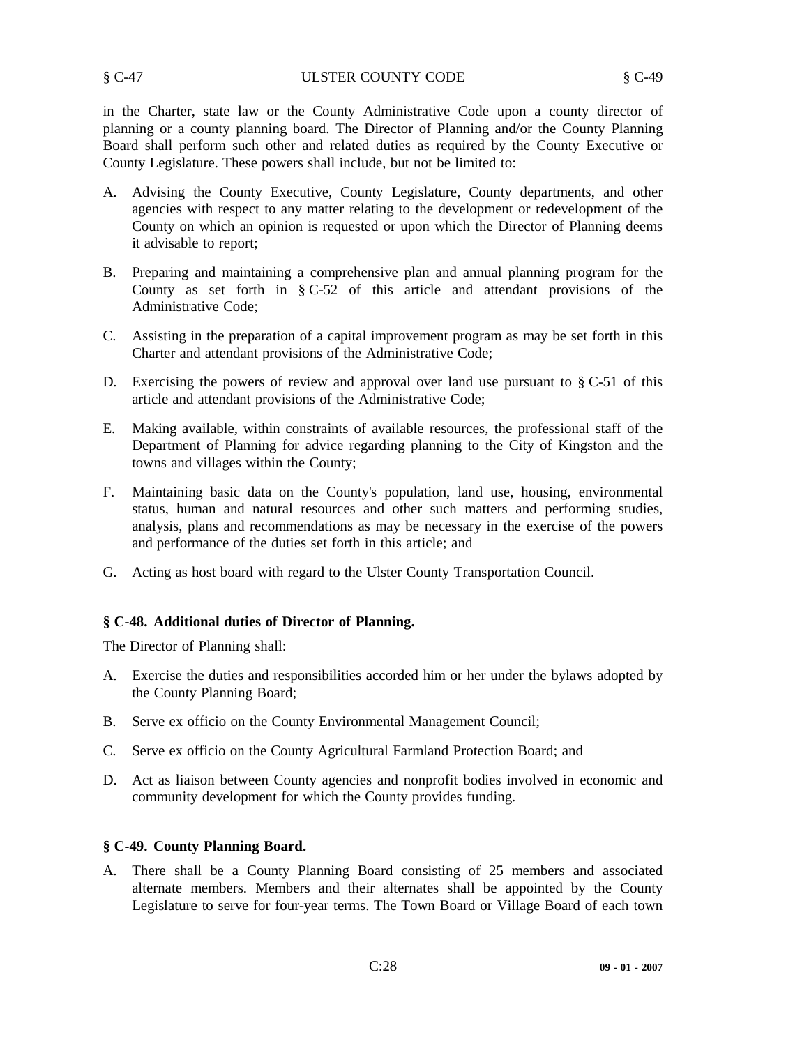in the Charter, state law or the County Administrative Code upon a county director of planning or a county planning board. The Director of Planning and/or the County Planning Board shall perform such other and related duties as required by the County Executive or County Legislature. These powers shall include, but not be limited to:

A. Advising the County Executive, County Legislature, County departments, and other agencies with respect to any matter relating to the development or redevelopment of the County on which an opinion is requested or upon which the Director of Planning deems it advisable to report;

B. Preparing and maintaining a comprehensive plan and annual planning program for the County as set forth in § C-52 of this article and attendant provisions of the Administrative Code;

C. Assisting in the preparation of a capital improvement program as may be set forth in this Charter and attendant provisions of the Administrative Code;

D. Exercising the powers of review and approval over land use pursuant to § C-51 of this article and attendant provisions of the Administrative Code;

E. Making available, within constraints of available resources, the professional staff of the Department of Planning for advice regarding planning to the City of Kingston and the towns and villages within the County;

F. Maintaining basic data on the County's population, land use, housing, environmental status, human and natural resources and other such matters and performing studies, analysis, plans and recommendations as may be necessary in the exercise of the powers and performance of the duties set forth in this article; and

G. Acting as host board with regard to the Ulster County Transportation Council.

**§ C-48. Additional duties of Director of Planning.**

The Director of Planning shall:

A. Exercise the duties and responsibilities accorded him or her under the bylaws adopted by the County Planning Board;

B. Serve ex officio on the County Environmental Management Council;

C. Serve ex officio on the County Agricultural Farmland Protection Board; and

D. Act as liaison between County agencies and nonprofit bodies involved in economic and community development for which the County provides funding.

**§ C-49. County Planning Board.**

A. There shall be a County Planning Board consisting of 25 members and associated alternate members. Members and their alternates shall be appointed by the County Legislature to serve for four-year terms. The Town Board or Village Board of each town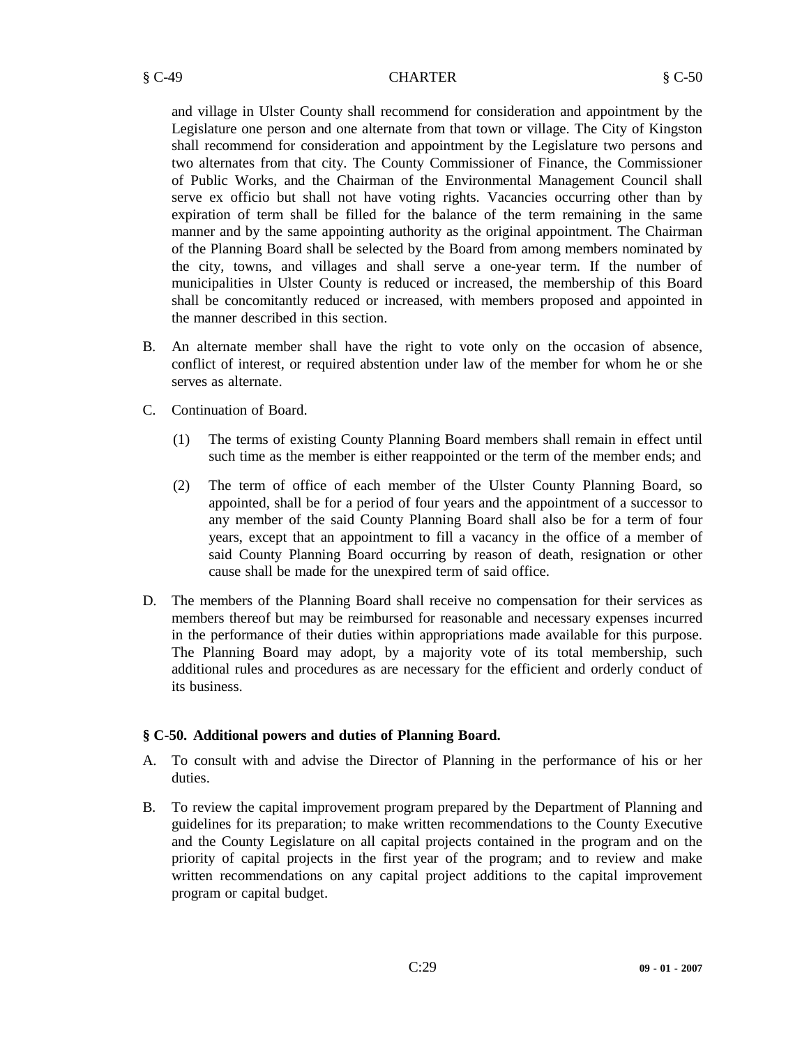and village in Ulster County shall recommend for consideration and appointment by the Legislature one person and one alternate from that town or village. The City of Kingston shall recommend for consideration and appointment by the Legislature two persons and two alternates from that city. The County Commissioner of Finance, the Commissioner of Public Works, and the Chairman of the Environmental Management Council shall serve ex officio but shall not have voting rights. Vacancies occurring other than by expiration of term shall be filled for the balance of the term remaining in the same manner and by the same appointing authority as the original appointment. The Chairman of the Planning Board shall be selected by the Board from among members nominated by the city, towns, and villages and shall serve a one-year term. If the number of municipalities in Ulster County is reduced or increased, the membership of this Board shall be concomitantly reduced or increased, with members proposed and appointed in the manner described in this section.

B. An alternate member shall have the right to vote only on the occasion of absence, conflict of interest, or required abstention under law of the member for whom he or she serves as alternate.

C. Continuation of Board.

   (1) The terms of existing County Planning Board members shall remain in effect until such time as the member is either reappointed or the term of the member ends; and

   (2) The term of office of each member of the Ulster County Planning Board, so appointed, shall be for a period of four years and the appointment of a successor to any member of the said County Planning Board shall also be for a term of four years, except that an appointment to fill a vacancy in the office of a member of said County Planning Board occurring by reason of death, resignation or other cause shall be made for the unexpired term of said office.

D. The members of the Planning Board shall receive no compensation for their services as members thereof but may be reimbursed for reasonable and necessary expenses incurred in the performance of their duties within appropriations made available for this purpose. The Planning Board may adopt, by a majority vote of its total membership, such additional rules and procedures as are necessary for the efficient and orderly conduct of its business.

### § C-50. Additional powers and duties of Planning Board.

A. To consult with and advise the Director of Planning in the performance of his or her duties.

B. To review the capital improvement program prepared by the Department of Planning and guidelines for its preparation; to make written recommendations to the County Executive and the County Legislature on all capital projects contained in the program and on the priority of capital projects in the first year of the program; and to review and make written recommendations on any capital project additions to the capital improvement program or capital budget.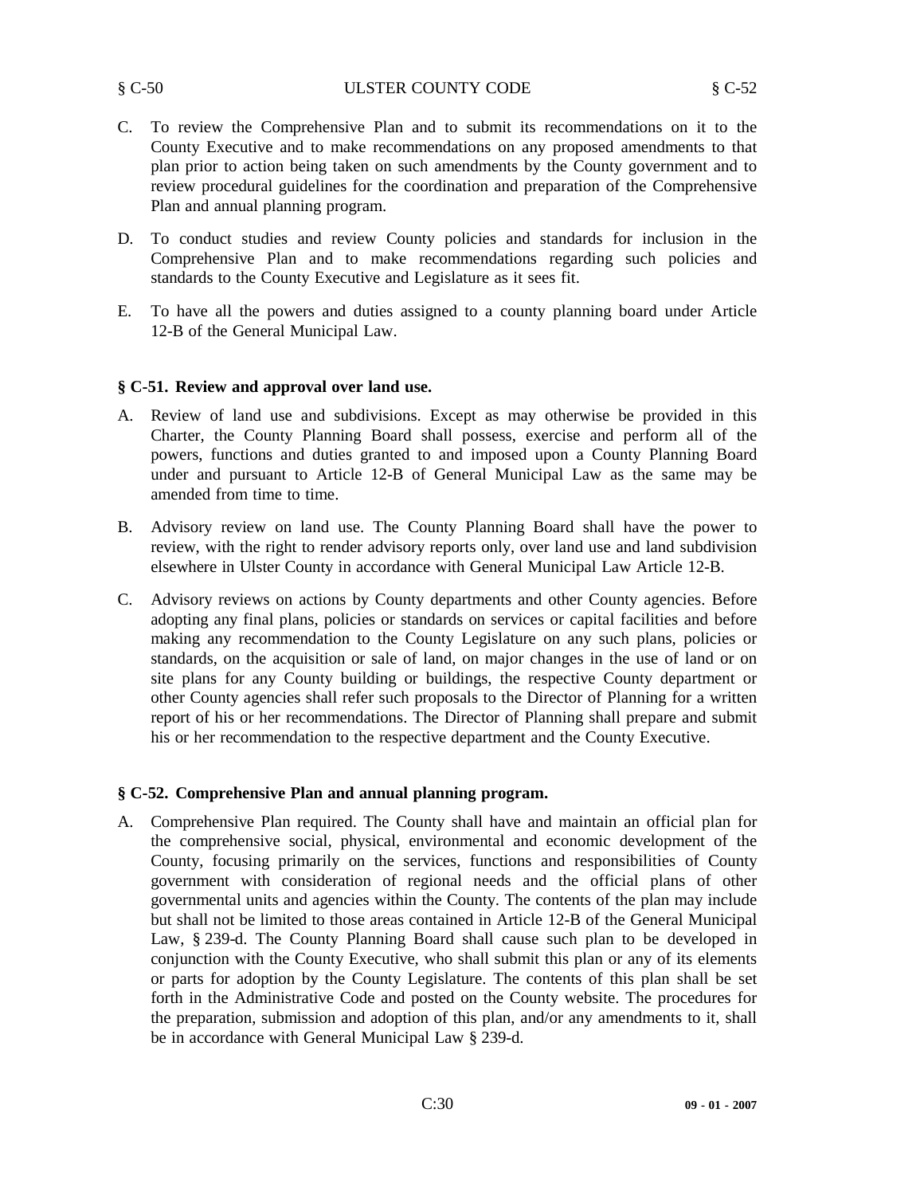C. To review the Comprehensive Plan and to submit its recommendations on it to the County Executive and to make recommendations on any proposed amendments to that plan prior to action being taken on such amendments by the County government and to review procedural guidelines for the coordination and preparation of the Comprehensive Plan and annual planning program.

D. To conduct studies and review County policies and standards for inclusion in the Comprehensive Plan and to make recommendations regarding such policies and standards to the County Executive and Legislature as it sees fit.

E. To have all the powers and duties assigned to a county planning board under Article 12-B of the General Municipal Law.

### § C-51. Review and approval over land use.

A. Review of land use and subdivisions. Except as may otherwise be provided in this Charter, the County Planning Board shall possess, exercise and perform all of the powers, functions and duties granted to and imposed upon a County Planning Board under and pursuant to Article 12-B of General Municipal Law as the same may be amended from time to time.

B. Advisory review on land use. The County Planning Board shall have the power to review, with the right to render advisory reports only, over land use and land subdivision elsewhere in Ulster County in accordance with General Municipal Law Article 12-B.

C. Advisory reviews on actions by County departments and other County agencies. Before adopting any final plans, policies or standards on services or capital facilities and before making any recommendation to the County Legislature on any such plans, policies or standards, on the acquisition or sale of land, on major changes in the use of land or on site plans for any County building or buildings, the respective County department or other County agencies shall refer such proposals to the Director of Planning for a written report of his or her recommendations. The Director of Planning shall prepare and submit his or her recommendation to the respective department and the County Executive.

### § C-52. Comprehensive Plan and annual planning program.

A. Comprehensive Plan required. The County shall have and maintain an official plan for the comprehensive social, physical, environmental and economic development of the County, focusing primarily on the services, functions and responsibilities of County government with consideration of regional needs and the official plans of other governmental units and agencies within the County. The contents of the plan may include but shall not be limited to those areas contained in Article 12-B of the General Municipal Law, § 239-d. The County Planning Board shall cause such plan to be developed in conjunction with the County Executive, who shall submit this plan or any of its elements or parts for adoption by the County Legislature. The contents of this plan shall be set forth in the Administrative Code and posted on the County website. The procedures for the preparation, submission and adoption of this plan, and/or any amendments to it, shall be in accordance with General Municipal Law § 239-d.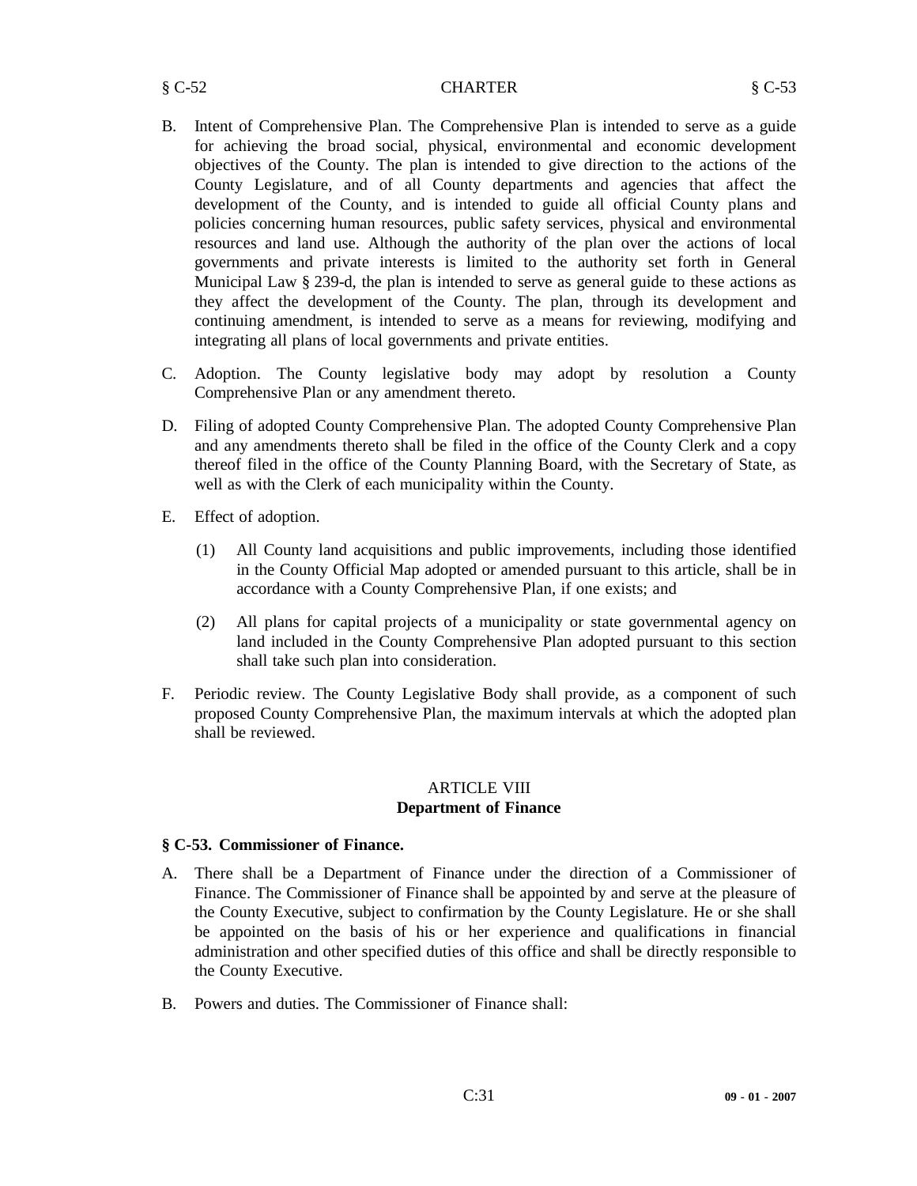B. Intent of Comprehensive Plan. The Comprehensive Plan is intended to serve as a guide for achieving the broad social, physical, environmental and economic development objectives of the County. The plan is intended to give direction to the actions of the County Legislature, and of all County departments and agencies that affect the development of the County, and is intended to guide all official County plans and policies concerning human resources, public safety services, physical and environmental resources and land use. Although the authority of the plan over the actions of local governments and private interests is limited to the authority set forth in General Municipal Law § 239-d, the plan is intended to serve as general guide to these actions as they affect the development of the County. The plan, through its development and continuing amendment, is intended to serve as a means for reviewing, modifying and integrating all plans of local governments and private entities.

C. Adoption. The County legislative body may adopt by resolution a County Comprehensive Plan or any amendment thereto.

D. Filing of adopted County Comprehensive Plan. The adopted County Comprehensive Plan and any amendments thereto shall be filed in the office of the County Clerk and a copy thereof filed in the office of the County Planning Board, with the Secretary of State, as well as with the Clerk of each municipality within the County.

E. Effect of adoption.

   (1) All County land acquisitions and public improvements, including those identified in the County Official Map adopted or amended pursuant to this article, shall be in accordance with a County Comprehensive Plan, if one exists; and

   (2) All plans for capital projects of a municipality or state governmental agency on land included in the County Comprehensive Plan adopted pursuant to this section shall take such plan into consideration.

F. Periodic review. The County Legislative Body shall provide, as a component of such proposed County Comprehensive Plan, the maximum intervals at which the adopted plan shall be reviewed.

## ARTICLE VIII
## Department of Finance

### § C-53. Commissioner of Finance.

A. There shall be a Department of Finance under the direction of a Commissioner of Finance. The Commissioner of Finance shall be appointed by and serve at the pleasure of the County Executive, subject to confirmation by the County Legislature. He or she shall be appointed on the basis of his or her experience and qualifications in financial administration and other specified duties of this office and shall be directly responsible to the County Executive.

B. Powers and duties. The Commissioner of Finance shall: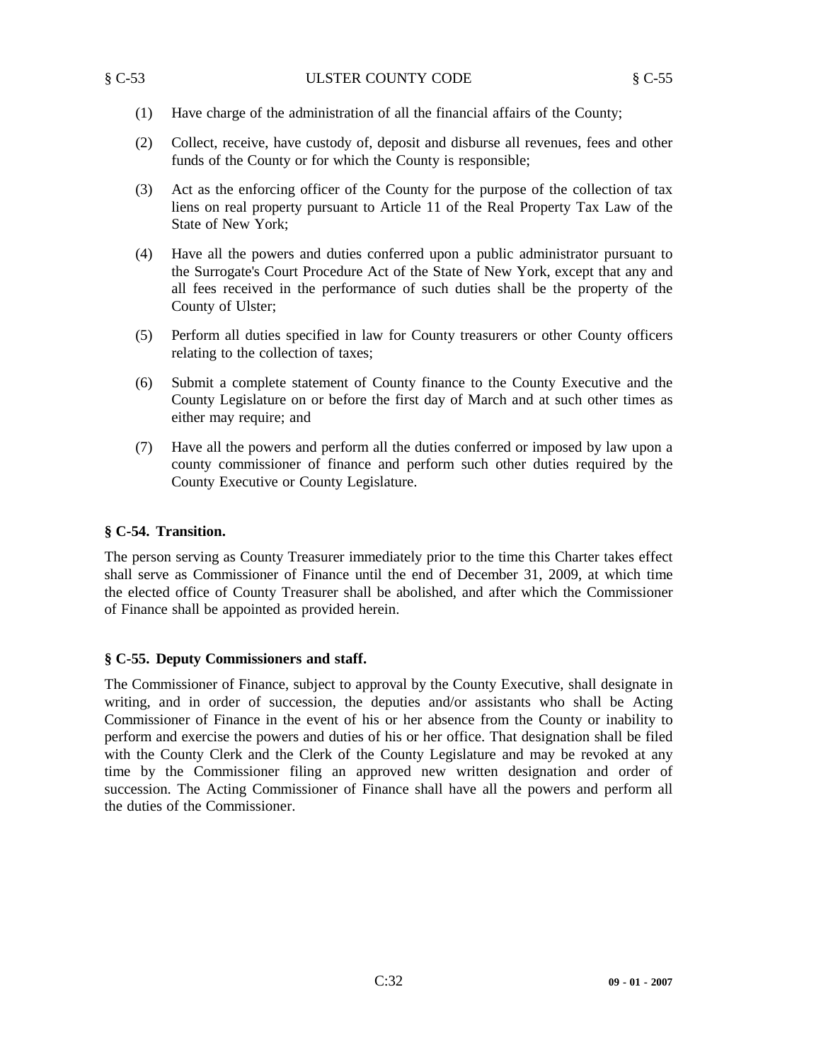(1) Have charge of the administration of all the financial affairs of the County;

(2) Collect, receive, have custody of, deposit and disburse all revenues, fees and other funds of the County or for which the County is responsible;

(3) Act as the enforcing officer of the County for the purpose of the collection of tax liens on real property pursuant to Article 11 of the Real Property Tax Law of the State of New York;

(4) Have all the powers and duties conferred upon a public administrator pursuant to the Surrogate's Court Procedure Act of the State of New York, except that any and all fees received in the performance of such duties shall be the property of the County of Ulster;

(5) Perform all duties specified in law for County treasurers or other County officers relating to the collection of taxes;

(6) Submit a complete statement of County finance to the County Executive and the County Legislature on or before the first day of March and at such other times as either may require; and

(7) Have all the powers and perform all the duties conferred or imposed by law upon a county commissioner of finance and perform such other duties required by the County Executive or County Legislature.

**§ C-54. Transition.**

The person serving as County Treasurer immediately prior to the time this Charter takes effect shall serve as Commissioner of Finance until the end of December 31, 2009, at which time the elected office of County Treasurer shall be abolished, and after which the Commissioner of Finance shall be appointed as provided herein.

**§ C-55. Deputy Commissioners and staff.**

The Commissioner of Finance, subject to approval by the County Executive, shall designate in writing, and in order of succession, the deputies and/or assistants who shall be Acting Commissioner of Finance in the event of his or her absence from the County or inability to perform and exercise the powers and duties of his or her office. That designation shall be filed with the County Clerk and the Clerk of the County Legislature and may be revoked at any time by the Commissioner filing an approved new written designation and order of succession. The Acting Commissioner of Finance shall have all the powers and perform all the duties of the Commissioner.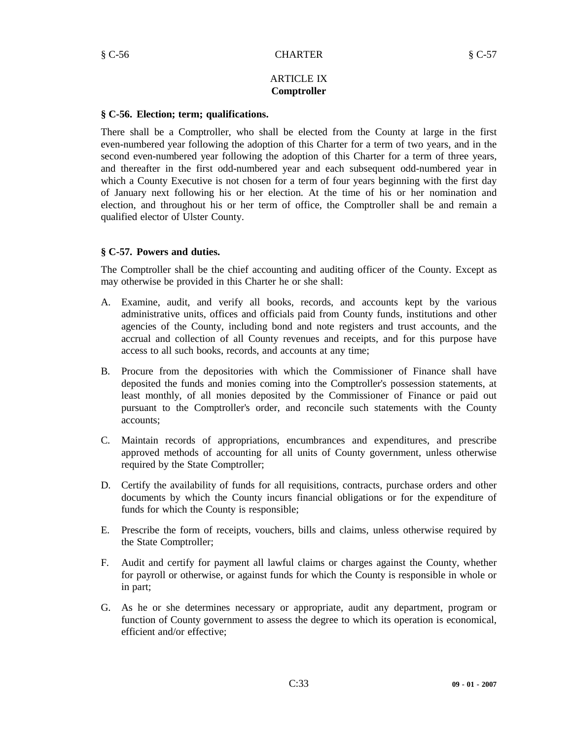## ARTICLE IX
## Comptroller

### § C-56. Election; term; qualifications.

There shall be a Comptroller, who shall be elected from the County at large in the first even-numbered year following the adoption of this Charter for a term of two years, and in the second even-numbered year following the adoption of this Charter for a term of three years, and thereafter in the first odd-numbered year and each subsequent odd-numbered year in which a County Executive is not chosen for a term of four years beginning with the first day of January next following his or her election. At the time of his or her nomination and election, and throughout his or her term of office, the Comptroller shall be and remain a qualified elector of Ulster County.

### § C-57. Powers and duties.

The Comptroller shall be the chief accounting and auditing officer of the County. Except as may otherwise be provided in this Charter he or she shall:

A. Examine, audit, and verify all books, records, and accounts kept by the various administrative units, offices and officials paid from County funds, institutions and other agencies of the County, including bond and note registers and trust accounts, and the accrual and collection of all County revenues and receipts, and for this purpose have access to all such books, records, and accounts at any time;

B. Procure from the depositories with which the Commissioner of Finance shall have deposited the funds and monies coming into the Comptroller's possession statements, at least monthly, of all monies deposited by the Commissioner of Finance or paid out pursuant to the Comptroller's order, and reconcile such statements with the County accounts;

C. Maintain records of appropriations, encumbrances and expenditures, and prescribe approved methods of accounting for all units of County government, unless otherwise required by the State Comptroller;

D. Certify the availability of funds for all requisitions, contracts, purchase orders and other documents by which the County incurs financial obligations or for the expenditure of funds for which the County is responsible;

E. Prescribe the form of receipts, vouchers, bills and claims, unless otherwise required by the State Comptroller;

F. Audit and certify for payment all lawful claims or charges against the County, whether for payroll or otherwise, or against funds for which the County is responsible in whole or in part;

G. As he or she determines necessary or appropriate, audit any department, program or function of County government to assess the degree to which its operation is economical, efficient and/or effective;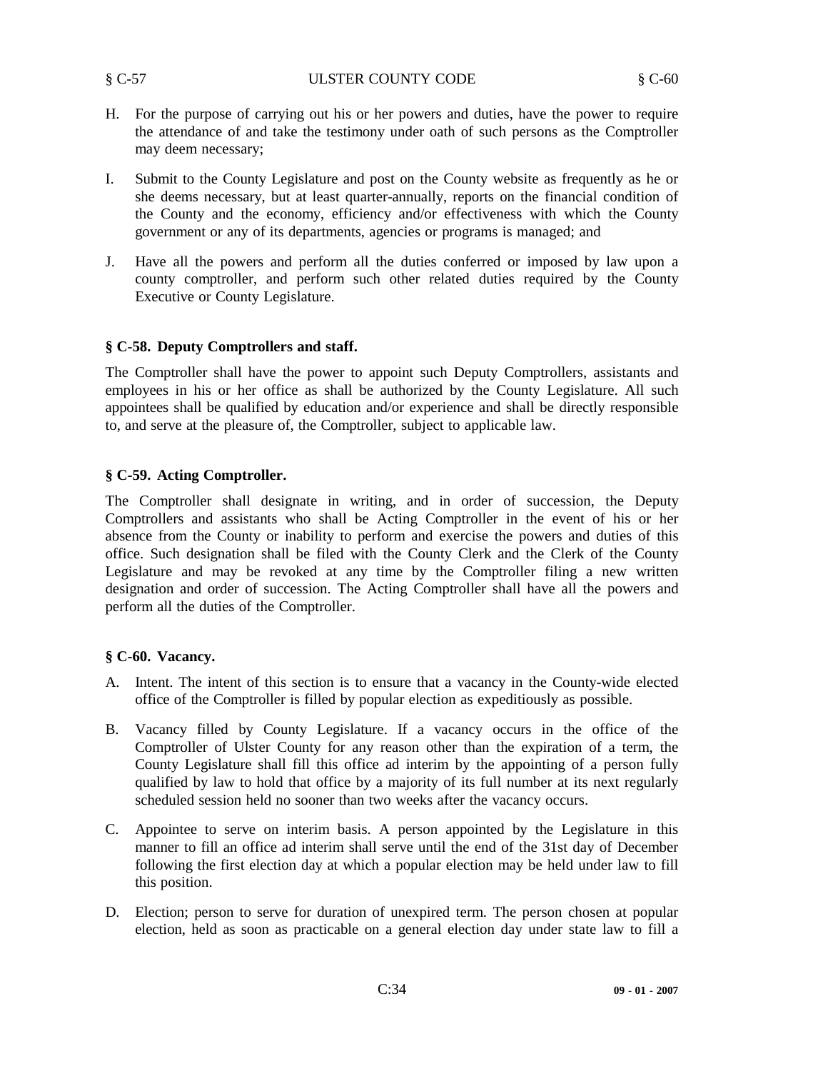H. For the purpose of carrying out his or her powers and duties, have the power to require the attendance of and take the testimony under oath of such persons as the Comptroller may deem necessary;

I. Submit to the County Legislature and post on the County website as frequently as he or she deems necessary, but at least quarter-annually, reports on the financial condition of the County and the economy, efficiency and/or effectiveness with which the County government or any of its departments, agencies or programs is managed; and

J. Have all the powers and perform all the duties conferred or imposed by law upon a county comptroller, and perform such other related duties required by the County Executive or County Legislature.

### § C-58. Deputy Comptrollers and staff.

The Comptroller shall have the power to appoint such Deputy Comptrollers, assistants and employees in his or her office as shall be authorized by the County Legislature. All such appointees shall be qualified by education and/or experience and shall be directly responsible to, and serve at the pleasure of, the Comptroller, subject to applicable law.

### § C-59. Acting Comptroller.

The Comptroller shall designate in writing, and in order of succession, the Deputy Comptrollers and assistants who shall be Acting Comptroller in the event of his or her absence from the County or inability to perform and exercise the powers and duties of this office. Such designation shall be filed with the County Clerk and the Clerk of the County Legislature and may be revoked at any time by the Comptroller filing a new written designation and order of succession. The Acting Comptroller shall have all the powers and perform all the duties of the Comptroller.

### § C-60. Vacancy.

A. Intent. The intent of this section is to ensure that a vacancy in the County-wide elected office of the Comptroller is filled by popular election as expeditiously as possible.

B. Vacancy filled by County Legislature. If a vacancy occurs in the office of the Comptroller of Ulster County for any reason other than the expiration of a term, the County Legislature shall fill this office ad interim by the appointing of a person fully qualified by law to hold that office by a majority of its full number at its next regularly scheduled session held no sooner than two weeks after the vacancy occurs.

C. Appointee to serve on interim basis. A person appointed by the Legislature in this manner to fill an office ad interim shall serve until the end of the 31st day of December following the first election day at which a popular election may be held under law to fill this position.

D. Election; person to serve for duration of unexpired term. The person chosen at popular election, held as soon as practicable on a general election day under state law to fill a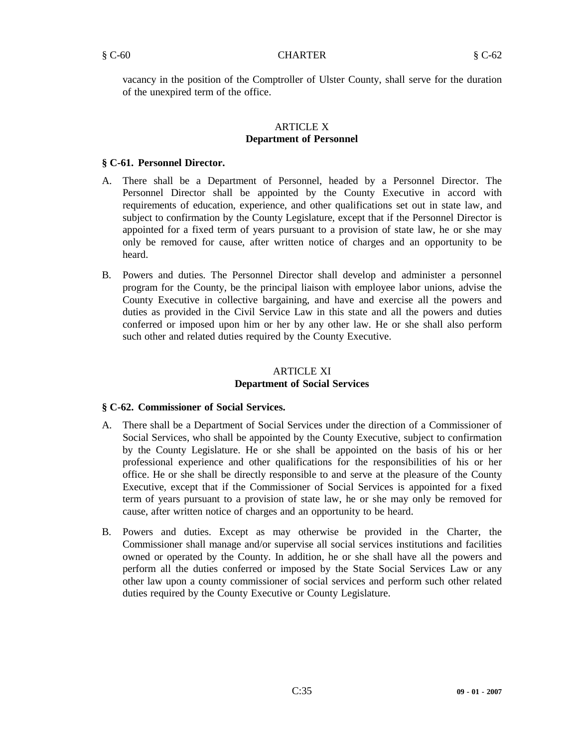vacancy in the position of the Comptroller of Ulster County, shall serve for the duration of the unexpired term of the office.

## ARTICLE X
## Department of Personnel

### § C-61. Personnel Director.

A. There shall be a Department of Personnel, headed by a Personnel Director. The Personnel Director shall be appointed by the County Executive in accord with requirements of education, experience, and other qualifications set out in state law, and subject to confirmation by the County Legislature, except that if the Personnel Director is appointed for a fixed term of years pursuant to a provision of state law, he or she may only be removed for cause, after written notice of charges and an opportunity to be heard.

B. Powers and duties. The Personnel Director shall develop and administer a personnel program for the County, be the principal liaison with employee labor unions, advise the County Executive in collective bargaining, and have and exercise all the powers and duties as provided in the Civil Service Law in this state and all the powers and duties conferred or imposed upon him or her by any other law. He or she shall also perform such other and related duties required by the County Executive.

## ARTICLE XI
## Department of Social Services

### § C-62. Commissioner of Social Services.

A. There shall be a Department of Social Services under the direction of a Commissioner of Social Services, who shall be appointed by the County Executive, subject to confirmation by the County Legislature. He or she shall be appointed on the basis of his or her professional experience and other qualifications for the responsibilities of his or her office. He or she shall be directly responsible to and serve at the pleasure of the County Executive, except that if the Commissioner of Social Services is appointed for a fixed term of years pursuant to a provision of state law, he or she may only be removed for cause, after written notice of charges and an opportunity to be heard.

B. Powers and duties. Except as may otherwise be provided in the Charter, the Commissioner shall manage and/or supervise all social services institutions and facilities owned or operated by the County. In addition, he or she shall have all the powers and perform all the duties conferred or imposed by the State Social Services Law or any other law upon a county commissioner of social services and perform such other related duties required by the County Executive or County Legislature.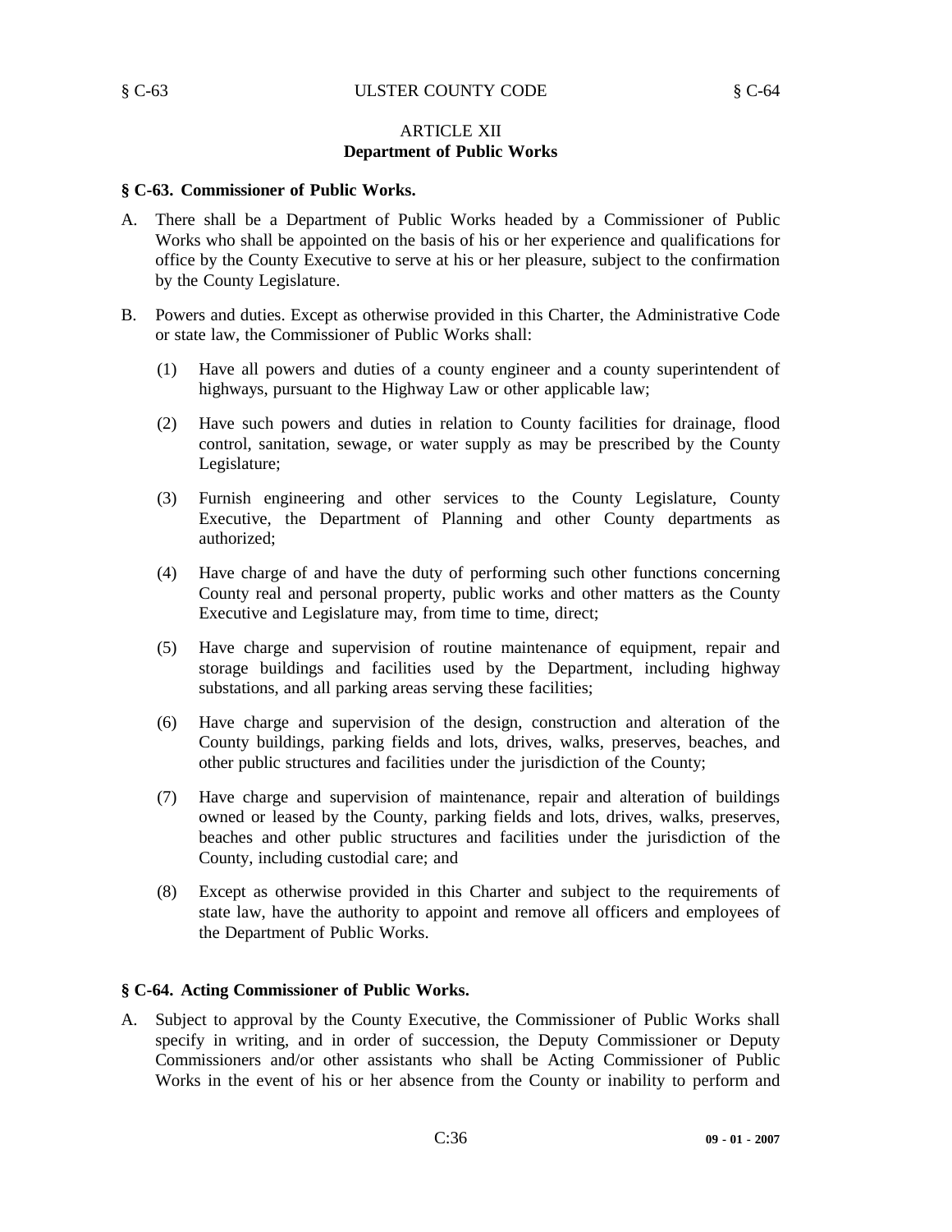## ARTICLE XII
## Department of Public Works

### § C-63. Commissioner of Public Works.

A. There shall be a Department of Public Works headed by a Commissioner of Public Works who shall be appointed on the basis of his or her experience and qualifications for office by the County Executive to serve at his or her pleasure, subject to the confirmation by the County Legislature.

B. Powers and duties. Except as otherwise provided in this Charter, the Administrative Code or state law, the Commissioner of Public Works shall:

   (1) Have all powers and duties of a county engineer and a county superintendent of highways, pursuant to the Highway Law or other applicable law;

   (2) Have such powers and duties in relation to County facilities for drainage, flood control, sanitation, sewage, or water supply as may be prescribed by the County Legislature;

   (3) Furnish engineering and other services to the County Legislature, County Executive, the Department of Planning and other County departments as authorized;

   (4) Have charge of and have the duty of performing such other functions concerning County real and personal property, public works and other matters as the County Executive and Legislature may, from time to time, direct;

   (5) Have charge and supervision of routine maintenance of equipment, repair and storage buildings and facilities used by the Department, including highway substations, and all parking areas serving these facilities;

   (6) Have charge and supervision of the design, construction and alteration of the County buildings, parking fields and lots, drives, walks, preserves, beaches, and other public structures and facilities under the jurisdiction of the County;

   (7) Have charge and supervision of maintenance, repair and alteration of buildings owned or leased by the County, parking fields and lots, drives, walks, preserves, beaches and other public structures and facilities under the jurisdiction of the County, including custodial care; and

   (8) Except as otherwise provided in this Charter and subject to the requirements of state law, have the authority to appoint and remove all officers and employees of the Department of Public Works.

### § C-64. Acting Commissioner of Public Works.

A. Subject to approval by the County Executive, the Commissioner of Public Works shall specify in writing, and in order of succession, the Deputy Commissioner or Deputy Commissioners and/or other assistants who shall be Acting Commissioner of Public Works in the event of his or her absence from the County or inability to perform and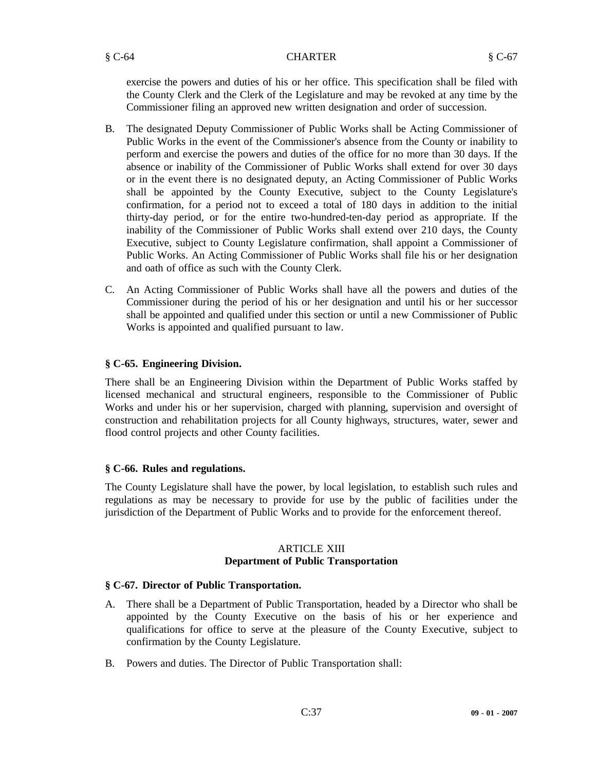exercise the powers and duties of his or her office. This specification shall be filed with the County Clerk and the Clerk of the Legislature and may be revoked at any time by the Commissioner filing an approved new written designation and order of succession.

B. The designated Deputy Commissioner of Public Works shall be Acting Commissioner of Public Works in the event of the Commissioner's absence from the County or inability to perform and exercise the powers and duties of the office for no more than 30 days. If the absence or inability of the Commissioner of Public Works shall extend for over 30 days or in the event there is no designated deputy, an Acting Commissioner of Public Works shall be appointed by the County Executive, subject to the County Legislature's confirmation, for a period not to exceed a total of 180 days in addition to the initial thirty-day period, or for the entire two-hundred-ten-day period as appropriate. If the inability of the Commissioner of Public Works shall extend over 210 days, the County Executive, subject to County Legislature confirmation, shall appoint a Commissioner of Public Works. An Acting Commissioner of Public Works shall file his or her designation and oath of office as such with the County Clerk.

C. An Acting Commissioner of Public Works shall have all the powers and duties of the Commissioner during the period of his or her designation and until his or her successor shall be appointed and qualified under this section or until a new Commissioner of Public Works is appointed and qualified pursuant to law.

### § C-65. Engineering Division.

There shall be an Engineering Division within the Department of Public Works staffed by licensed mechanical and structural engineers, responsible to the Commissioner of Public Works and under his or her supervision, charged with planning, supervision and oversight of construction and rehabilitation projects for all County highways, structures, water, sewer and flood control projects and other County facilities.

### § C-66. Rules and regulations.

The County Legislature shall have the power, by local legislation, to establish such rules and regulations as may be necessary to provide for use by the public of facilities under the jurisdiction of the Department of Public Works and to provide for the enforcement thereof.

## ARTICLE XIII
## Department of Public Transportation

### § C-67. Director of Public Transportation.

A. There shall be a Department of Public Transportation, headed by a Director who shall be appointed by the County Executive on the basis of his or her experience and qualifications for office to serve at the pleasure of the County Executive, subject to confirmation by the County Legislature.

B. Powers and duties. The Director of Public Transportation shall: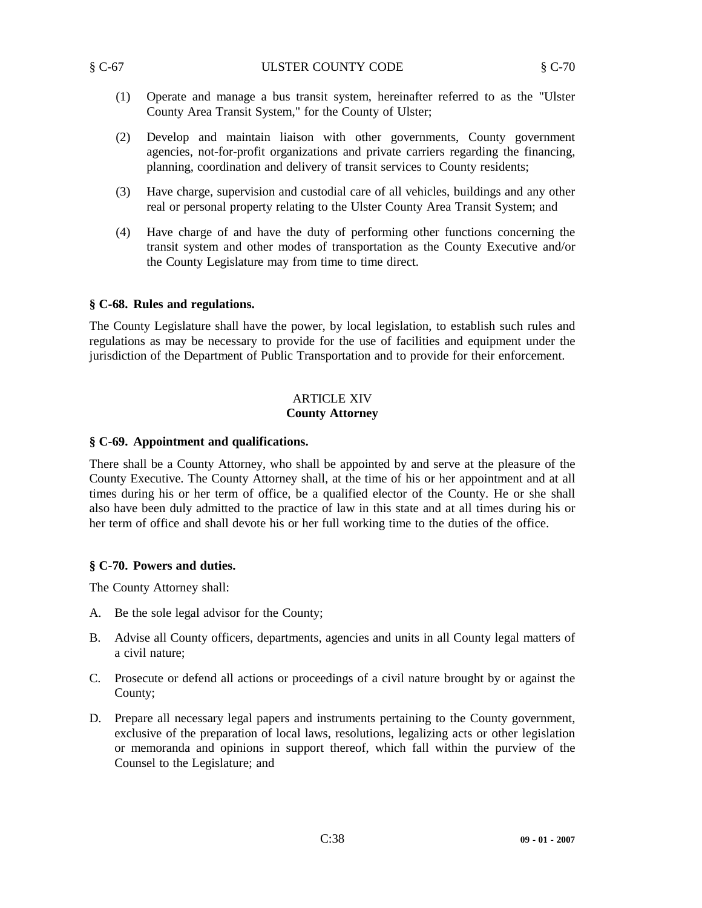(1) Operate and manage a bus transit system, hereinafter referred to as the "Ulster County Area Transit System," for the County of Ulster;

(2) Develop and maintain liaison with other governments, County government agencies, not-for-profit organizations and private carriers regarding the financing, planning, coordination and delivery of transit services to County residents;

(3) Have charge, supervision and custodial care of all vehicles, buildings and any other real or personal property relating to the Ulster County Area Transit System; and

(4) Have charge of and have the duty of performing other functions concerning the transit system and other modes of transportation as the County Executive and/or the County Legislature may from time to time direct.

### § C-68. Rules and regulations.

The County Legislature shall have the power, by local legislation, to establish such rules and regulations as may be necessary to provide for the use of facilities and equipment under the jurisdiction of the Department of Public Transportation and to provide for their enforcement.

## ARTICLE XIV
## County Attorney

### § C-69. Appointment and qualifications.

There shall be a County Attorney, who shall be appointed by and serve at the pleasure of the County Executive. The County Attorney shall, at the time of his or her appointment and at all times during his or her term of office, be a qualified elector of the County. He or she shall also have been duly admitted to the practice of law in this state and at all times during his or her term of office and shall devote his or her full working time to the duties of the office.

### § C-70. Powers and duties.

The County Attorney shall:

A. Be the sole legal advisor for the County;

B. Advise all County officers, departments, agencies and units in all County legal matters of a civil nature;

C. Prosecute or defend all actions or proceedings of a civil nature brought by or against the County;

D. Prepare all necessary legal papers and instruments pertaining to the County government, exclusive of the preparation of local laws, resolutions, legalizing acts or other legislation or memoranda and opinions in support thereof, which fall within the purview of the Counsel to the Legislature; and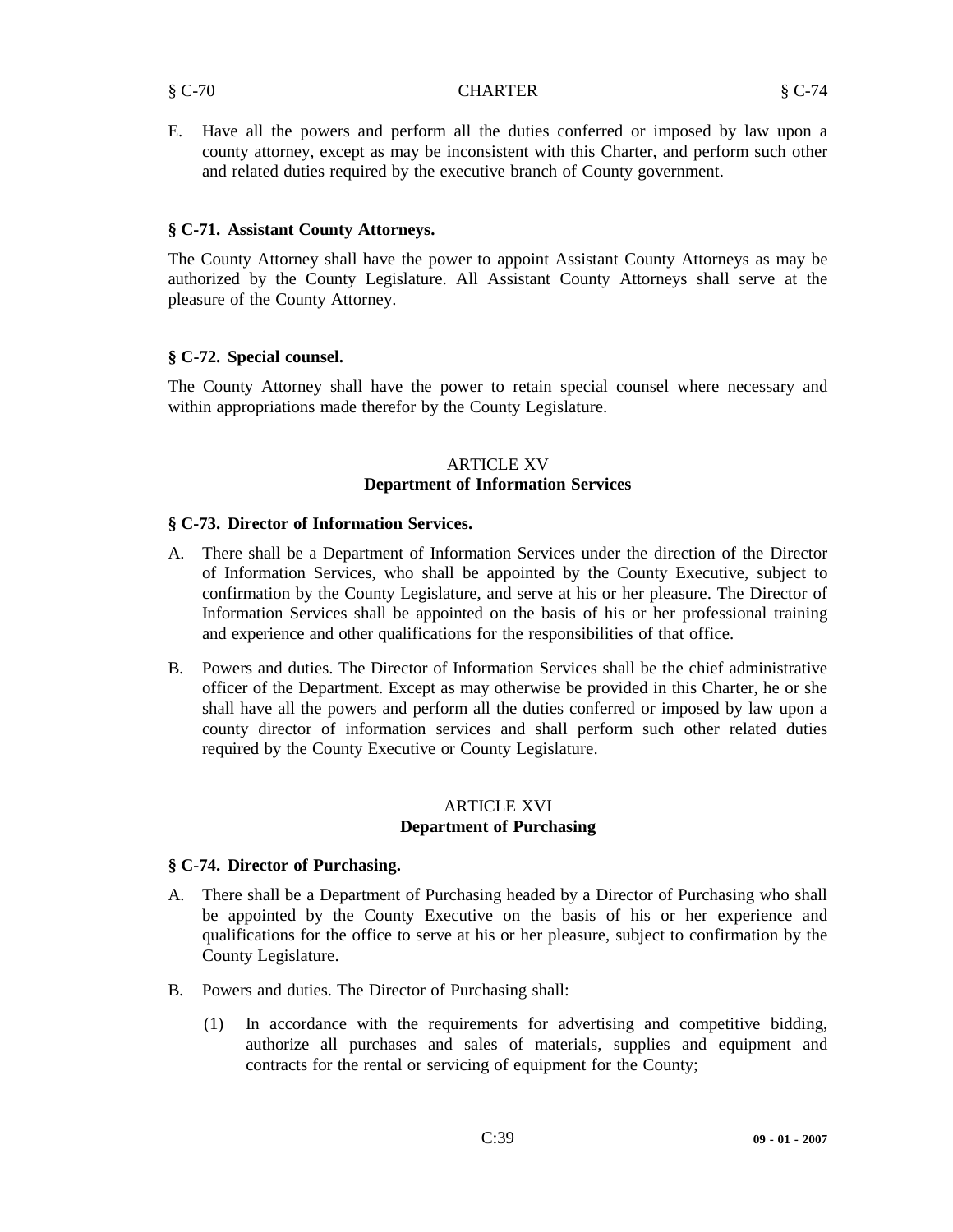E. Have all the powers and perform all the duties conferred or imposed by law upon a county attorney, except as may be inconsistent with this Charter, and perform such other and related duties required by the executive branch of County government.

### § C-71. Assistant County Attorneys.

The County Attorney shall have the power to appoint Assistant County Attorneys as may be authorized by the County Legislature. All Assistant County Attorneys shall serve at the pleasure of the County Attorney.

### § C-72. Special counsel.

The County Attorney shall have the power to retain special counsel where necessary and within appropriations made therefor by the County Legislature.

## ARTICLE XV
## Department of Information Services

### § C-73. Director of Information Services.

A. There shall be a Department of Information Services under the direction of the Director of Information Services, who shall be appointed by the County Executive, subject to confirmation by the County Legislature, and serve at his or her pleasure. The Director of Information Services shall be appointed on the basis of his or her professional training and experience and other qualifications for the responsibilities of that office.

B. Powers and duties. The Director of Information Services shall be the chief administrative officer of the Department. Except as may otherwise be provided in this Charter, he or she shall have all the powers and perform all the duties conferred or imposed by law upon a county director of information services and shall perform such other related duties required by the County Executive or County Legislature.

## ARTICLE XVI
## Department of Purchasing

### § C-74. Director of Purchasing.

A. There shall be a Department of Purchasing headed by a Director of Purchasing who shall be appointed by the County Executive on the basis of his or her experience and qualifications for the office to serve at his or her pleasure, subject to confirmation by the County Legislature.

B. Powers and duties. The Director of Purchasing shall:

   (1) In accordance with the requirements for advertising and competitive bidding, authorize all purchases and sales of materials, supplies and equipment and contracts for the rental or servicing of equipment for the County;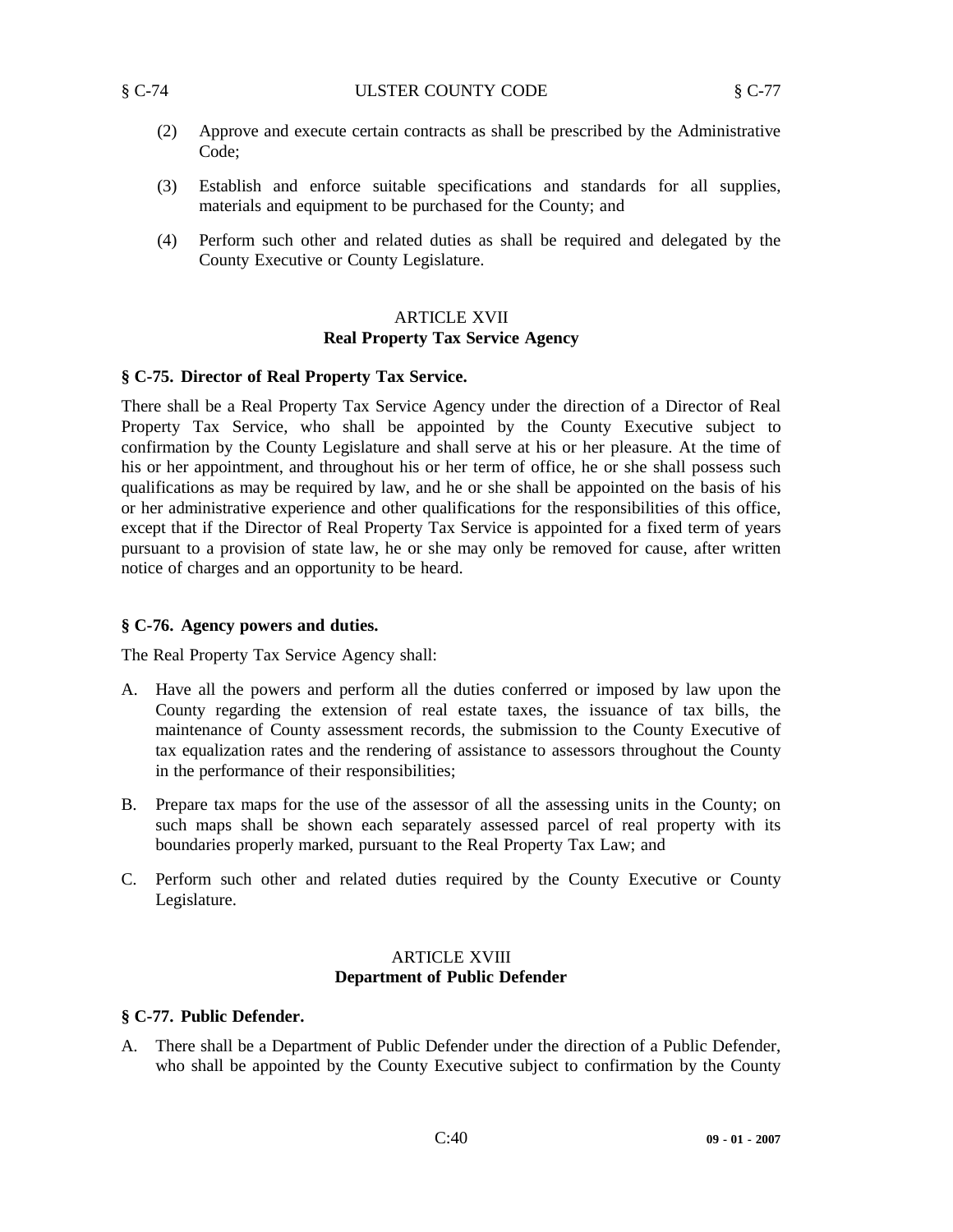(2) Approve and execute certain contracts as shall be prescribed by the Administrative Code;

(3) Establish and enforce suitable specifications and standards for all supplies, materials and equipment to be purchased for the County; and

(4) Perform such other and related duties as shall be required and delegated by the County Executive or County Legislature.

## ARTICLE XVII
## Real Property Tax Service Agency

### § C-75. Director of Real Property Tax Service.

There shall be a Real Property Tax Service Agency under the direction of a Director of Real Property Tax Service, who shall be appointed by the County Executive subject to confirmation by the County Legislature and shall serve at his or her pleasure. At the time of his or her appointment, and throughout his or her term of office, he or she shall possess such qualifications as may be required by law, and he or she shall be appointed on the basis of his or her administrative experience and other qualifications for the responsibilities of this office, except that if the Director of Real Property Tax Service is appointed for a fixed term of years pursuant to a provision of state law, he or she may only be removed for cause, after written notice of charges and an opportunity to be heard.

### § C-76. Agency powers and duties.

The Real Property Tax Service Agency shall:

A. Have all the powers and perform all the duties conferred or imposed by law upon the County regarding the extension of real estate taxes, the issuance of tax bills, the maintenance of County assessment records, the submission to the County Executive of tax equalization rates and the rendering of assistance to assessors throughout the County in the performance of their responsibilities;

B. Prepare tax maps for the use of the assessor of all the assessing units in the County; on such maps shall be shown each separately assessed parcel of real property with its boundaries properly marked, pursuant to the Real Property Tax Law; and

C. Perform such other and related duties required by the County Executive or County Legislature.

## ARTICLE XVIII
## Department of Public Defender

### § C-77. Public Defender.

A. There shall be a Department of Public Defender under the direction of a Public Defender, who shall be appointed by the County Executive subject to confirmation by the County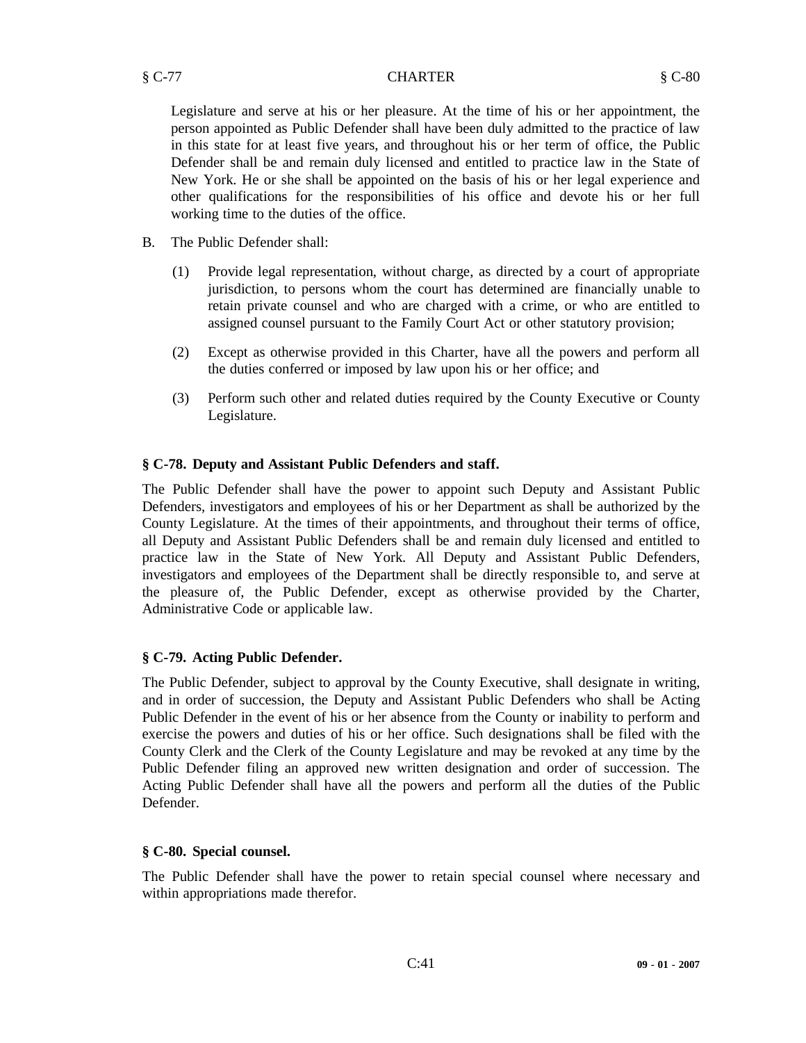Legislature and serve at his or her pleasure. At the time of his or her appointment, the person appointed as Public Defender shall have been duly admitted to the practice of law in this state for at least five years, and throughout his or her term of office, the Public Defender shall be and remain duly licensed and entitled to practice law in the State of New York. He or she shall be appointed on the basis of his or her legal experience and other qualifications for the responsibilities of his office and devote his or her full working time to the duties of the office.

B. The Public Defender shall:

(1) Provide legal representation, without charge, as directed by a court of appropriate jurisdiction, to persons whom the court has determined are financially unable to retain private counsel and who are charged with a crime, or who are entitled to assigned counsel pursuant to the Family Court Act or other statutory provision;

(2) Except as otherwise provided in this Charter, have all the powers and perform all the duties conferred or imposed by law upon his or her office; and

(3) Perform such other and related duties required by the County Executive or County Legislature.

### § C-78. Deputy and Assistant Public Defenders and staff.

The Public Defender shall have the power to appoint such Deputy and Assistant Public Defenders, investigators and employees of his or her Department as shall be authorized by the County Legislature. At the times of their appointments, and throughout their terms of office, all Deputy and Assistant Public Defenders shall be and remain duly licensed and entitled to practice law in the State of New York. All Deputy and Assistant Public Defenders, investigators and employees of the Department shall be directly responsible to, and serve at the pleasure of, the Public Defender, except as otherwise provided by the Charter, Administrative Code or applicable law.

### § C-79. Acting Public Defender.

The Public Defender, subject to approval by the County Executive, shall designate in writing, and in order of succession, the Deputy and Assistant Public Defenders who shall be Acting Public Defender in the event of his or her absence from the County or inability to perform and exercise the powers and duties of his or her office. Such designations shall be filed with the County Clerk and the Clerk of the County Legislature and may be revoked at any time by the Public Defender filing an approved new written designation and order of succession. The Acting Public Defender shall have all the powers and perform all the duties of the Public Defender.

### § C-80. Special counsel.

The Public Defender shall have the power to retain special counsel where necessary and within appropriations made therefor.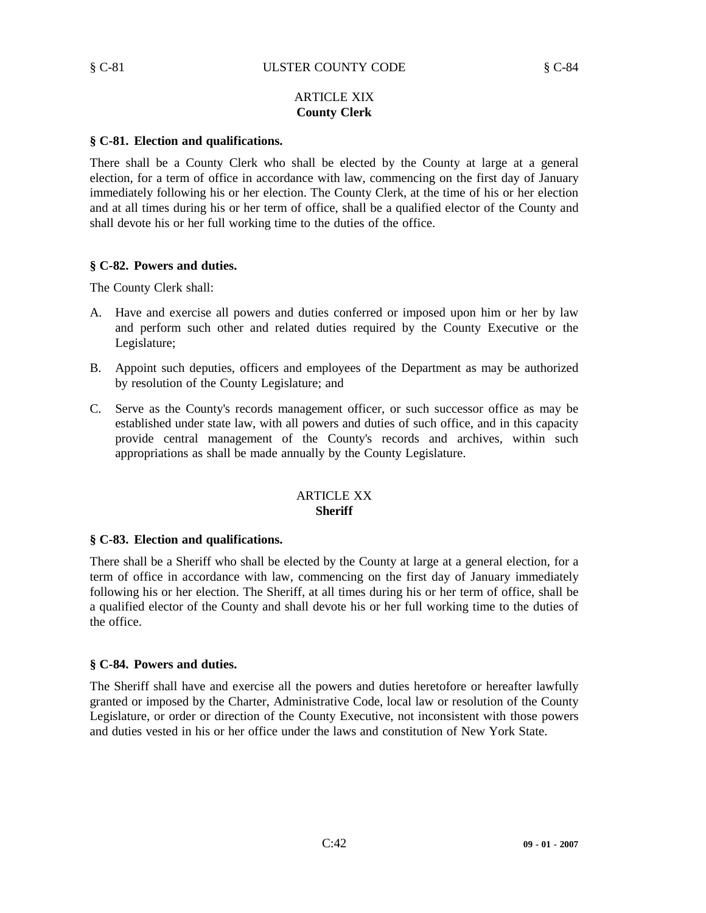## ARTICLE XIX
## County Clerk

### § C-81. Election and qualifications.

There shall be a County Clerk who shall be elected by the County at large at a general election, for a term of office in accordance with law, commencing on the first day of January immediately following his or her election. The County Clerk, at the time of his or her election and at all times during his or her term of office, shall be a qualified elector of the County and shall devote his or her full working time to the duties of the office.

### § C-82. Powers and duties.

The County Clerk shall:

A. Have and exercise all powers and duties conferred or imposed upon him or her by law and perform such other and related duties required by the County Executive or the Legislature;

B. Appoint such deputies, officers and employees of the Department as may be authorized by resolution of the County Legislature; and

C. Serve as the County's records management officer, or such successor office as may be established under state law, with all powers and duties of such office, and in this capacity provide central management of the County's records and archives, within such appropriations as shall be made annually by the County Legislature.

## ARTICLE XX
## Sheriff

### § C-83. Election and qualifications.

There shall be a Sheriff who shall be elected by the County at large at a general election, for a term of office in accordance with law, commencing on the first day of January immediately following his or her election. The Sheriff, at all times during his or her term of office, shall be a qualified elector of the County and shall devote his or her full working time to the duties of the office.

### § C-84. Powers and duties.

The Sheriff shall have and exercise all the powers and duties heretofore or hereafter lawfully granted or imposed by the Charter, Administrative Code, local law or resolution of the County Legislature, or order or direction of the County Executive, not inconsistent with those powers and duties vested in his or her office under the laws and constitution of New York State.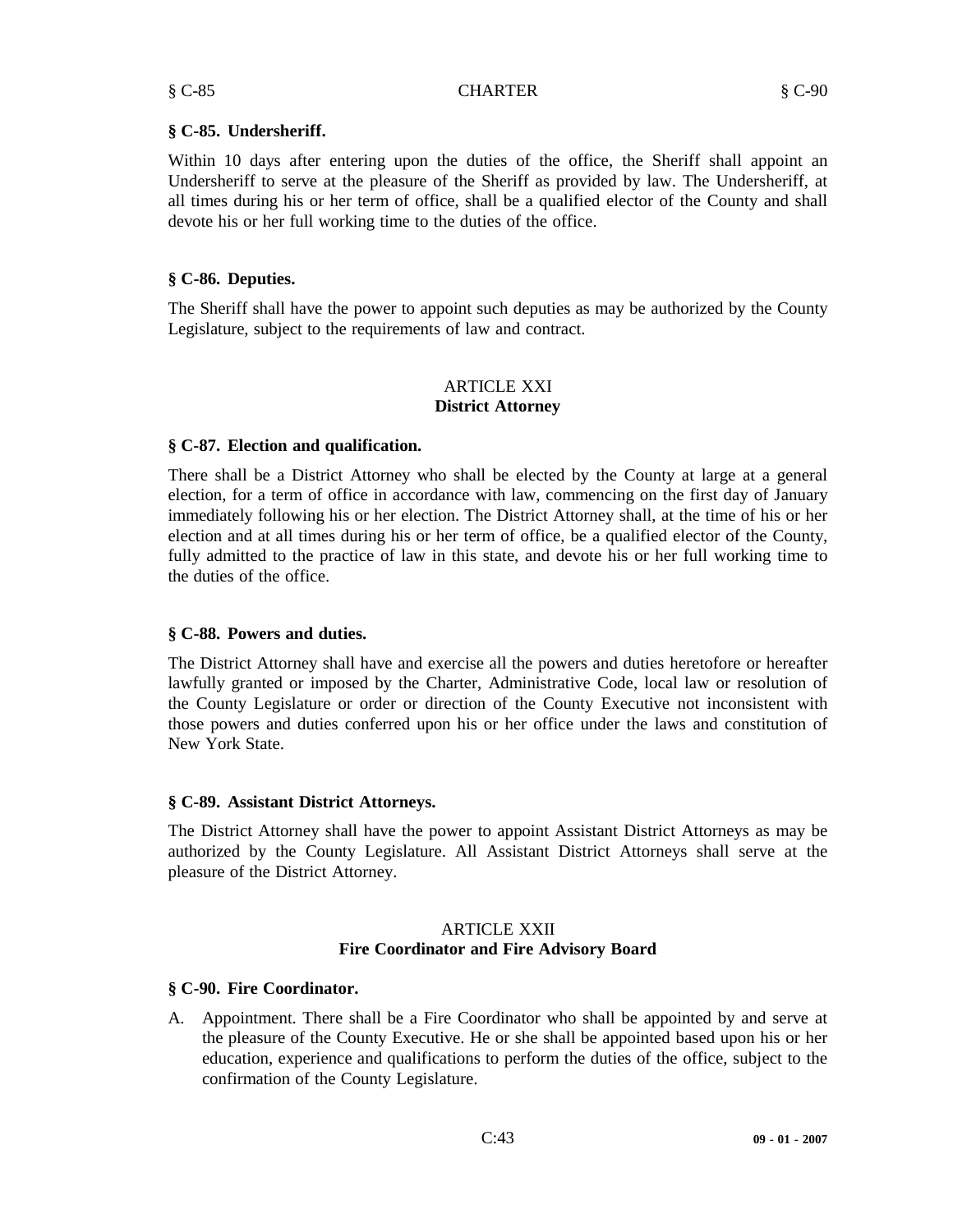### § C-85. Undersheriff.

Within 10 days after entering upon the duties of the office, the Sheriff shall appoint an Undersheriff to serve at the pleasure of the Sheriff as provided by law. The Undersheriff, at all times during his or her term of office, shall be a qualified elector of the County and shall devote his or her full working time to the duties of the office.

### § C-86. Deputies.

The Sheriff shall have the power to appoint such deputies as may be authorized by the County Legislature, subject to the requirements of law and contract.

## ARTICLE XXI
## District Attorney

### § C-87. Election and qualification.

There shall be a District Attorney who shall be elected by the County at large at a general election, for a term of office in accordance with law, commencing on the first day of January immediately following his or her election. The District Attorney shall, at the time of his or her election and at all times during his or her term of office, be a qualified elector of the County, fully admitted to the practice of law in this state, and devote his or her full working time to the duties of the office.

### § C-88. Powers and duties.

The District Attorney shall have and exercise all the powers and duties heretofore or hereafter lawfully granted or imposed by the Charter, Administrative Code, local law or resolution of the County Legislature or order or direction of the County Executive not inconsistent with those powers and duties conferred upon his or her office under the laws and constitution of New York State.

### § C-89. Assistant District Attorneys.

The District Attorney shall have the power to appoint Assistant District Attorneys as may be authorized by the County Legislature. All Assistant District Attorneys shall serve at the pleasure of the District Attorney.

## ARTICLE XXII
## Fire Coordinator and Fire Advisory Board

### § C-90. Fire Coordinator.

A. Appointment. There shall be a Fire Coordinator who shall be appointed by and serve at the pleasure of the County Executive. He or she shall be appointed based upon his or her education, experience and qualifications to perform the duties of the office, subject to the confirmation of the County Legislature.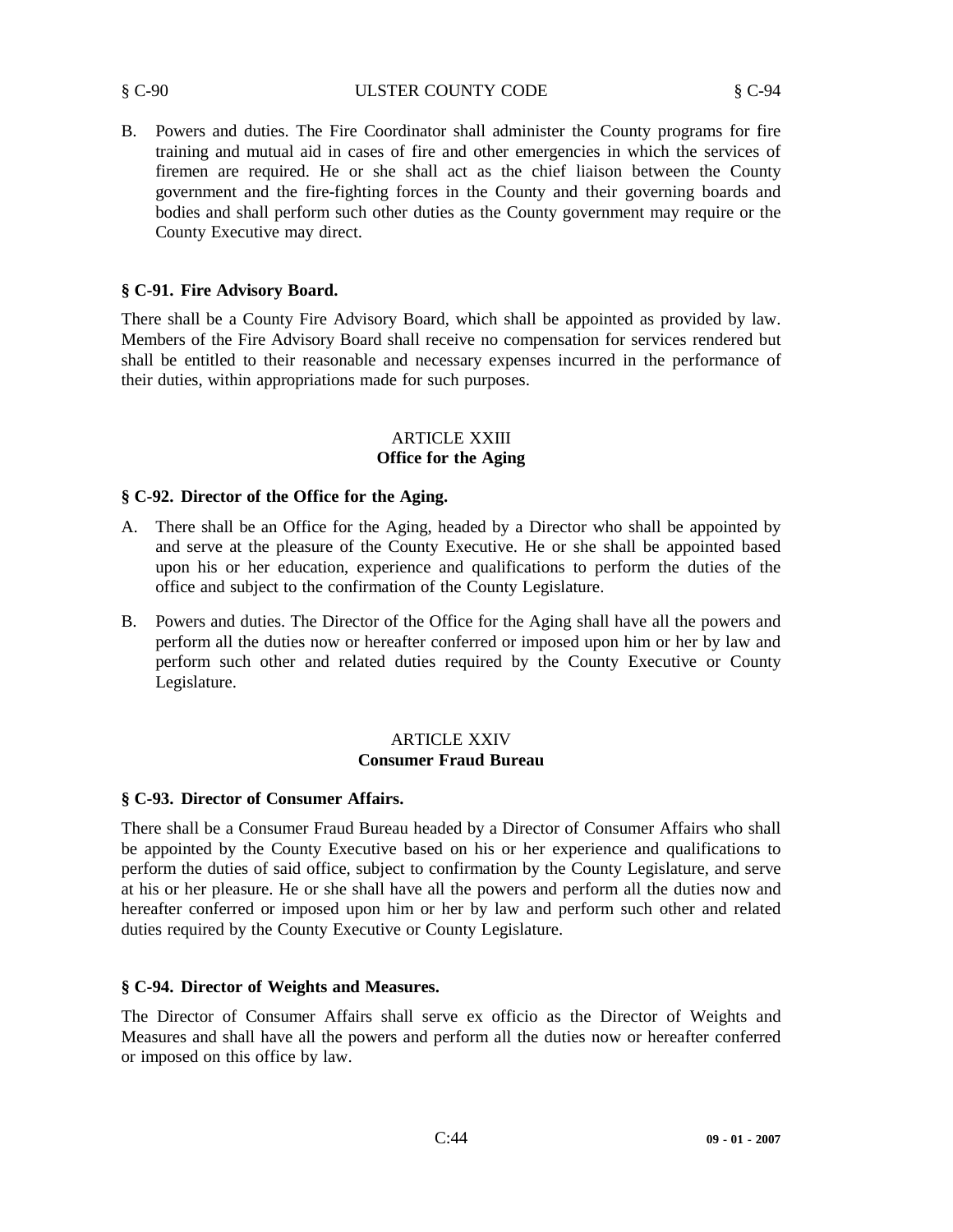B. Powers and duties. The Fire Coordinator shall administer the County programs for fire training and mutual aid in cases of fire and other emergencies in which the services of firemen are required. He or she shall act as the chief liaison between the County government and the fire-fighting forces in the County and their governing boards and bodies and shall perform such other duties as the County government may require or the County Executive may direct.

### § C-91. Fire Advisory Board.

There shall be a County Fire Advisory Board, which shall be appointed as provided by law. Members of the Fire Advisory Board shall receive no compensation for services rendered but shall be entitled to their reasonable and necessary expenses incurred in the performance of their duties, within appropriations made for such purposes.

## ARTICLE XXIII
## Office for the Aging

### § C-92. Director of the Office for the Aging.

A. There shall be an Office for the Aging, headed by a Director who shall be appointed by and serve at the pleasure of the County Executive. He or she shall be appointed based upon his or her education, experience and qualifications to perform the duties of the office and subject to the confirmation of the County Legislature.

B. Powers and duties. The Director of the Office for the Aging shall have all the powers and perform all the duties now or hereafter conferred or imposed upon him or her by law and perform such other and related duties required by the County Executive or County Legislature.

## ARTICLE XXIV
## Consumer Fraud Bureau

### § C-93. Director of Consumer Affairs.

There shall be a Consumer Fraud Bureau headed by a Director of Consumer Affairs who shall be appointed by the County Executive based on his or her experience and qualifications to perform the duties of said office, subject to confirmation by the County Legislature, and serve at his or her pleasure. He or she shall have all the powers and perform all the duties now and hereafter conferred or imposed upon him or her by law and perform such other and related duties required by the County Executive or County Legislature.

### § C-94. Director of Weights and Measures.

The Director of Consumer Affairs shall serve ex officio as the Director of Weights and Measures and shall have all the powers and perform all the duties now or hereafter conferred or imposed on this office by law.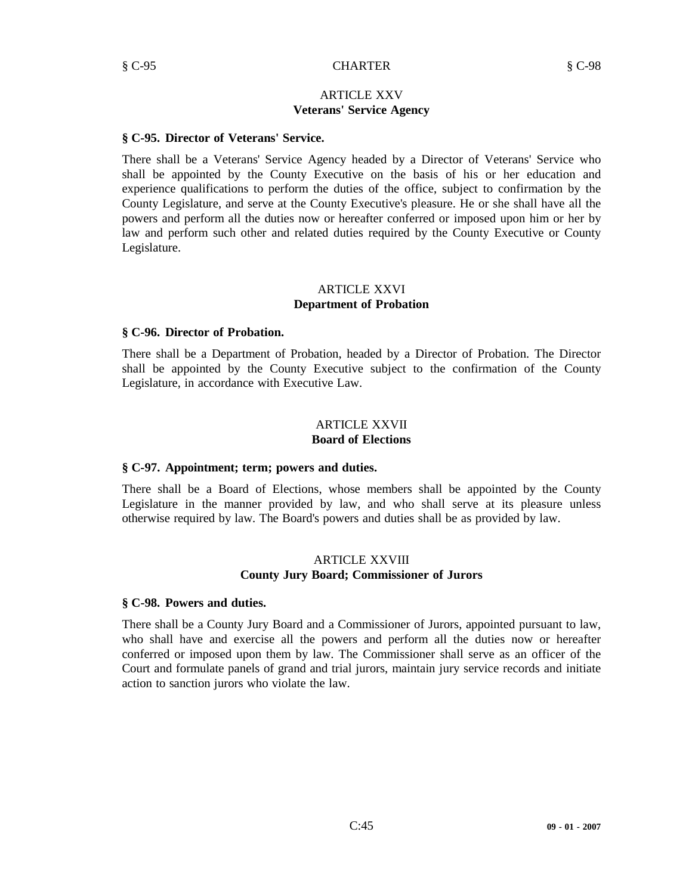## ARTICLE XXV
## Veterans' Service Agency

### § C-95. Director of Veterans' Service.

There shall be a Veterans' Service Agency headed by a Director of Veterans' Service who shall be appointed by the County Executive on the basis of his or her education and experience qualifications to perform the duties of the office, subject to confirmation by the County Legislature, and serve at the County Executive's pleasure. He or she shall have all the powers and perform all the duties now or hereafter conferred or imposed upon him or her by law and perform such other and related duties required by the County Executive or County Legislature.

## ARTICLE XXVI
## Department of Probation

### § C-96. Director of Probation.

There shall be a Department of Probation, headed by a Director of Probation. The Director shall be appointed by the County Executive subject to the confirmation of the County Legislature, in accordance with Executive Law.

## ARTICLE XXVII
## Board of Elections

### § C-97. Appointment; term; powers and duties.

There shall be a Board of Elections, whose members shall be appointed by the County Legislature in the manner provided by law, and who shall serve at its pleasure unless otherwise required by law. The Board's powers and duties shall be as provided by law.

## ARTICLE XXVIII
## County Jury Board; Commissioner of Jurors

### § C-98. Powers and duties.

There shall be a County Jury Board and a Commissioner of Jurors, appointed pursuant to law, who shall have and exercise all the powers and perform all the duties now or hereafter conferred or imposed upon them by law. The Commissioner shall serve as an officer of the Court and formulate panels of grand and trial jurors, maintain jury service records and initiate action to sanction jurors who violate the law.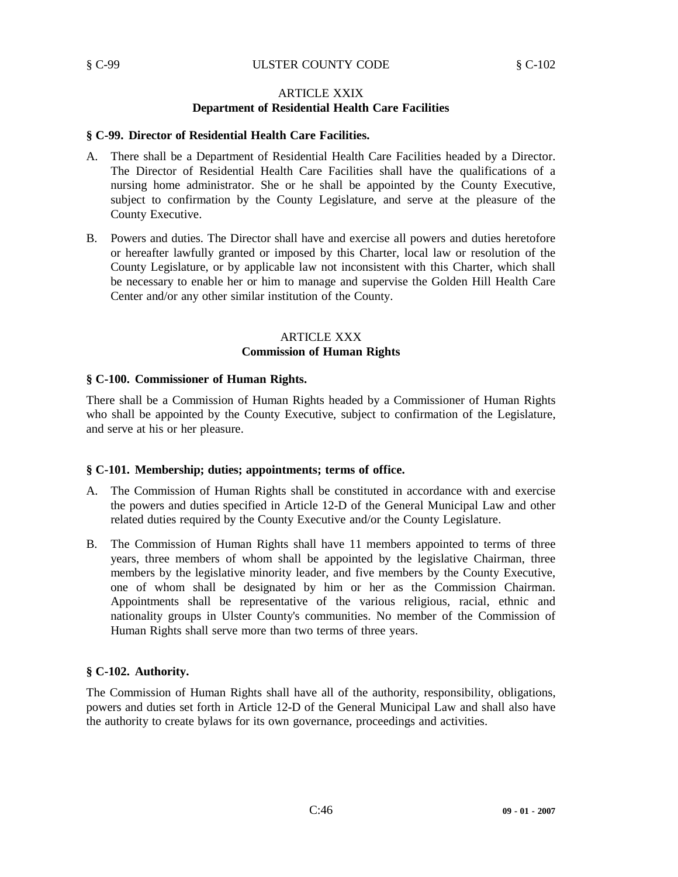## ARTICLE XXIX
## Department of Residential Health Care Facilities

### § C-99. Director of Residential Health Care Facilities.

A. There shall be a Department of Residential Health Care Facilities headed by a Director. The Director of Residential Health Care Facilities shall have the qualifications of a nursing home administrator. She or he shall be appointed by the County Executive, subject to confirmation by the County Legislature, and serve at the pleasure of the County Executive.

B. Powers and duties. The Director shall have and exercise all powers and duties heretofore or hereafter lawfully granted or imposed by this Charter, local law or resolution of the County Legislature, or by applicable law not inconsistent with this Charter, which shall be necessary to enable her or him to manage and supervise the Golden Hill Health Care Center and/or any other similar institution of the County.

## ARTICLE XXX
## Commission of Human Rights

### § C-100. Commissioner of Human Rights.

There shall be a Commission of Human Rights headed by a Commissioner of Human Rights who shall be appointed by the County Executive, subject to confirmation of the Legislature, and serve at his or her pleasure.

### § C-101. Membership; duties; appointments; terms of office.

A. The Commission of Human Rights shall be constituted in accordance with and exercise the powers and duties specified in Article 12-D of the General Municipal Law and other related duties required by the County Executive and/or the County Legislature.

B. The Commission of Human Rights shall have 11 members appointed to terms of three years, three members of whom shall be appointed by the legislative Chairman, three members by the legislative minority leader, and five members by the County Executive, one of whom shall be designated by him or her as the Commission Chairman. Appointments shall be representative of the various religious, racial, ethnic and nationality groups in Ulster County's communities. No member of the Commission of Human Rights shall serve more than two terms of three years.

### § C-102. Authority.

The Commission of Human Rights shall have all of the authority, responsibility, obligations, powers and duties set forth in Article 12-D of the General Municipal Law and shall also have the authority to create bylaws for its own governance, proceedings and activities.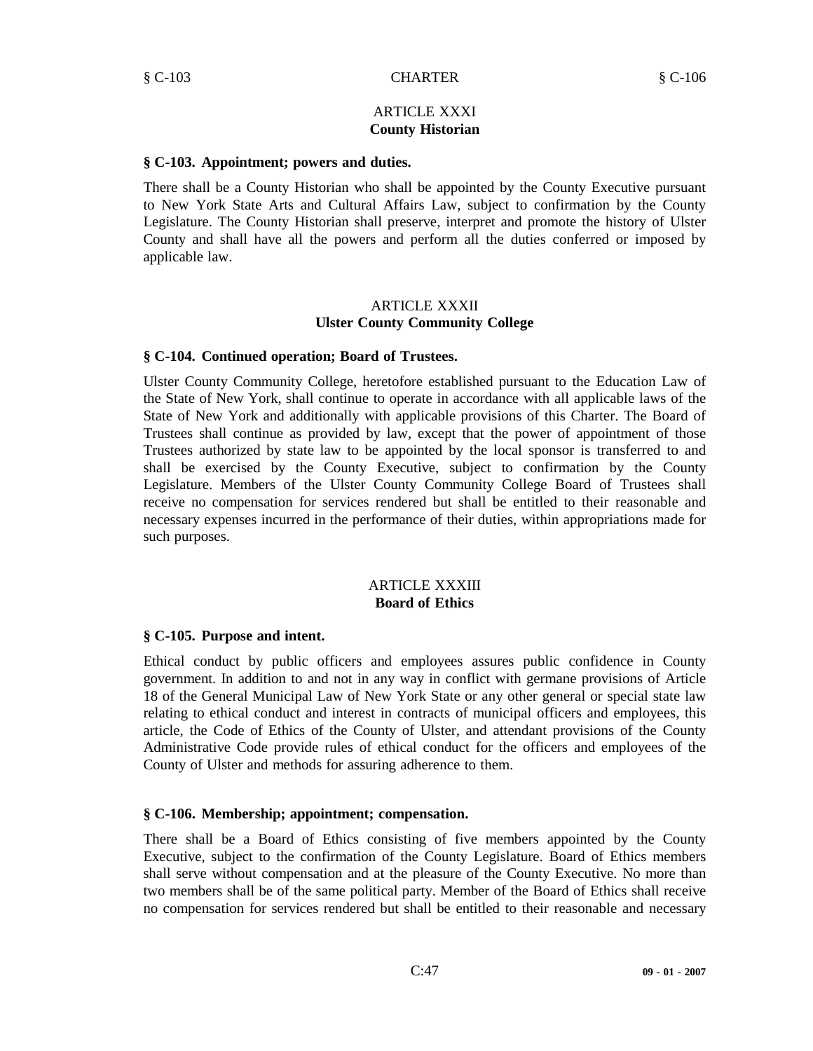## ARTICLE XXXI
## County Historian

### § C-103. Appointment; powers and duties.

There shall be a County Historian who shall be appointed by the County Executive pursuant to New York State Arts and Cultural Affairs Law, subject to confirmation by the County Legislature. The County Historian shall preserve, interpret and promote the history of Ulster County and shall have all the powers and perform all the duties conferred or imposed by applicable law.

## ARTICLE XXXII
## Ulster County Community College

### § C-104. Continued operation; Board of Trustees.

Ulster County Community College, heretofore established pursuant to the Education Law of the State of New York, shall continue to operate in accordance with all applicable laws of the State of New York and additionally with applicable provisions of this Charter. The Board of Trustees shall continue as provided by law, except that the power of appointment of those Trustees authorized by state law to be appointed by the local sponsor is transferred to and shall be exercised by the County Executive, subject to confirmation by the County Legislature. Members of the Ulster County Community College Board of Trustees shall receive no compensation for services rendered but shall be entitled to their reasonable and necessary expenses incurred in the performance of their duties, within appropriations made for such purposes.

## ARTICLE XXXIII
## Board of Ethics

### § C-105. Purpose and intent.

Ethical conduct by public officers and employees assures public confidence in County government. In addition to and not in any way in conflict with germane provisions of Article 18 of the General Municipal Law of New York State or any other general or special state law relating to ethical conduct and interest in contracts of municipal officers and employees, this article, the Code of Ethics of the County of Ulster, and attendant provisions of the County Administrative Code provide rules of ethical conduct for the officers and employees of the County of Ulster and methods for assuring adherence to them.

### § C-106. Membership; appointment; compensation.

There shall be a Board of Ethics consisting of five members appointed by the County Executive, subject to the confirmation of the County Legislature. Board of Ethics members shall serve without compensation and at the pleasure of the County Executive. No more than two members shall be of the same political party. Member of the Board of Ethics shall receive no compensation for services rendered but shall be entitled to their reasonable and necessary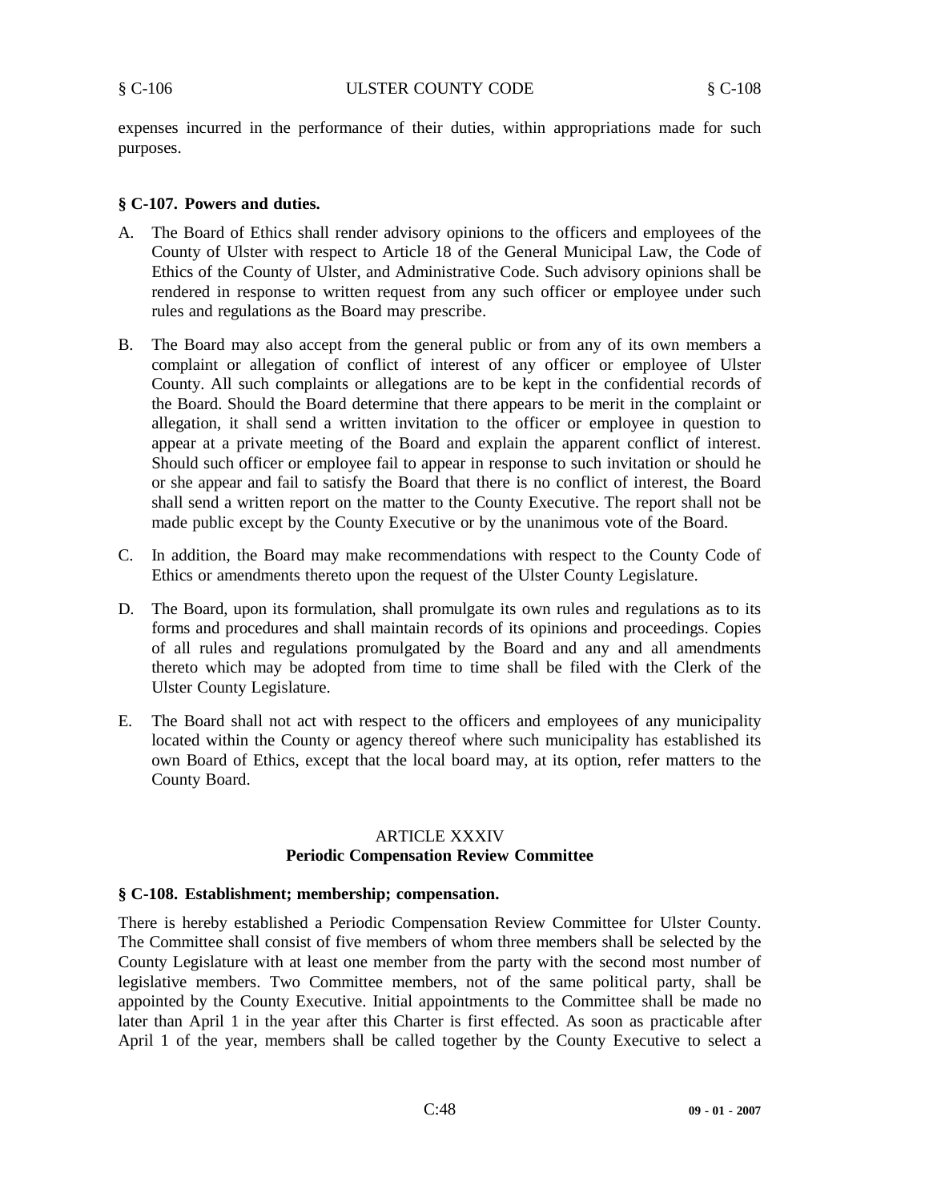expenses incurred in the performance of their duties, within appropriations made for such purposes.

**§ C-107. Powers and duties.**

A. The Board of Ethics shall render advisory opinions to the officers and employees of the County of Ulster with respect to Article 18 of the General Municipal Law, the Code of Ethics of the County of Ulster, and Administrative Code. Such advisory opinions shall be rendered in response to written request from any such officer or employee under such rules and regulations as the Board may prescribe.

B. The Board may also accept from the general public or from any of its own members a complaint or allegation of conflict of interest of any officer or employee of Ulster County. All such complaints or allegations are to be kept in the confidential records of the Board. Should the Board determine that there appears to be merit in the complaint or allegation, it shall send a written invitation to the officer or employee in question to appear at a private meeting of the Board and explain the apparent conflict of interest. Should such officer or employee fail to appear in response to such invitation or should he or she appear and fail to satisfy the Board that there is no conflict of interest, the Board shall send a written report on the matter to the County Executive. The report shall not be made public except by the County Executive or by the unanimous vote of the Board.

C. In addition, the Board may make recommendations with respect to the County Code of Ethics or amendments thereto upon the request of the Ulster County Legislature.

D. The Board, upon its formulation, shall promulgate its own rules and regulations as to its forms and procedures and shall maintain records of its opinions and proceedings. Copies of all rules and regulations promulgated by the Board and any and all amendments thereto which may be adopted from time to time shall be filed with the Clerk of the Ulster County Legislature.

E. The Board shall not act with respect to the officers and employees of any municipality located within the County or agency thereof where such municipality has established its own Board of Ethics, except that the local board may, at its option, refer matters to the County Board.

## ARTICLE XXXIV
## Periodic Compensation Review Committee

**§ C-108. Establishment; membership; compensation.**

There is hereby established a Periodic Compensation Review Committee for Ulster County. The Committee shall consist of five members of whom three members shall be selected by the County Legislature with at least one member from the party with the second most number of legislative members. Two Committee members, not of the same political party, shall be appointed by the County Executive. Initial appointments to the Committee shall be made no later than April 1 in the year after this Charter is first effected. As soon as practicable after April 1 of the year, members shall be called together by the County Executive to select a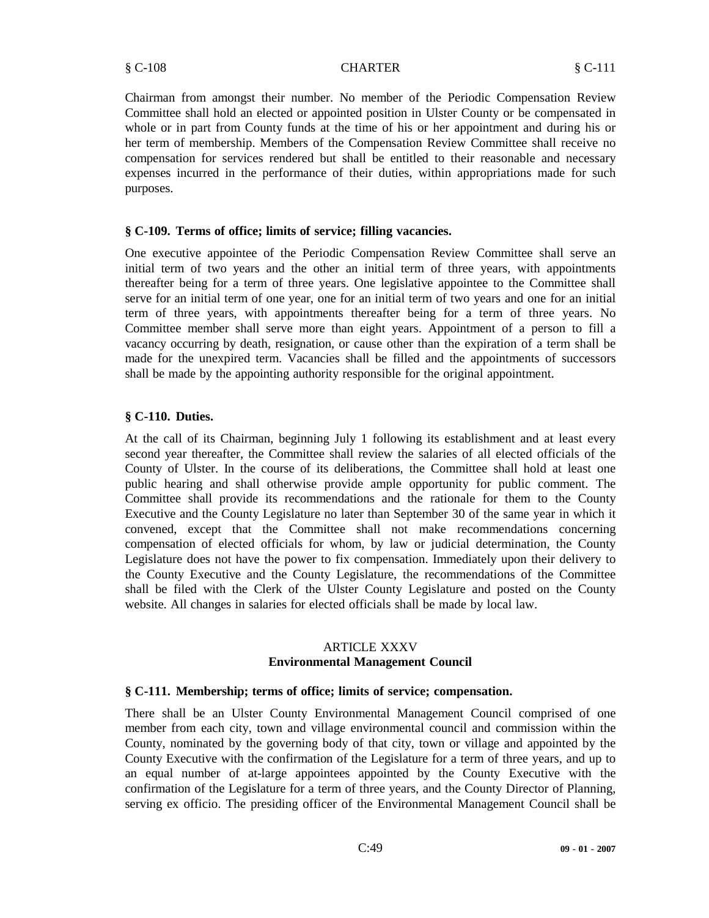Chairman from amongst their number. No member of the Periodic Compensation Review Committee shall hold an elected or appointed position in Ulster County or be compensated in whole or in part from County funds at the time of his or her appointment and during his or her term of membership. Members of the Compensation Review Committee shall receive no compensation for services rendered but shall be entitled to their reasonable and necessary expenses incurred in the performance of their duties, within appropriations made for such purposes.

### § C-109. Terms of office; limits of service; filling vacancies.

One executive appointee of the Periodic Compensation Review Committee shall serve an initial term of two years and the other an initial term of three years, with appointments thereafter being for a term of three years. One legislative appointee to the Committee shall serve for an initial term of one year, one for an initial term of two years and one for an initial term of three years, with appointments thereafter being for a term of three years. No Committee member shall serve more than eight years. Appointment of a person to fill a vacancy occurring by death, resignation, or cause other than the expiration of a term shall be made for the unexpired term. Vacancies shall be filled and the appointments of successors shall be made by the appointing authority responsible for the original appointment.

### § C-110. Duties.

At the call of its Chairman, beginning July 1 following its establishment and at least every second year thereafter, the Committee shall review the salaries of all elected officials of the County of Ulster. In the course of its deliberations, the Committee shall hold at least one public hearing and shall otherwise provide ample opportunity for public comment. The Committee shall provide its recommendations and the rationale for them to the County Executive and the County Legislature no later than September 30 of the same year in which it convened, except that the Committee shall not make recommendations concerning compensation of elected officials for whom, by law or judicial determination, the County Legislature does not have the power to fix compensation. Immediately upon their delivery to the County Executive and the County Legislature, the recommendations of the Committee shall be filed with the Clerk of the Ulster County Legislature and posted on the County website. All changes in salaries for elected officials shall be made by local law.

## ARTICLE XXXV
## Environmental Management Council

### § C-111. Membership; terms of office; limits of service; compensation.

There shall be an Ulster County Environmental Management Council comprised of one member from each city, town and village environmental council and commission within the County, nominated by the governing body of that city, town or village and appointed by the County Executive with the confirmation of the Legislature for a term of three years, and up to an equal number of at-large appointees appointed by the County Executive with the confirmation of the Legislature for a term of three years, and the County Director of Planning, serving ex officio. The presiding officer of the Environmental Management Council shall be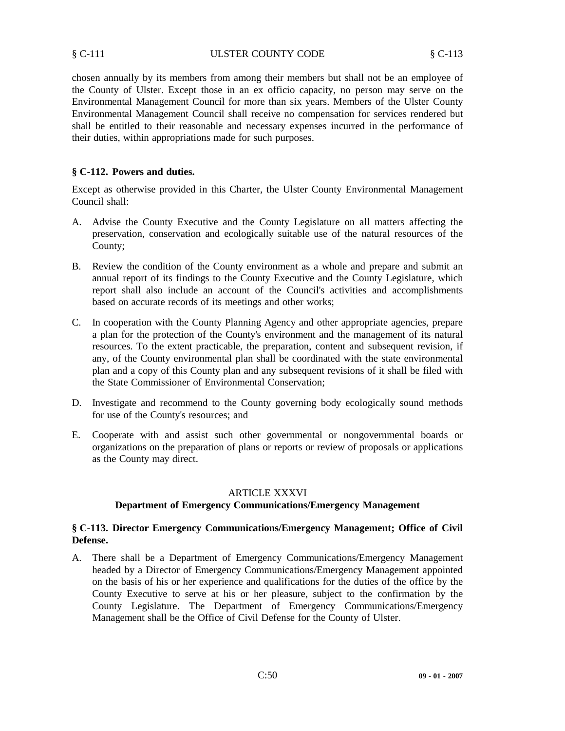chosen annually by its members from among their members but shall not be an employee of the County of Ulster. Except those in an ex officio capacity, no person may serve on the Environmental Management Council for more than six years. Members of the Ulster County Environmental Management Council shall receive no compensation for services rendered but shall be entitled to their reasonable and necessary expenses incurred in the performance of their duties, within appropriations made for such purposes.

### § C-112. Powers and duties.

Except as otherwise provided in this Charter, the Ulster County Environmental Management Council shall:

A. Advise the County Executive and the County Legislature on all matters affecting the preservation, conservation and ecologically suitable use of the natural resources of the County;

B. Review the condition of the County environment as a whole and prepare and submit an annual report of its findings to the County Executive and the County Legislature, which report shall also include an account of the Council's activities and accomplishments based on accurate records of its meetings and other works;

C. In cooperation with the County Planning Agency and other appropriate agencies, prepare a plan for the protection of the County's environment and the management of its natural resources. To the extent practicable, the preparation, content and subsequent revision, if any, of the County environmental plan shall be coordinated with the state environmental plan and a copy of this County plan and any subsequent revisions of it shall be filed with the State Commissioner of Environmental Conservation;

D. Investigate and recommend to the County governing body ecologically sound methods for use of the County's resources; and

E. Cooperate with and assist such other governmental or nongovernmental boards or organizations on the preparation of plans or reports or review of proposals or applications as the County may direct.

## ARTICLE XXXVI
## Department of Emergency Communications/Emergency Management

### § C-113. Director Emergency Communications/Emergency Management; Office of Civil Defense.

A. There shall be a Department of Emergency Communications/Emergency Management headed by a Director of Emergency Communications/Emergency Management appointed on the basis of his or her experience and qualifications for the duties of the office by the County Executive to serve at his or her pleasure, subject to the confirmation by the County Legislature. The Department of Emergency Communications/Emergency Management shall be the Office of Civil Defense for the County of Ulster.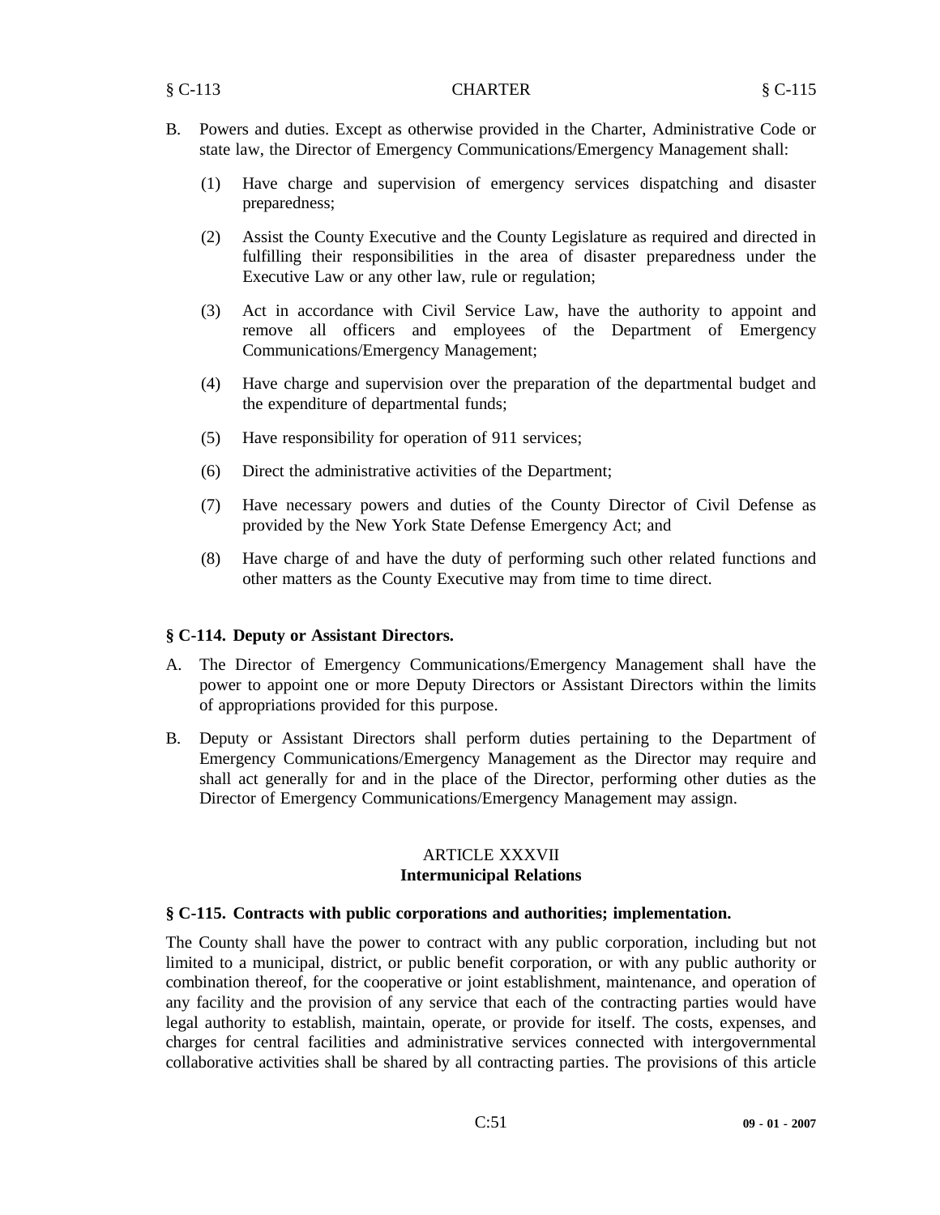B. Powers and duties. Except as otherwise provided in the Charter, Administrative Code or state law, the Director of Emergency Communications/Emergency Management shall:

   (1) Have charge and supervision of emergency services dispatching and disaster preparedness;

   (2) Assist the County Executive and the County Legislature as required and directed in fulfilling their responsibilities in the area of disaster preparedness under the Executive Law or any other law, rule or regulation;

   (3) Act in accordance with Civil Service Law, have the authority to appoint and remove all officers and employees of the Department of Emergency Communications/Emergency Management;

   (4) Have charge and supervision over the preparation of the departmental budget and the expenditure of departmental funds;

   (5) Have responsibility for operation of 911 services;

   (6) Direct the administrative activities of the Department;

   (7) Have necessary powers and duties of the County Director of Civil Defense as provided by the New York State Defense Emergency Act; and

   (8) Have charge of and have the duty of performing such other related functions and other matters as the County Executive may from time to time direct.

### § C-114. Deputy or Assistant Directors.

A. The Director of Emergency Communications/Emergency Management shall have the power to appoint one or more Deputy Directors or Assistant Directors within the limits of appropriations provided for this purpose.

B. Deputy or Assistant Directors shall perform duties pertaining to the Department of Emergency Communications/Emergency Management as the Director may require and shall act generally for and in the place of the Director, performing other duties as the Director of Emergency Communications/Emergency Management may assign.

## ARTICLE XXXVII
## Intermunicipal Relations

### § C-115. Contracts with public corporations and authorities; implementation.

The County shall have the power to contract with any public corporation, including but not limited to a municipal, district, or public benefit corporation, or with any public authority or combination thereof, for the cooperative or joint establishment, maintenance, and operation of any facility and the provision of any service that each of the contracting parties would have legal authority to establish, maintain, operate, or provide for itself. The costs, expenses, and charges for central facilities and administrative services connected with intergovernmental collaborative activities shall be shared by all contracting parties. The provisions of this article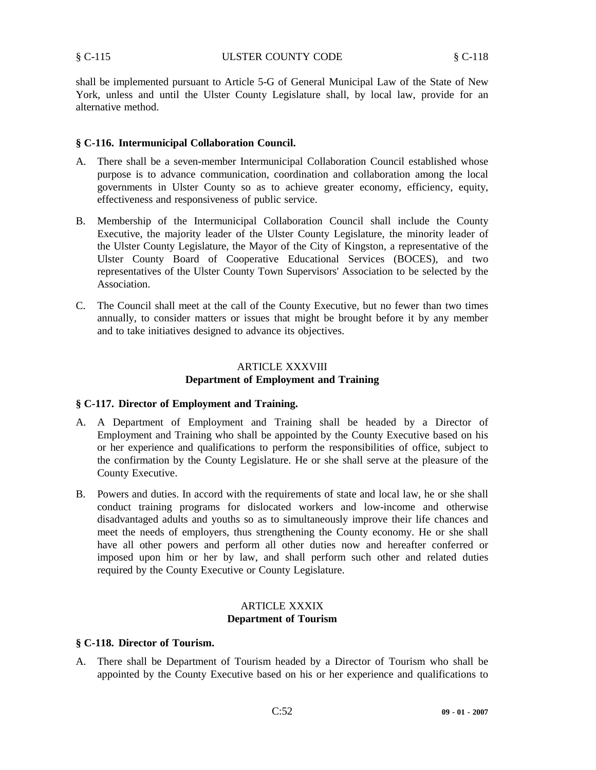shall be implemented pursuant to Article 5-G of General Municipal Law of the State of New York, unless and until the Ulster County Legislature shall, by local law, provide for an alternative method.

### § C-116. Intermunicipal Collaboration Council.

A. There shall be a seven-member Intermunicipal Collaboration Council established whose purpose is to advance communication, coordination and collaboration among the local governments in Ulster County so as to achieve greater economy, efficiency, equity, effectiveness and responsiveness of public service.

B. Membership of the Intermunicipal Collaboration Council shall include the County Executive, the majority leader of the Ulster County Legislature, the minority leader of the Ulster County Legislature, the Mayor of the City of Kingston, a representative of the Ulster County Board of Cooperative Educational Services (BOCES), and two representatives of the Ulster County Town Supervisors' Association to be selected by the Association.

C. The Council shall meet at the call of the County Executive, but no fewer than two times annually, to consider matters or issues that might be brought before it by any member and to take initiatives designed to advance its objectives.

## ARTICLE XXXVIII
## Department of Employment and Training

### § C-117. Director of Employment and Training.

A. A Department of Employment and Training shall be headed by a Director of Employment and Training who shall be appointed by the County Executive based on his or her experience and qualifications to perform the responsibilities of office, subject to the confirmation by the County Legislature. He or she shall serve at the pleasure of the County Executive.

B. Powers and duties. In accord with the requirements of state and local law, he or she shall conduct training programs for dislocated workers and low-income and otherwise disadvantaged adults and youths so as to simultaneously improve their life chances and meet the needs of employers, thus strengthening the County economy. He or she shall have all other powers and perform all other duties now and hereafter conferred or imposed upon him or her by law, and shall perform such other and related duties required by the County Executive or County Legislature.

## ARTICLE XXXIX
## Department of Tourism

### § C-118. Director of Tourism.

A. There shall be Department of Tourism headed by a Director of Tourism who shall be appointed by the County Executive based on his or her experience and qualifications to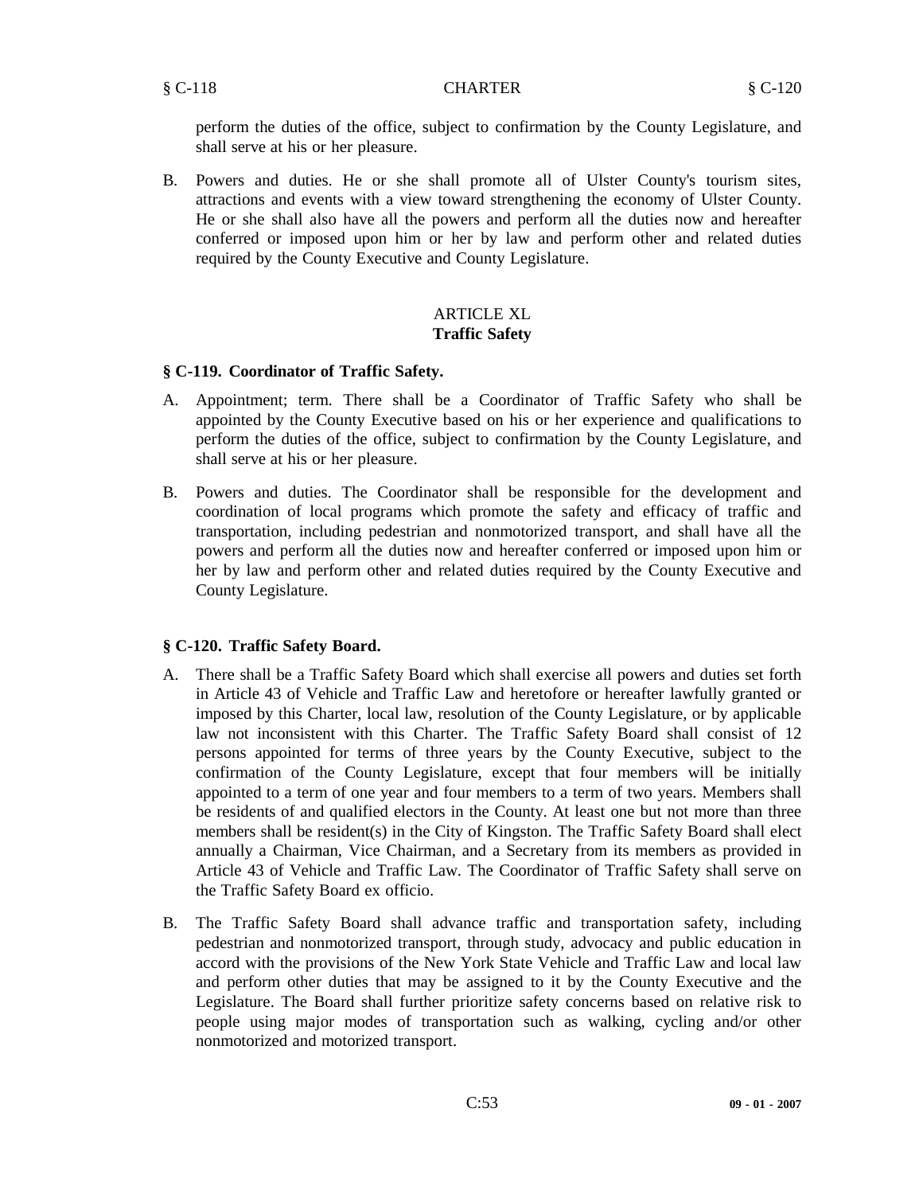perform the duties of the office, subject to confirmation by the County Legislature, and shall serve at his or her pleasure.

B. Powers and duties. He or she shall promote all of Ulster County's tourism sites, attractions and events with a view toward strengthening the economy of Ulster County. He or she shall also have all the powers and perform all the duties now and hereafter conferred or imposed upon him or her by law and perform other and related duties required by the County Executive and County Legislature.

## ARTICLE XL
## Traffic Safety

### § C-119. Coordinator of Traffic Safety.

A. Appointment; term. There shall be a Coordinator of Traffic Safety who shall be appointed by the County Executive based on his or her experience and qualifications to perform the duties of the office, subject to confirmation by the County Legislature, and shall serve at his or her pleasure.

B. Powers and duties. The Coordinator shall be responsible for the development and coordination of local programs which promote the safety and efficacy of traffic and transportation, including pedestrian and nonmotorized transport, and shall have all the powers and perform all the duties now and hereafter conferred or imposed upon him or her by law and perform other and related duties required by the County Executive and County Legislature.

### § C-120. Traffic Safety Board.

A. There shall be a Traffic Safety Board which shall exercise all powers and duties set forth in Article 43 of Vehicle and Traffic Law and heretofore or hereafter lawfully granted or imposed by this Charter, local law, resolution of the County Legislature, or by applicable law not inconsistent with this Charter. The Traffic Safety Board shall consist of 12 persons appointed for terms of three years by the County Executive, subject to the confirmation of the County Legislature, except that four members will be initially appointed to a term of one year and four members to a term of two years. Members shall be residents of and qualified electors in the County. At least one but not more than three members shall be resident(s) in the City of Kingston. The Traffic Safety Board shall elect annually a Chairman, Vice Chairman, and a Secretary from its members as provided in Article 43 of Vehicle and Traffic Law. The Coordinator of Traffic Safety shall serve on the Traffic Safety Board ex officio.

B. The Traffic Safety Board shall advance traffic and transportation safety, including pedestrian and nonmotorized transport, through study, advocacy and public education in accord with the provisions of the New York State Vehicle and Traffic Law and local law and perform other duties that may be assigned to it by the County Executive and the Legislature. The Board shall further prioritize safety concerns based on relative risk to people using major modes of transportation such as walking, cycling and/or other nonmotorized and motorized transport.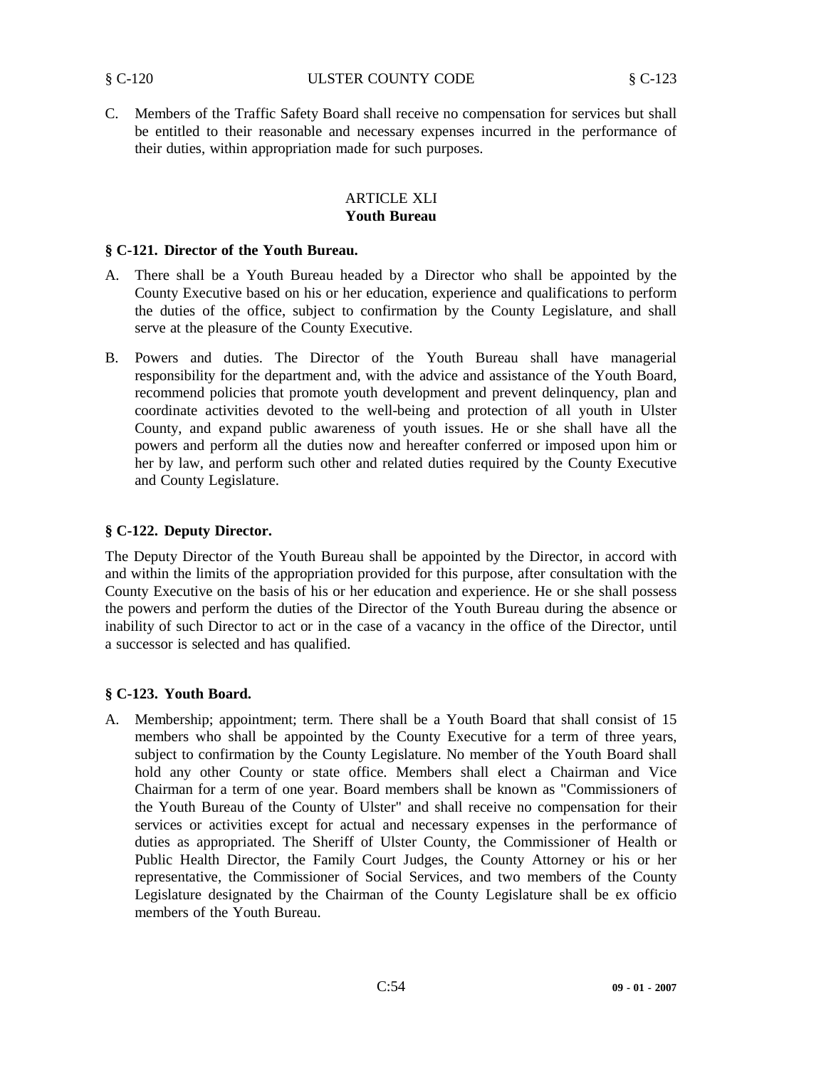C. Members of the Traffic Safety Board shall receive no compensation for services but shall be entitled to their reasonable and necessary expenses incurred in the performance of their duties, within appropriation made for such purposes.

## ARTICLE XLI
## Youth Bureau

### § C-121. Director of the Youth Bureau.

A. There shall be a Youth Bureau headed by a Director who shall be appointed by the County Executive based on his or her education, experience and qualifications to perform the duties of the office, subject to confirmation by the County Legislature, and shall serve at the pleasure of the County Executive.

B. Powers and duties. The Director of the Youth Bureau shall have managerial responsibility for the department and, with the advice and assistance of the Youth Board, recommend policies that promote youth development and prevent delinquency, plan and coordinate activities devoted to the well-being and protection of all youth in Ulster County, and expand public awareness of youth issues. He or she shall have all the powers and perform all the duties now and hereafter conferred or imposed upon him or her by law, and perform such other and related duties required by the County Executive and County Legislature.

### § C-122. Deputy Director.

The Deputy Director of the Youth Bureau shall be appointed by the Director, in accord with and within the limits of the appropriation provided for this purpose, after consultation with the County Executive on the basis of his or her education and experience. He or she shall possess the powers and perform the duties of the Director of the Youth Bureau during the absence or inability of such Director to act or in the case of a vacancy in the office of the Director, until a successor is selected and has qualified.

### § C-123. Youth Board.

A. Membership; appointment; term. There shall be a Youth Board that shall consist of 15 members who shall be appointed by the County Executive for a term of three years, subject to confirmation by the County Legislature. No member of the Youth Board shall hold any other County or state office. Members shall elect a Chairman and Vice Chairman for a term of one year. Board members shall be known as "Commissioners of the Youth Bureau of the County of Ulster" and shall receive no compensation for their services or activities except for actual and necessary expenses in the performance of duties as appropriated. The Sheriff of Ulster County, the Commissioner of Health or Public Health Director, the Family Court Judges, the County Attorney or his or her representative, the Commissioner of Social Services, and two members of the County Legislature designated by the Chairman of the County Legislature shall be ex officio members of the Youth Bureau.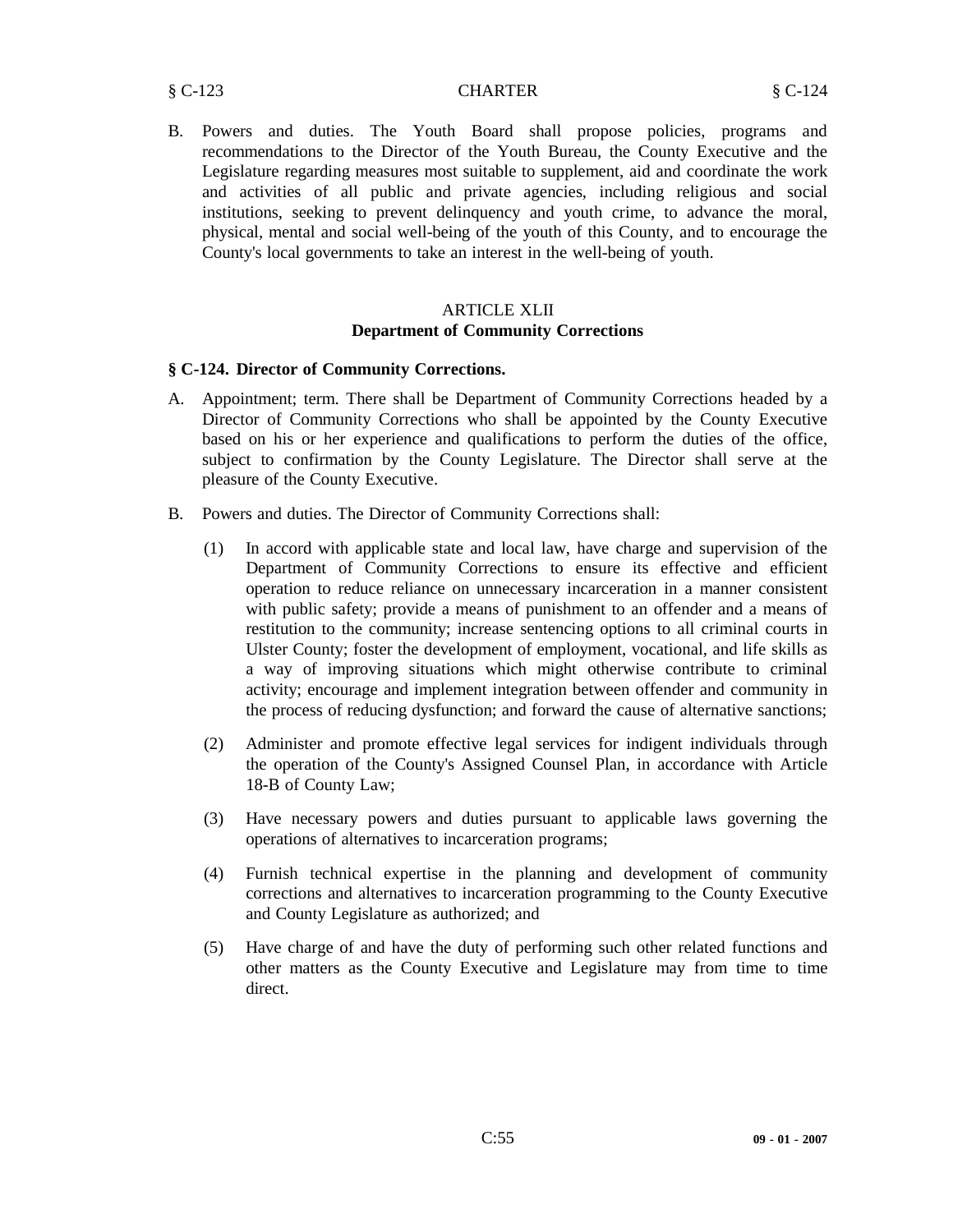B. Powers and duties. The Youth Board shall propose policies, programs and recommendations to the Director of the Youth Bureau, the County Executive and the Legislature regarding measures most suitable to supplement, aid and coordinate the work and activities of all public and private agencies, including religious and social institutions, seeking to prevent delinquency and youth crime, to advance the moral, physical, mental and social well-being of the youth of this County, and to encourage the County's local governments to take an interest in the well-being of youth.

## ARTICLE XLII
## Department of Community Corrections

### § C-124. Director of Community Corrections.

A. Appointment; term. There shall be Department of Community Corrections headed by a Director of Community Corrections who shall be appointed by the County Executive based on his or her experience and qualifications to perform the duties of the office, subject to confirmation by the County Legislature. The Director shall serve at the pleasure of the County Executive.

B. Powers and duties. The Director of Community Corrections shall:

   (1) In accord with applicable state and local law, have charge and supervision of the Department of Community Corrections to ensure its effective and efficient operation to reduce reliance on unnecessary incarceration in a manner consistent with public safety; provide a means of punishment to an offender and a means of restitution to the community; increase sentencing options to all criminal courts in Ulster County; foster the development of employment, vocational, and life skills as a way of improving situations which might otherwise contribute to criminal activity; encourage and implement integration between offender and community in the process of reducing dysfunction; and forward the cause of alternative sanctions;

   (2) Administer and promote effective legal services for indigent individuals through the operation of the County's Assigned Counsel Plan, in accordance with Article 18-B of County Law;

   (3) Have necessary powers and duties pursuant to applicable laws governing the operations of alternatives to incarceration programs;

   (4) Furnish technical expertise in the planning and development of community corrections and alternatives to incarceration programming to the County Executive and County Legislature as authorized; and

   (5) Have charge of and have the duty of performing such other related functions and other matters as the County Executive and Legislature may from time to time direct.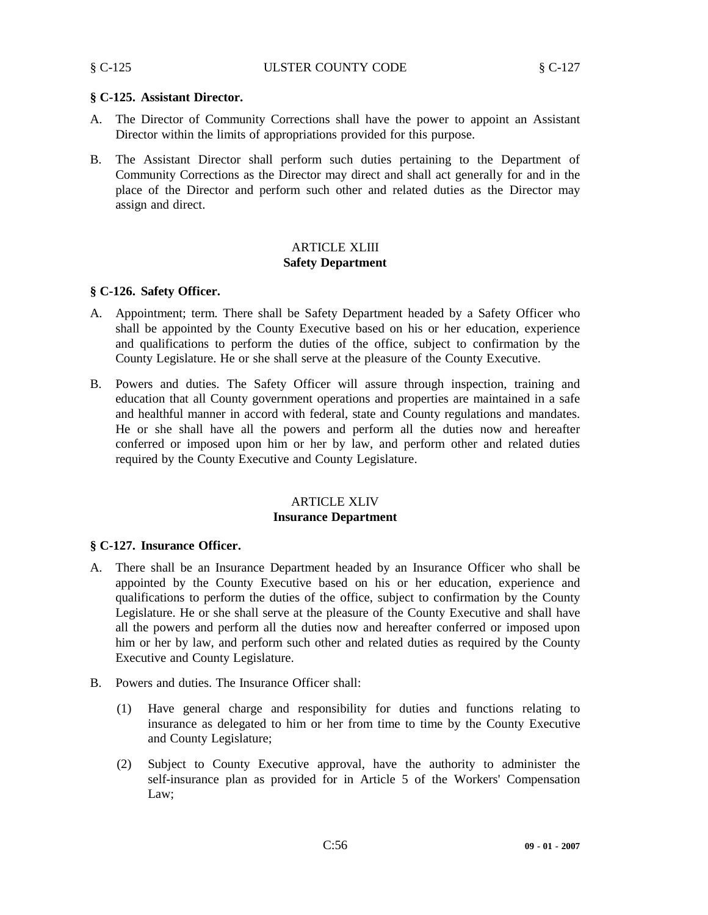### § C-125. Assistant Director.

A. The Director of Community Corrections shall have the power to appoint an Assistant Director within the limits of appropriations provided for this purpose.

B. The Assistant Director shall perform such duties pertaining to the Department of Community Corrections as the Director may direct and shall act generally for and in the place of the Director and perform such other and related duties as the Director may assign and direct.

## ARTICLE XLIII
## Safety Department

### § C-126. Safety Officer.

A. Appointment; term. There shall be Safety Department headed by a Safety Officer who shall be appointed by the County Executive based on his or her education, experience and qualifications to perform the duties of the office, subject to confirmation by the County Legislature. He or she shall serve at the pleasure of the County Executive.

B. Powers and duties. The Safety Officer will assure through inspection, training and education that all County government operations and properties are maintained in a safe and healthful manner in accord with federal, state and County regulations and mandates. He or she shall have all the powers and perform all the duties now and hereafter conferred or imposed upon him or her by law, and perform other and related duties required by the County Executive and County Legislature.

## ARTICLE XLIV
## Insurance Department

### § C-127. Insurance Officer.

A. There shall be an Insurance Department headed by an Insurance Officer who shall be appointed by the County Executive based on his or her education, experience and qualifications to perform the duties of the office, subject to confirmation by the County Legislature. He or she shall serve at the pleasure of the County Executive and shall have all the powers and perform all the duties now and hereafter conferred or imposed upon him or her by law, and perform such other and related duties as required by the County Executive and County Legislature.

B. Powers and duties. The Insurance Officer shall:

   (1) Have general charge and responsibility for duties and functions relating to insurance as delegated to him or her from time to time by the County Executive and County Legislature;

   (2) Subject to County Executive approval, have the authority to administer the self-insurance plan as provided for in Article 5 of the Workers' Compensation Law;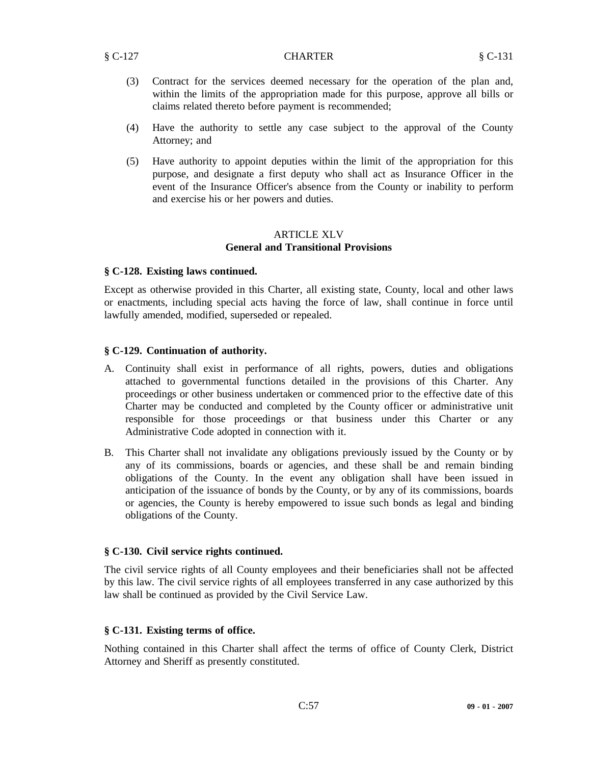(3) Contract for the services deemed necessary for the operation of the plan and, within the limits of the appropriation made for this purpose, approve all bills or claims related thereto before payment is recommended;

(4) Have the authority to settle any case subject to the approval of the County Attorney; and

(5) Have authority to appoint deputies within the limit of the appropriation for this purpose, and designate a first deputy who shall act as Insurance Officer in the event of the Insurance Officer's absence from the County or inability to perform and exercise his or her powers and duties.

## ARTICLE XLV
## General and Transitional Provisions

### § C-128. Existing laws continued.

Except as otherwise provided in this Charter, all existing state, County, local and other laws or enactments, including special acts having the force of law, shall continue in force until lawfully amended, modified, superseded or repealed.

### § C-129. Continuation of authority.

A. Continuity shall exist in performance of all rights, powers, duties and obligations attached to governmental functions detailed in the provisions of this Charter. Any proceedings or other business undertaken or commenced prior to the effective date of this Charter may be conducted and completed by the County officer or administrative unit responsible for those proceedings or that business under this Charter or any Administrative Code adopted in connection with it.

B. This Charter shall not invalidate any obligations previously issued by the County or by any of its commissions, boards or agencies, and these shall be and remain binding obligations of the County. In the event any obligation shall have been issued in anticipation of the issuance of bonds by the County, or by any of its commissions, boards or agencies, the County is hereby empowered to issue such bonds as legal and binding obligations of the County.

### § C-130. Civil service rights continued.

The civil service rights of all County employees and their beneficiaries shall not be affected by this law. The civil service rights of all employees transferred in any case authorized by this law shall be continued as provided by the Civil Service Law.

### § C-131. Existing terms of office.

Nothing contained in this Charter shall affect the terms of office of County Clerk, District Attorney and Sheriff as presently constituted.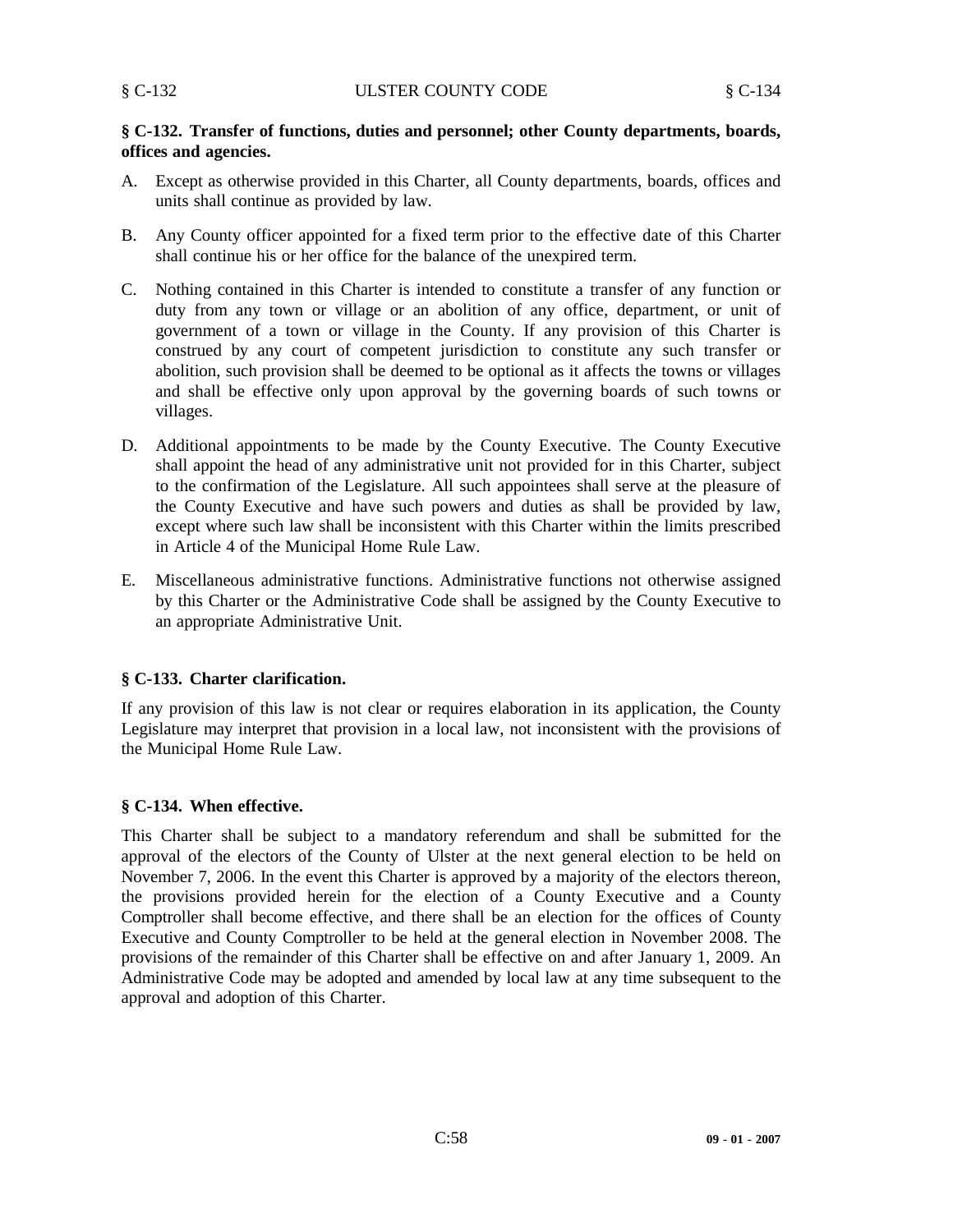**§ C-132. Transfer of functions, duties and personnel; other County departments, boards, offices and agencies.**

A. Except as otherwise provided in this Charter, all County departments, boards, offices and units shall continue as provided by law.

B. Any County officer appointed for a fixed term prior to the effective date of this Charter shall continue his or her office for the balance of the unexpired term.

C. Nothing contained in this Charter is intended to constitute a transfer of any function or duty from any town or village or an abolition of any office, department, or unit of government of a town or village in the County. If any provision of this Charter is construed by any court of competent jurisdiction to constitute any such transfer or abolition, such provision shall be deemed to be optional as it affects the towns or villages and shall be effective only upon approval by the governing boards of such towns or villages.

D. Additional appointments to be made by the County Executive. The County Executive shall appoint the head of any administrative unit not provided for in this Charter, subject to the confirmation of the Legislature. All such appointees shall serve at the pleasure of the County Executive and have such powers and duties as shall be provided by law, except where such law shall be inconsistent with this Charter within the limits prescribed in Article 4 of the Municipal Home Rule Law.

E. Miscellaneous administrative functions. Administrative functions not otherwise assigned by this Charter or the Administrative Code shall be assigned by the County Executive to an appropriate Administrative Unit.

**§ C-133. Charter clarification.**

If any provision of this law is not clear or requires elaboration in its application, the County Legislature may interpret that provision in a local law, not inconsistent with the provisions of the Municipal Home Rule Law.

**§ C-134. When effective.**

This Charter shall be subject to a mandatory referendum and shall be submitted for the approval of the electors of the County of Ulster at the next general election to be held on November 7, 2006. In the event this Charter is approved by a majority of the electors thereon, the provisions provided herein for the election of a County Executive and a County Comptroller shall become effective, and there shall be an election for the offices of County Executive and County Comptroller to be held at the general election in November 2008. The provisions of the remainder of this Charter shall be effective on and after January 1, 2009. An Administrative Code may be adopted and amended by local law at any time subsequent to the approval and adoption of this Charter.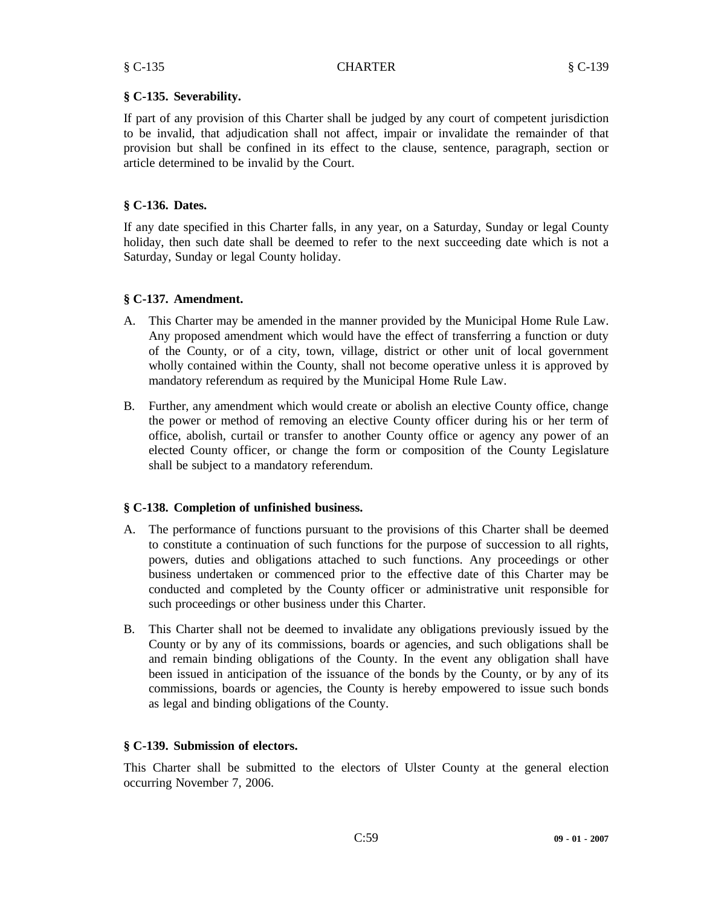### § C-135. Severability.

If part of any provision of this Charter shall be judged by any court of competent jurisdiction to be invalid, that adjudication shall not affect, impair or invalidate the remainder of that provision but shall be confined in its effect to the clause, sentence, paragraph, section or article determined to be invalid by the Court.

### § C-136. Dates.

If any date specified in this Charter falls, in any year, on a Saturday, Sunday or legal County holiday, then such date shall be deemed to refer to the next succeeding date which is not a Saturday, Sunday or legal County holiday.

### § C-137. Amendment.

A. This Charter may be amended in the manner provided by the Municipal Home Rule Law. Any proposed amendment which would have the effect of transferring a function or duty of the County, or of a city, town, village, district or other unit of local government wholly contained within the County, shall not become operative unless it is approved by mandatory referendum as required by the Municipal Home Rule Law.

B. Further, any amendment which would create or abolish an elective County office, change the power or method of removing an elective County officer during his or her term of office, abolish, curtail or transfer to another County office or agency any power of an elected County officer, or change the form or composition of the County Legislature shall be subject to a mandatory referendum.

### § C-138. Completion of unfinished business.

A. The performance of functions pursuant to the provisions of this Charter shall be deemed to constitute a continuation of such functions for the purpose of succession to all rights, powers, duties and obligations attached to such functions. Any proceedings or other business undertaken or commenced prior to the effective date of this Charter may be conducted and completed by the County officer or administrative unit responsible for such proceedings or other business under this Charter.

B. This Charter shall not be deemed to invalidate any obligations previously issued by the County or by any of its commissions, boards or agencies, and such obligations shall be and remain binding obligations of the County. In the event any obligation shall have been issued in anticipation of the issuance of the bonds by the County, or by any of its commissions, boards or agencies, the County is hereby empowered to issue such bonds as legal and binding obligations of the County.

### § C-139. Submission of electors.

This Charter shall be submitted to the electors of Ulster County at the general election occurring November 7, 2006.